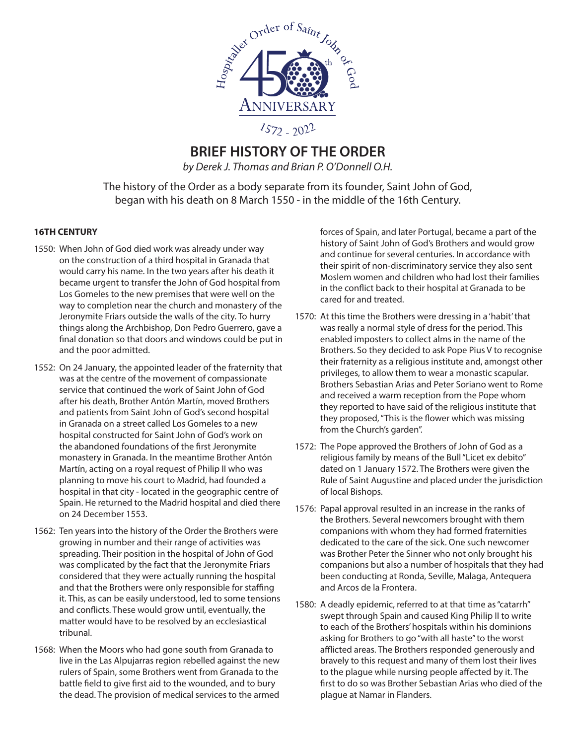Hospitaller Order of Saint John of God

450th ANNIVERSARY

1572 - 2022

# BRIEF HISTORY OF THE ORDER

*by Derek J. Thomas and Brian P. O'Donnell O.H.*

The history of the Order as a body separate from its founder, Saint John of God, began with his death on 8 March 1550 - in the middle of the 16th Century.

## 16TH CENTURY

1550: When John of God died work was already under way on the construction of a third hospital in Granada that would carry his name. In the two years after his death it became urgent to transfer the John of God hospital from Los Gomeles to the new premises that were well on the way to completion near the church and monastery of the Jeronymite Friars outside the walls of the city. To hurry things along the Archbishop, Don Pedro Guerrero, gave a final donation so that doors and windows could be put in and the poor admitted.

1552: On 24 January, the appointed leader of the fraternity that was at the centre of the movement of compassionate service that continued the work of Saint John of God after his death, Brother Antón Martín, moved Brothers and patients from Saint John of God's second hospital in Granada on a street called Los Gomeles to a new hospital constructed for Saint John of God's work on the abandoned foundations of the first Jeronymite monastery in Granada. In the meantime Brother Antón Martín, acting on a royal request of Philip II who was planning to move his court to Madrid, had founded a hospital in that city - located in the geographic centre of Spain. He returned to the Madrid hospital and died there on 24 December 1553.

1562: Ten years into the history of the Order the Brothers were growing in number and their range of activities was spreading. Their position in the hospital of John of God was complicated by the fact that the Jeronymite Friars considered that they were actually running the hospital and that the Brothers were only responsible for staffing it. This, as can be easily understood, led to some tensions and conflicts. These would grow until, eventually, the matter would have to be resolved by an ecclesiastical tribunal.

1568: When the Moors who had gone south from Granada to live in the Las Alpujarras region rebelled against the new rulers of Spain, some Brothers went from Granada to the battle field to give first aid to the wounded, and to bury the dead. The provision of medical services to the armed forces of Spain, and later Portugal, became a part of the history of Saint John of God's Brothers and would grow and continue for several centuries. In accordance with their spirit of non-discriminatory service they also sent Moslem women and children who had lost their families in the conflict back to their hospital at Granada to be cared for and treated.

1570: At this time the Brothers were dressing in a 'habit' that was really a normal style of dress for the period. This enabled imposters to collect alms in the name of the Brothers. So they decided to ask Pope Pius V to recognise their fraternity as a religious institute and, amongst other privileges, to allow them to wear a monastic scapular. Brothers Sebastian Arias and Peter Soriano went to Rome and received a warm reception from the Pope whom they reported to have said of the religious institute that they proposed, "This is the flower which was missing from the Church's garden".

1572: The Pope approved the Brothers of John of God as a religious family by means of the Bull "Licet ex debito" dated on 1 January 1572. The Brothers were given the Rule of Saint Augustine and placed under the jurisdiction of local Bishops.

1576: Papal approval resulted in an increase in the ranks of the Brothers. Several newcomers brought with them companions with whom they had formed fraternities dedicated to the care of the sick. One such newcomer was Brother Peter the Sinner who not only brought his companions but also a number of hospitals that they had been conducting at Ronda, Seville, Malaga, Antequera and Arcos de la Frontera.

1580: A deadly epidemic, referred to at that time as "catarrh" swept through Spain and caused King Philip II to write to each of the Brothers' hospitals within his dominions asking for Brothers to go "with all haste" to the worst afflicted areas. The Brothers responded generously and bravely to this request and many of them lost their lives to the plague while nursing people affected by it. The first to do so was Brother Sebastian Arias who died of the plague at Namar in Flanders.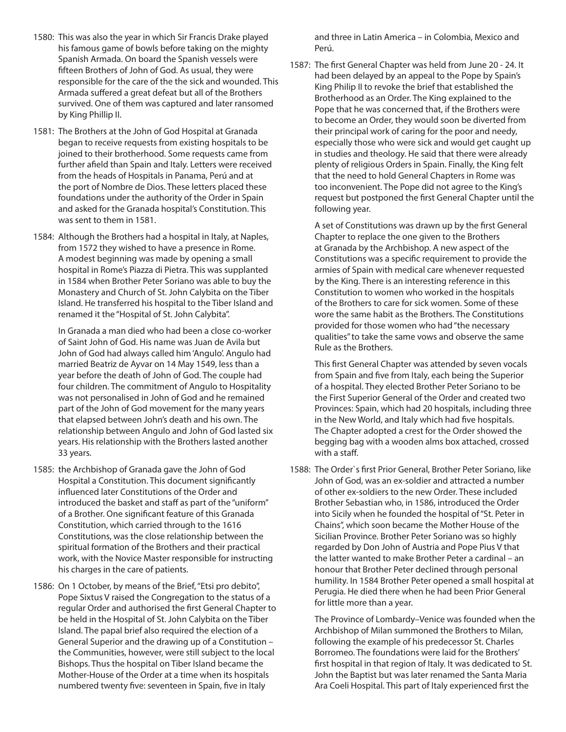1580: This was also the year in which Sir Francis Drake played his famous game of bowls before taking on the mighty Spanish Armada. On board the Spanish vessels were fifteen Brothers of John of God. As usual, they were responsible for the care of the the sick and wounded. This Armada suffered a great defeat but all of the Brothers survived. One of them was captured and later ransomed by King Phillip II.

1581: The Brothers at the John of God Hospital at Granada began to receive requests from existing hospitals to be joined to their brotherhood. Some requests came from further afield than Spain and Italy. Letters were received from the heads of Hospitals in Panama, Perú and at the port of Nombre de Dios. These letters placed these foundations under the authority of the Order in Spain and asked for the Granada hospital's Constitution. This was sent to them in 1581.

1584: Although the Brothers had a hospital in Italy, at Naples, from 1572 they wished to have a presence in Rome. A modest beginning was made by opening a small hospital in Rome's Piazza di Pietra. This was supplanted in 1584 when Brother Peter Soriano was able to buy the Monastery and Church of St. John Calybita on the Tiber Island. He transferred his hospital to the Tiber Island and renamed it the "Hospital of St. John Calybita".

In Granada a man died who had been a close co-worker of Saint John of God. His name was Juan de Avila but John of God had always called him 'Angulo'. Angulo had married Beatriz de Ayvar on 14 May 1549, less than a year before the death of John of God. The couple had four children. The commitment of Angulo to Hospitality was not personalised in John of God and he remained part of the John of God movement for the many years that elapsed between John's death and his own. The relationship between Angulo and John of God lasted six years. His relationship with the Brothers lasted another 33 years.

1585: the Archbishop of Granada gave the John of God Hospital a Constitution. This document significantly influenced later Constitutions of the Order and introduced the basket and staff as part of the "uniform" of a Brother. One significant feature of this Granada Constitution, which carried through to the 1616 Constitutions, was the close relationship between the spiritual formation of the Brothers and their practical work, with the Novice Master responsible for instructing his charges in the care of patients.

1586: On 1 October, by means of the Brief, "Etsi pro debito", Pope Sixtus V raised the Congregation to the status of a regular Order and authorised the first General Chapter to be held in the Hospital of St. John Calybita on the Tiber Island. The papal brief also required the election of a General Superior and the drawing up of a Constitution – the Communities, however, were still subject to the local Bishops. Thus the hospital on Tiber Island became the Mother-House of the Order at a time when its hospitals numbered twenty five: seventeen in Spain, five in Italy and three in Latin America – in Colombia, Mexico and Perú.

1587: The first General Chapter was held from June 20 - 24. It had been delayed by an appeal to the Pope by Spain's King Philip II to revoke the brief that established the Brotherhood as an Order. The King explained to the Pope that he was concerned that, if the Brothers were to become an Order, they would soon be diverted from their principal work of caring for the poor and needy, especially those who were sick and would get caught up in studies and theology. He said that there were already plenty of religious Orders in Spain. Finally, the King felt that the need to hold General Chapters in Rome was too inconvenient. The Pope did not agree to the King's request but postponed the first General Chapter until the following year.

A set of Constitutions was drawn up by the first General Chapter to replace the one given to the Brothers at Granada by the Archbishop. A new aspect of the Constitutions was a specific requirement to provide the armies of Spain with medical care whenever requested by the King. There is an interesting reference in this Constitution to women who worked in the hospitals of the Brothers to care for sick women. Some of these wore the same habit as the Brothers. The Constitutions provided for those women who had "the necessary qualities" to take the same vows and observe the same Rule as the Brothers.

This first General Chapter was attended by seven vocals from Spain and five from Italy, each being the Superior of a hospital. They elected Brother Peter Soriano to be the First Superior General of the Order and created two Provinces: Spain, which had 20 hospitals, including three in the New World, and Italy which had five hospitals. The Chapter adopted a crest for the Order showed the begging bag with a wooden alms box attached, crossed with a staff.

1588: The Order`s first Prior General, Brother Peter Soriano, like John of God, was an ex-soldier and attracted a number of other ex-soldiers to the new Order. These included Brother Sebastian who, in 1586, introduced the Order into Sicily when he founded the hospital of "St. Peter in Chains", which soon became the Mother House of the Sicilian Province. Brother Peter Soriano was so highly regarded by Don John of Austria and Pope Pius V that the latter wanted to make Brother Peter a cardinal – an honour that Brother Peter declined through personal humility. In 1584 Brother Peter opened a small hospital at Perugia. He died there when he had been Prior General for little more than a year.

The Province of Lombardy–Venice was founded when the Archbishop of Milan summoned the Brothers to Milan, following the example of his predecessor St. Charles Borromeo. The foundations were laid for the Brothers' first hospital in that region of Italy. It was dedicated to St. John the Baptist but was later renamed the Santa Maria Ara Coeli Hospital. This part of Italy experienced first the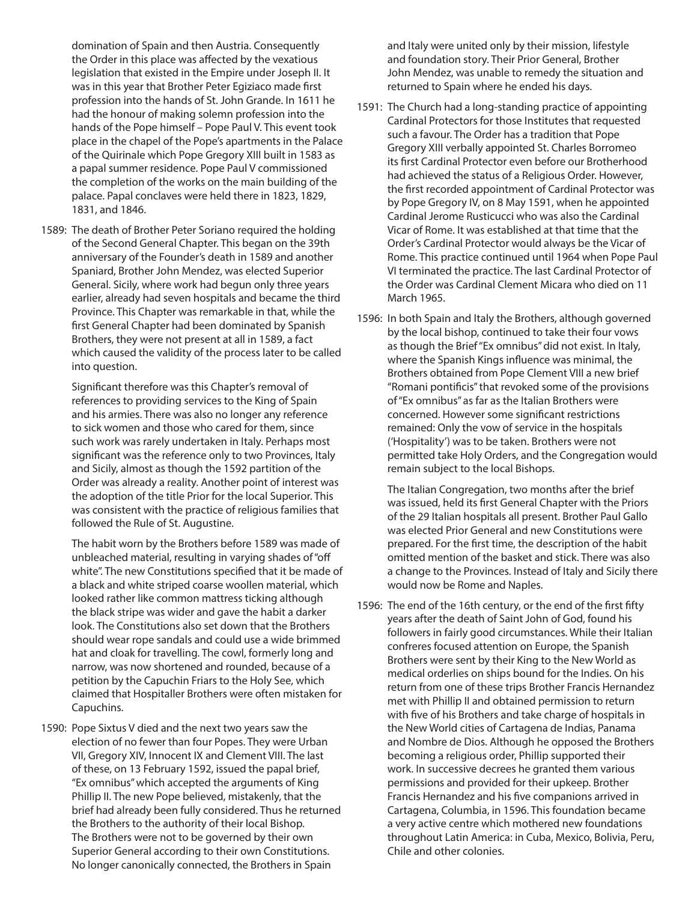domination of Spain and then Austria. Consequently the Order in this place was affected by the vexatious legislation that existed in the Empire under Joseph II. It was in this year that Brother Peter Egiziaco made first profession into the hands of St. John Grande. In 1611 he had the honour of making solemn profession into the hands of the Pope himself – Pope Paul V. This event took place in the chapel of the Pope's apartments in the Palace of the Quirinale which Pope Gregory XIII built in 1583 as a papal summer residence. Pope Paul V commissioned the completion of the works on the main building of the palace. Papal conclaves were held there in 1823, 1829, 1831, and 1846.

1589: The death of Brother Peter Soriano required the holding of the Second General Chapter. This began on the 39th anniversary of the Founder's death in 1589 and another Spaniard, Brother John Mendez, was elected Superior General. Sicily, where work had begun only three years earlier, already had seven hospitals and became the third Province. This Chapter was remarkable in that, while the first General Chapter had been dominated by Spanish Brothers, they were not present at all in 1589, a fact which caused the validity of the process later to be called into question.

Significant therefore was this Chapter's removal of references to providing services to the King of Spain and his armies. There was also no longer any reference to sick women and those who cared for them, since such work was rarely undertaken in Italy. Perhaps most significant was the reference only to two Provinces, Italy and Sicily, almost as though the 1592 partition of the Order was already a reality. Another point of interest was the adoption of the title Prior for the local Superior. This was consistent with the practice of religious families that followed the Rule of St. Augustine.

The habit worn by the Brothers before 1589 was made of unbleached material, resulting in varying shades of "off white". The new Constitutions specified that it be made of a black and white striped coarse woollen material, which looked rather like common mattress ticking although the black stripe was wider and gave the habit a darker look. The Constitutions also set down that the Brothers should wear rope sandals and could use a wide brimmed hat and cloak for travelling. The cowl, formerly long and narrow, was now shortened and rounded, because of a petition by the Capuchin Friars to the Holy See, which claimed that Hospitaller Brothers were often mistaken for Capuchins.

1590: Pope Sixtus V died and the next two years saw the election of no fewer than four Popes. They were Urban VII, Gregory XIV, Innocent IX and Clement VIII. The last of these, on 13 February 1592, issued the papal brief, "Ex omnibus" which accepted the arguments of King Phillip II. The new Pope believed, mistakenly, that the brief had already been fully considered. Thus he returned the Brothers to the authority of their local Bishop. The Brothers were not to be governed by their own Superior General according to their own Constitutions. No longer canonically connected, the Brothers in Spain and Italy were united only by their mission, lifestyle and foundation story. Their Prior General, Brother John Mendez, was unable to remedy the situation and returned to Spain where he ended his days.

1591: The Church had a long-standing practice of appointing Cardinal Protectors for those Institutes that requested such a favour. The Order has a tradition that Pope Gregory XIII verbally appointed St. Charles Borromeo its first Cardinal Protector even before our Brotherhood had achieved the status of a Religious Order. However, the first recorded appointment of Cardinal Protector was by Pope Gregory IV, on 8 May 1591, when he appointed Cardinal Jerome Rusticucci who was also the Cardinal Vicar of Rome. It was established at that time that the Order's Cardinal Protector would always be the Vicar of Rome. This practice continued until 1964 when Pope Paul VI terminated the practice. The last Cardinal Protector of the Order was Cardinal Clement Micara who died on 11 March 1965.

1596: In both Spain and Italy the Brothers, although governed by the local bishop, continued to take their four vows as though the Brief "Ex omnibus" did not exist. In Italy, where the Spanish Kings influence was minimal, the Brothers obtained from Pope Clement VIII a new brief "Romani pontificis" that revoked some of the provisions of "Ex omnibus" as far as the Italian Brothers were concerned. However some significant restrictions remained: Only the vow of service in the hospitals ('Hospitality') was to be taken. Brothers were not permitted take Holy Orders, and the Congregation would remain subject to the local Bishops.

The Italian Congregation, two months after the brief was issued, held its first General Chapter with the Priors of the 29 Italian hospitals all present. Brother Paul Gallo was elected Prior General and new Constitutions were prepared. For the first time, the description of the habit omitted mention of the basket and stick. There was also a change to the Provinces. Instead of Italy and Sicily there would now be Rome and Naples.

1596: The end of the 16th century, or the end of the first fifty years after the death of Saint John of God, found his followers in fairly good circumstances. While their Italian confreres focused attention on Europe, the Spanish Brothers were sent by their King to the New World as medical orderlies on ships bound for the Indies. On his return from one of these trips Brother Francis Hernandez met with Phillip II and obtained permission to return with five of his Brothers and take charge of hospitals in the New World cities of Cartagena de Indias, Panama and Nombre de Dios. Although he opposed the Brothers becoming a religious order, Phillip supported their work. In successive decrees he granted them various permissions and provided for their upkeep. Brother Francis Hernandez and his five companions arrived in Cartagena, Columbia, in 1596. This foundation became a very active centre which mothered new foundations throughout Latin America: in Cuba, Mexico, Bolivia, Peru, Chile and other colonies.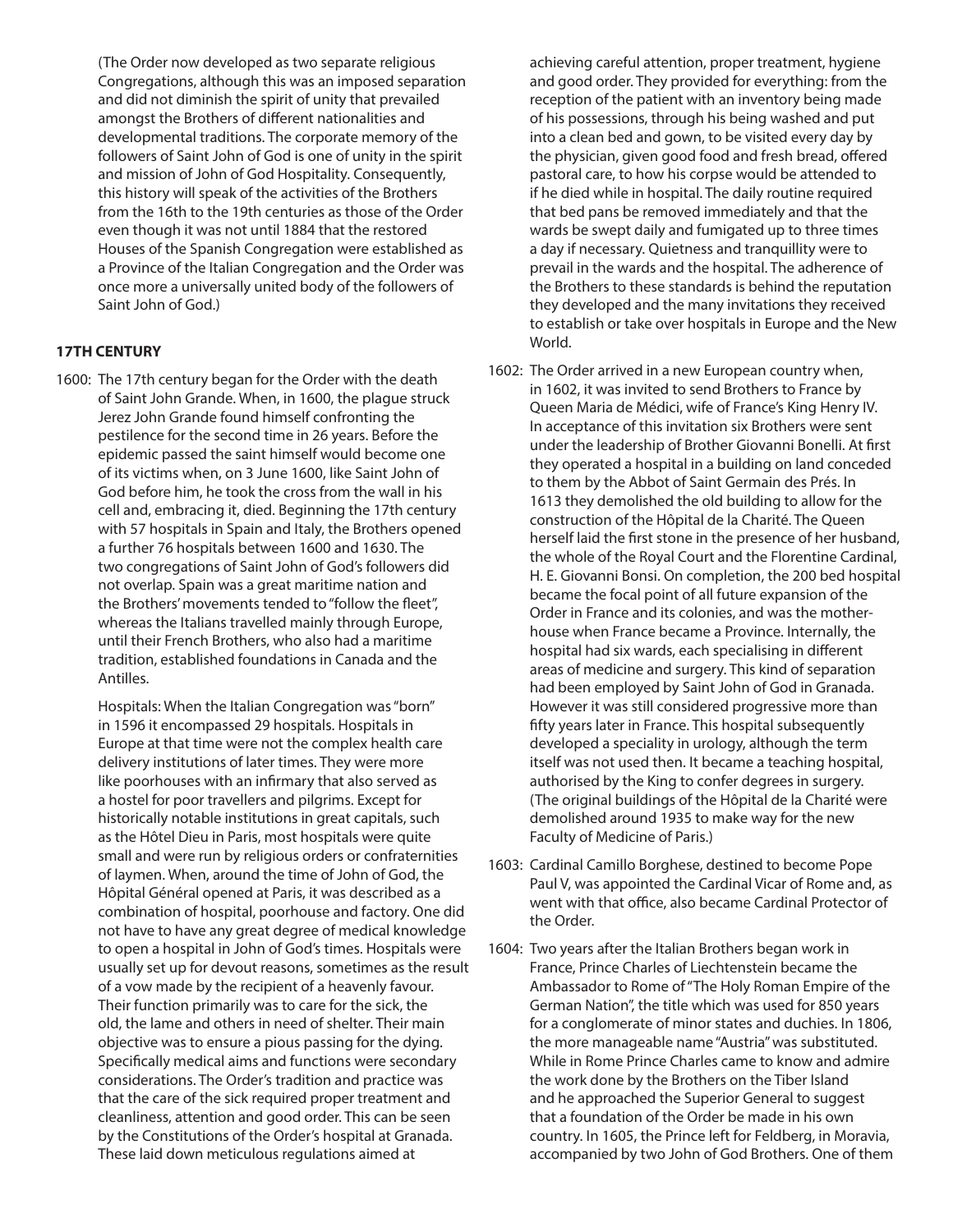(The Order now developed as two separate religious Congregations, although this was an imposed separation and did not diminish the spirit of unity that prevailed amongst the Brothers of different nationalities and developmental traditions. The corporate memory of the followers of Saint John of God is one of unity in the spirit and mission of John of God Hospitality. Consequently, this history will speak of the activities of the Brothers from the 16th to the 19th centuries as those of the Order even though it was not until 1884 that the restored Houses of the Spanish Congregation were established as a Province of the Italian Congregation and the Order was once more a universally united body of the followers of Saint John of God.)

## 17TH CENTURY

1600: The 17th century began for the Order with the death of Saint John Grande. When, in 1600, the plague struck Jerez John Grande found himself confronting the pestilence for the second time in 26 years. Before the epidemic passed the saint himself would become one of its victims when, on 3 June 1600, like Saint John of God before him, he took the cross from the wall in his cell and, embracing it, died. Beginning the 17th century with 57 hospitals in Spain and Italy, the Brothers opened a further 76 hospitals between 1600 and 1630. The two congregations of Saint John of God's followers did not overlap. Spain was a great maritime nation and the Brothers' movements tended to "follow the fleet", whereas the Italians travelled mainly through Europe, until their French Brothers, who also had a maritime tradition, established foundations in Canada and the Antilles.

Hospitals: When the Italian Congregation was "born" in 1596 it encompassed 29 hospitals. Hospitals in Europe at that time were not the complex health care delivery institutions of later times. They were more like poorhouses with an infirmary that also served as a hostel for poor travellers and pilgrims. Except for historically notable institutions in great capitals, such as the Hôtel Dieu in Paris, most hospitals were quite small and were run by religious orders or confraternities of laymen. When, around the time of John of God, the Hôpital Général opened at Paris, it was described as a combination of hospital, poorhouse and factory. One did not have to have any great degree of medical knowledge to open a hospital in John of God's times. Hospitals were usually set up for devout reasons, sometimes as the result of a vow made by the recipient of a heavenly favour. Their function primarily was to care for the sick, the old, the lame and others in need of shelter. Their main objective was to ensure a pious passing for the dying. Specifically medical aims and functions were secondary considerations. The Order's tradition and practice was that the care of the sick required proper treatment and cleanliness, attention and good order. This can be seen by the Constitutions of the Order's hospital at Granada. These laid down meticulous regulations aimed at achieving careful attention, proper treatment, hygiene and good order. They provided for everything: from the reception of the patient with an inventory being made of his possessions, through his being washed and put into a clean bed and gown, to be visited every day by the physician, given good food and fresh bread, offered pastoral care, to how his corpse would be attended to if he died while in hospital. The daily routine required that bed pans be removed immediately and that the wards be swept daily and fumigated up to three times a day if necessary. Quietness and tranquillity were to prevail in the wards and the hospital. The adherence of the Brothers to these standards is behind the reputation they developed and the many invitations they received to establish or take over hospitals in Europe and the New World.

1602: The Order arrived in a new European country when, in 1602, it was invited to send Brothers to France by Queen Maria de Médici, wife of France's King Henry IV. In acceptance of this invitation six Brothers were sent under the leadership of Brother Giovanni Bonelli. At first they operated a hospital in a building on land conceded to them by the Abbot of Saint Germain des Prés. In 1613 they demolished the old building to allow for the construction of the Hôpital de la Charité. The Queen herself laid the first stone in the presence of her husband, the whole of the Royal Court and the Florentine Cardinal, H. E. Giovanni Bonsi. On completion, the 200 bed hospital became the focal point of all future expansion of the Order in France and its colonies, and was the mother-house when France became a Province. Internally, the hospital had six wards, each specialising in different areas of medicine and surgery. This kind of separation had been employed by Saint John of God in Granada. However it was still considered progressive more than fifty years later in France. This hospital subsequently developed a speciality in urology, although the term itself was not used then. It became a teaching hospital, authorised by the King to confer degrees in surgery. (The original buildings of the Hôpital de la Charité were demolished around 1935 to make way for the new Faculty of Medicine of Paris.)

1603: Cardinal Camillo Borghese, destined to become Pope Paul V, was appointed the Cardinal Vicar of Rome and, as went with that office, also became Cardinal Protector of the Order.

1604: Two years after the Italian Brothers began work in France, Prince Charles of Liechtenstein became the Ambassador to Rome of "The Holy Roman Empire of the German Nation", the title which was used for 850 years for a conglomerate of minor states and duchies. In 1806, the more manageable name "Austria" was substituted. While in Rome Prince Charles came to know and admire the work done by the Brothers on the Tiber Island and he approached the Superior General to suggest that a foundation of the Order be made in his own country. In 1605, the Prince left for Feldberg, in Moravia, accompanied by two John of God Brothers. One of them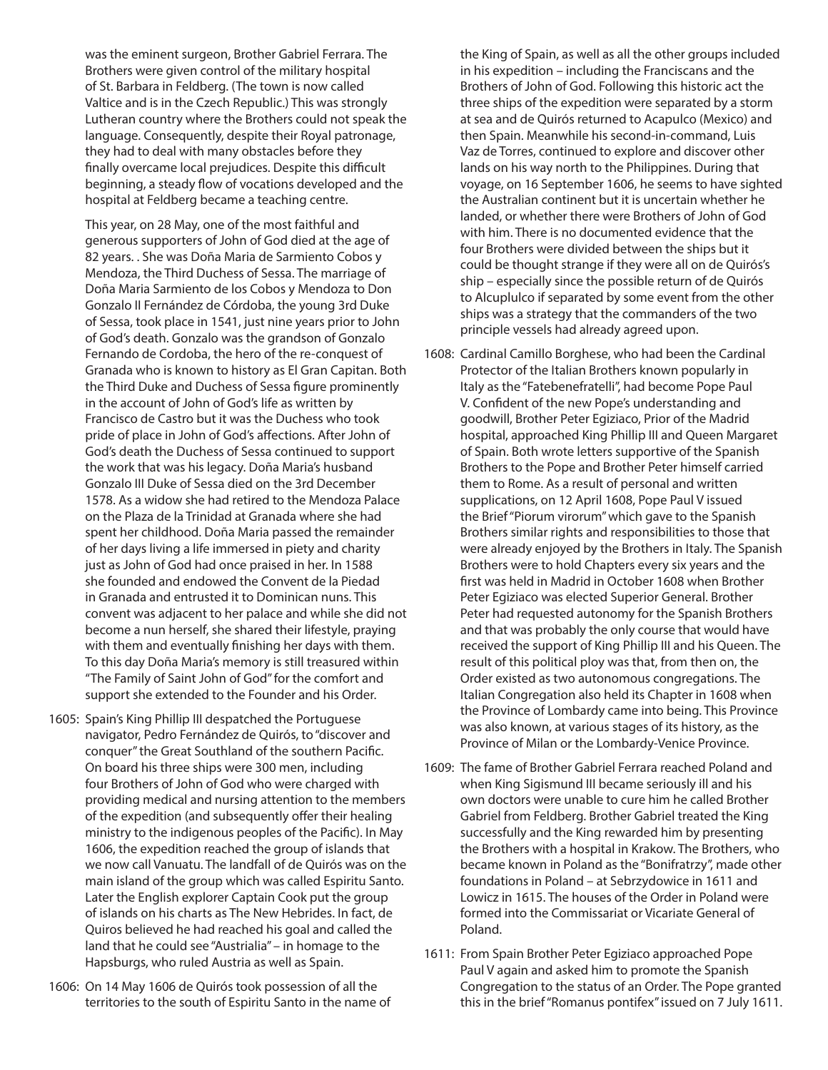was the eminent surgeon, Brother Gabriel Ferrara. The Brothers were given control of the military hospital of St. Barbara in Feldberg. (The town is now called Valtice and is in the Czech Republic.) This was strongly Lutheran country where the Brothers could not speak the language. Consequently, despite their Royal patronage, they had to deal with many obstacles before they finally overcame local prejudices. Despite this difficult beginning, a steady flow of vocations developed and the hospital at Feldberg became a teaching centre.

This year, on 28 May, one of the most faithful and generous supporters of John of God died at the age of 82 years. . She was Doña Maria de Sarmiento Cobos y Mendoza, the Third Duchess of Sessa. The marriage of Doña Maria Sarmiento de los Cobos y Mendoza to Don Gonzalo II Fernández de Córdoba, the young 3rd Duke of Sessa, took place in 1541, just nine years prior to John of God's death. Gonzalo was the grandson of Gonzalo Fernando de Cordoba, the hero of the re-conquest of Granada who is known to history as El Gran Capitan. Both the Third Duke and Duchess of Sessa figure prominently in the account of John of God's life as written by Francisco de Castro but it was the Duchess who took pride of place in John of God's affections. After John of God's death the Duchess of Sessa continued to support the work that was his legacy. Doña Maria's husband Gonzalo III Duke of Sessa died on the 3rd December 1578. As a widow she had retired to the Mendoza Palace on the Plaza de la Trinidad at Granada where she had spent her childhood. Doña Maria passed the remainder of her days living a life immersed in piety and charity just as John of God had once praised in her. In 1588 she founded and endowed the Convent de la Piedad in Granada and entrusted it to Dominican nuns. This convent was adjacent to her palace and while she did not become a nun herself, she shared their lifestyle, praying with them and eventually finishing her days with them. To this day Doña Maria's memory is still treasured within "The Family of Saint John of God" for the comfort and support she extended to the Founder and his Order.

1605: Spain's King Phillip III despatched the Portuguese navigator, Pedro Fernández de Quirós, to "discover and conquer" the Great Southland of the southern Pacific. On board his three ships were 300 men, including four Brothers of John of God who were charged with providing medical and nursing attention to the members of the expedition (and subsequently offer their healing ministry to the indigenous peoples of the Pacific). In May 1606, the expedition reached the group of islands that we now call Vanuatu. The landfall of de Quirós was on the main island of the group which was called Espiritu Santo. Later the English explorer Captain Cook put the group of islands on his charts as The New Hebrides. In fact, de Quiros believed he had reached his goal and called the land that he could see "Austrialia" – in homage to the Hapsburgs, who ruled Austria as well as Spain.

1606: On 14 May 1606 de Quirós took possession of all the territories to the south of Espiritu Santo in the name of the King of Spain, as well as all the other groups included in his expedition – including the Franciscans and the Brothers of John of God. Following this historic act the three ships of the expedition were separated by a storm at sea and de Quirós returned to Acapulco (Mexico) and then Spain. Meanwhile his second-in-command, Luis Vaz de Torres, continued to explore and discover other lands on his way north to the Philippines. During that voyage, on 16 September 1606, he seems to have sighted the Australian continent but it is uncertain whether he landed, or whether there were Brothers of John of God with him. There is no documented evidence that the four Brothers were divided between the ships but it could be thought strange if they were all on de Quirós's ship – especially since the possible return of de Quirós to Alcuplulco if separated by some event from the other ships was a strategy that the commanders of the two principle vessels had already agreed upon.

1608: Cardinal Camillo Borghese, who had been the Cardinal Protector of the Italian Brothers known popularly in Italy as the "Fatebenefratelli", had become Pope Paul V. Confident of the new Pope's understanding and goodwill, Brother Peter Egiziaco, Prior of the Madrid hospital, approached King Phillip III and Queen Margaret of Spain. Both wrote letters supportive of the Spanish Brothers to the Pope and Brother Peter himself carried them to Rome. As a result of personal and written supplications, on 12 April 1608, Pope Paul V issued the Brief "Piorum virorum" which gave to the Spanish Brothers similar rights and responsibilities to those that were already enjoyed by the Brothers in Italy. The Spanish Brothers were to hold Chapters every six years and the first was held in Madrid in October 1608 when Brother Peter Egiziaco was elected Superior General. Brother Peter had requested autonomy for the Spanish Brothers and that was probably the only course that would have received the support of King Phillip III and his Queen. The result of this political ploy was that, from then on, the Order existed as two autonomous congregations. The Italian Congregation also held its Chapter in 1608 when the Province of Lombardy came into being. This Province was also known, at various stages of its history, as the Province of Milan or the Lombardy-Venice Province.

1609: The fame of Brother Gabriel Ferrara reached Poland and when King Sigismund III became seriously ill and his own doctors were unable to cure him he called Brother Gabriel from Feldberg. Brother Gabriel treated the King successfully and the King rewarded him by presenting the Brothers with a hospital in Krakow. The Brothers, who became known in Poland as the "Bonifratrzy", made other foundations in Poland – at Sebrzydowice in 1611 and Lowicz in 1615. The houses of the Order in Poland were formed into the Commissariat or Vicariate General of Poland.

1611: From Spain Brother Peter Egiziaco approached Pope Paul V again and asked him to promote the Spanish Congregation to the status of an Order. The Pope granted this in the brief "Romanus pontifex" issued on 7 July 1611.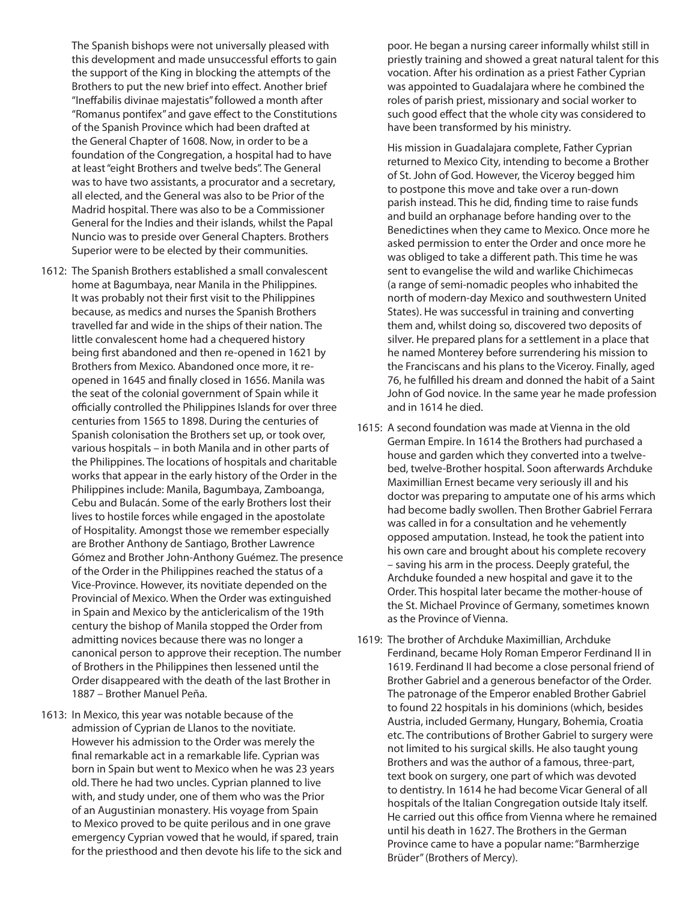The Spanish bishops were not universally pleased with this development and made unsuccessful efforts to gain the support of the King in blocking the attempts of the Brothers to put the new brief into effect. Another brief "Ineffabilis divinae majestatis" followed a month after "Romanus pontifex" and gave effect to the Constitutions of the Spanish Province which had been drafted at the General Chapter of 1608. Now, in order to be a foundation of the Congregation, a hospital had to have at least "eight Brothers and twelve beds". The General was to have two assistants, a procurator and a secretary, all elected, and the General was also to be Prior of the Madrid hospital. There was also to be a Commissioner General for the Indies and their islands, whilst the Papal Nuncio was to preside over General Chapters. Brothers Superior were to be elected by their communities.

1612: The Spanish Brothers established a small convalescent home at Bagumbaya, near Manila in the Philippines. It was probably not their first visit to the Philippines because, as medics and nurses the Spanish Brothers travelled far and wide in the ships of their nation. The little convalescent home had a chequered history being first abandoned and then re-opened in 1621 by Brothers from Mexico. Abandoned once more, it re-opened in 1645 and finally closed in 1656. Manila was the seat of the colonial government of Spain while it officially controlled the Philippines Islands for over three centuries from 1565 to 1898. During the centuries of Spanish colonisation the Brothers set up, or took over, various hospitals – in both Manila and in other parts of the Philippines. The locations of hospitals and charitable works that appear in the early history of the Order in the Philippines include: Manila, Bagumbaya, Zamboanga, Cebu and Bulacán. Some of the early Brothers lost their lives to hostile forces while engaged in the apostolate of Hospitality. Amongst those we remember especially are Brother Anthony de Santiago, Brother Lawrence Gómez and Brother John-Anthony Guémez. The presence of the Order in the Philippines reached the status of a Vice-Province. However, its novitiate depended on the Provincial of Mexico. When the Order was extinguished in Spain and Mexico by the anticlericalism of the 19th century the bishop of Manila stopped the Order from admitting novices because there was no longer a canonical person to approve their reception. The number of Brothers in the Philippines then lessened until the Order disappeared with the death of the last Brother in 1887 – Brother Manuel Peña.

1613: In Mexico, this year was notable because of the admission of Cyprian de Llanos to the novitiate. However his admission to the Order was merely the final remarkable act in a remarkable life. Cyprian was born in Spain but went to Mexico when he was 23 years old. There he had two uncles. Cyprian planned to live with, and study under, one of them who was the Prior of an Augustinian monastery. His voyage from Spain to Mexico proved to be quite perilous and in one grave emergency Cyprian vowed that he would, if spared, train for the priesthood and then devote his life to the sick and poor. He began a nursing career informally whilst still in priestly training and showed a great natural talent for this vocation. After his ordination as a priest Father Cyprian was appointed to Guadalajara where he combined the roles of parish priest, missionary and social worker to such good effect that the whole city was considered to have been transformed by his ministry.

His mission in Guadalajara complete, Father Cyprian returned to Mexico City, intending to become a Brother of St. John of God. However, the Viceroy begged him to postpone this move and take over a run-down parish instead. This he did, finding time to raise funds and build an orphanage before handing over to the Benedictines when they came to Mexico. Once more he asked permission to enter the Order and once more he was obliged to take a different path. This time he was sent to evangelise the wild and warlike Chichimecas (a range of semi-nomadic peoples who inhabited the north of modern-day Mexico and southwestern United States). He was successful in training and converting them and, whilst doing so, discovered two deposits of silver. He prepared plans for a settlement in a place that he named Monterey before surrendering his mission to the Franciscans and his plans to the Viceroy. Finally, aged 76, he fulfilled his dream and donned the habit of a Saint John of God novice. In the same year he made profession and in 1614 he died.

1615: A second foundation was made at Vienna in the old German Empire. In 1614 the Brothers had purchased a house and garden which they converted into a twelve-bed, twelve-Brother hospital. Soon afterwards Archduke Maximillian Ernest became very seriously ill and his doctor was preparing to amputate one of his arms which had become badly swollen. Then Brother Gabriel Ferrara was called in for a consultation and he vehemently opposed amputation. Instead, he took the patient into his own care and brought about his complete recovery – saving his arm in the process. Deeply grateful, the Archduke founded a new hospital and gave it to the Order. This hospital later became the mother-house of the St. Michael Province of Germany, sometimes known as the Province of Vienna.

1619: The brother of Archduke Maximillian, Archduke Ferdinand, became Holy Roman Emperor Ferdinand II in 1619. Ferdinand II had become a close personal friend of Brother Gabriel and a generous benefactor of the Order. The patronage of the Emperor enabled Brother Gabriel to found 22 hospitals in his dominions (which, besides Austria, included Germany, Hungary, Bohemia, Croatia etc. The contributions of Brother Gabriel to surgery were not limited to his surgical skills. He also taught young Brothers and was the author of a famous, three-part, text book on surgery, one part of which was devoted to dentistry. In 1614 he had become Vicar General of all hospitals of the Italian Congregation outside Italy itself. He carried out this office from Vienna where he remained until his death in 1627. The Brothers in the German Province came to have a popular name: "Barmherzige Brüder" (Brothers of Mercy).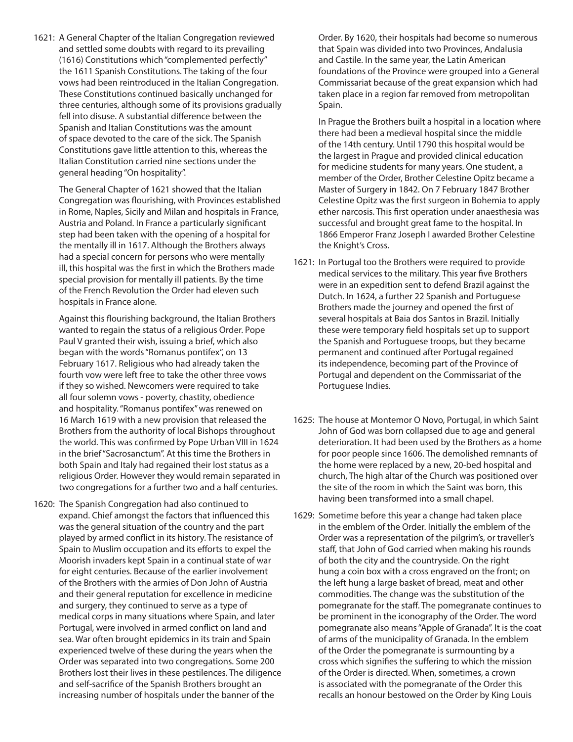1621: A General Chapter of the Italian Congregation reviewed and settled some doubts with regard to its prevailing (1616) Constitutions which "complemented perfectly" the 1611 Spanish Constitutions. The taking of the four vows had been reintroduced in the Italian Congregation. These Constitutions continued basically unchanged for three centuries, although some of its provisions gradually fell into disuse. A substantial difference between the Spanish and Italian Constitutions was the amount of space devoted to the care of the sick. The Spanish Constitutions gave little attention to this, whereas the Italian Constitution carried nine sections under the general heading "On hospitality".

The General Chapter of 1621 showed that the Italian Congregation was flourishing, with Provinces established in Rome, Naples, Sicily and Milan and hospitals in France, Austria and Poland. In France a particularly significant step had been taken with the opening of a hospital for the mentally ill in 1617. Although the Brothers always had a special concern for persons who were mentally ill, this hospital was the first in which the Brothers made special provision for mentally ill patients. By the time of the French Revolution the Order had eleven such hospitals in France alone.

Against this flourishing background, the Italian Brothers wanted to regain the status of a religious Order. Pope Paul V granted their wish, issuing a brief, which also began with the words "Romanus pontifex", on 13 February 1617. Religious who had already taken the fourth vow were left free to take the other three vows if they so wished. Newcomers were required to take all four solemn vows - poverty, chastity, obedience and hospitality. "Romanus pontifex" was renewed on 16 March 1619 with a new provision that released the Brothers from the authority of local Bishops throughout the world. This was confirmed by Pope Urban VIII in 1624 in the brief "Sacrosanctum". At this time the Brothers in both Spain and Italy had regained their lost status as a religious Order. However they would remain separated in two congregations for a further two and a half centuries.

1620: The Spanish Congregation had also continued to expand. Chief amongst the factors that influenced this was the general situation of the country and the part played by armed conflict in its history. The resistance of Spain to Muslim occupation and its efforts to expel the Moorish invaders kept Spain in a continual state of war for eight centuries. Because of the earlier involvement of the Brothers with the armies of Don John of Austria and their general reputation for excellence in medicine and surgery, they continued to serve as a type of medical corps in many situations where Spain, and later Portugal, were involved in armed conflict on land and sea. War often brought epidemics in its train and Spain experienced twelve of these during the years when the Order was separated into two congregations. Some 200 Brothers lost their lives in these pestilences. The diligence and self-sacrifice of the Spanish Brothers brought an increasing number of hospitals under the banner of the Order. By 1620, their hospitals had become so numerous that Spain was divided into two Provinces, Andalusia and Castile. In the same year, the Latin American foundations of the Province were grouped into a General Commissariat because of the great expansion which had taken place in a region far removed from metropolitan Spain.

In Prague the Brothers built a hospital in a location where there had been a medieval hospital since the middle of the 14th century. Until 1790 this hospital would be the largest in Prague and provided clinical education for medicine students for many years. One student, a member of the Order, Brother Celestine Opitz became a Master of Surgery in 1842. On 7 February 1847 Brother Celestine Opitz was the first surgeon in Bohemia to apply ether narcosis. This first operation under anaesthesia was successful and brought great fame to the hospital. In 1866 Emperor Franz Joseph I awarded Brother Celestine the Knight's Cross.

1621: In Portugal too the Brothers were required to provide medical services to the military. This year five Brothers were in an expedition sent to defend Brazil against the Dutch. In 1624, a further 22 Spanish and Portuguese Brothers made the journey and opened the first of several hospitals at Baia dos Santos in Brazil. Initially these were temporary field hospitals set up to support the Spanish and Portuguese troops, but they became permanent and continued after Portugal regained its independence, becoming part of the Province of Portugal and dependent on the Commissariat of the Portuguese Indies.

1625: The house at Montemor O Novo, Portugal, in which Saint John of God was born collapsed due to age and general deterioration. It had been used by the Brothers as a home for poor people since 1606. The demolished remnants of the home were replaced by a new, 20-bed hospital and church, The high altar of the Church was positioned over the site of the room in which the Saint was born, this having been transformed into a small chapel.

1629: Sometime before this year a change had taken place in the emblem of the Order. Initially the emblem of the Order was a representation of the pilgrim's, or traveller's staff, that John of God carried when making his rounds of both the city and the countryside. On the right hung a coin box with a cross engraved on the front; on the left hung a large basket of bread, meat and other commodities. The change was the substitution of the pomegranate for the staff. The pomegranate continues to be prominent in the iconography of the Order. The word pomegranate also means "Apple of Granada". It is the coat of arms of the municipality of Granada. In the emblem of the Order the pomegranate is surmounting by a cross which signifies the suffering to which the mission of the Order is directed. When, sometimes, a crown is associated with the pomegranate of the Order this recalls an honour bestowed on the Order by King Louis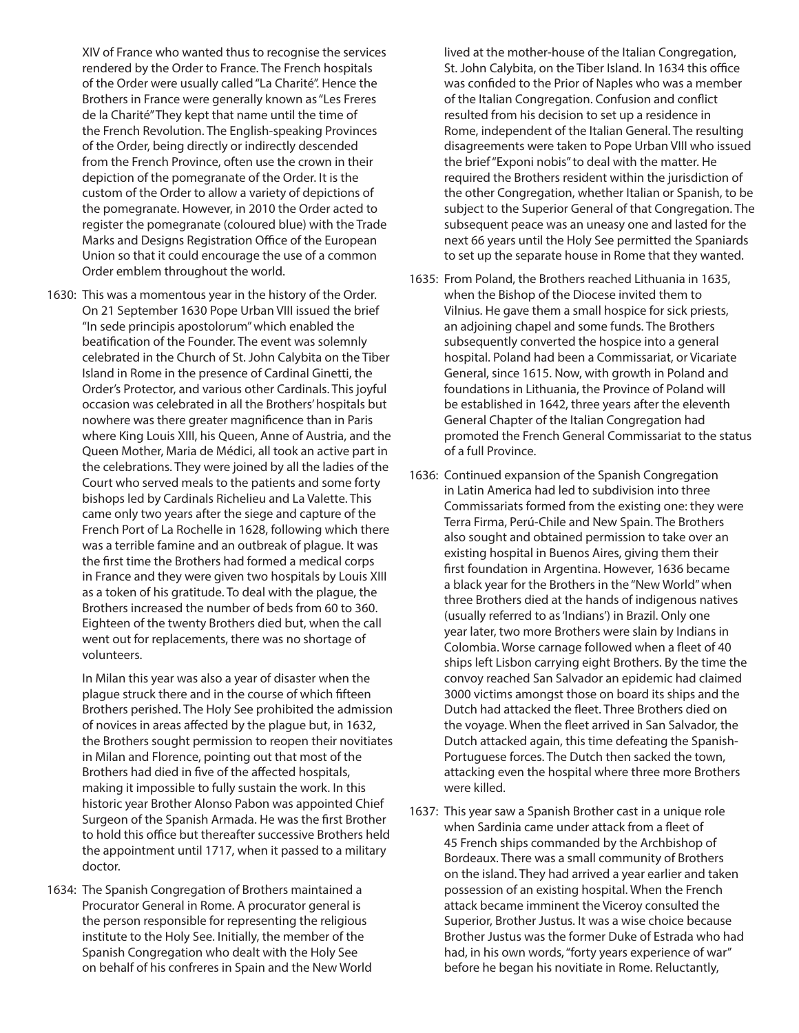XIV of France who wanted thus to recognise the services rendered by the Order to France. The French hospitals of the Order were usually called "La Charité". Hence the Brothers in France were generally known as "Les Freres de la Charité" They kept that name until the time of the French Revolution. The English-speaking Provinces of the Order, being directly or indirectly descended from the French Province, often use the crown in their depiction of the pomegranate of the Order. It is the custom of the Order to allow a variety of depictions of the pomegranate. However, in 2010 the Order acted to register the pomegranate (coloured blue) with the Trade Marks and Designs Registration Office of the European Union so that it could encourage the use of a common Order emblem throughout the world.

1630: This was a momentous year in the history of the Order. On 21 September 1630 Pope Urban VIII issued the brief "In sede principis apostolorum" which enabled the beatification of the Founder. The event was solemnly celebrated in the Church of St. John Calybita on the Tiber Island in Rome in the presence of Cardinal Ginetti, the Order's Protector, and various other Cardinals. This joyful occasion was celebrated in all the Brothers' hospitals but nowhere was there greater magnificence than in Paris where King Louis XIII, his Queen, Anne of Austria, and the Queen Mother, Maria de Médici, all took an active part in the celebrations. They were joined by all the ladies of the Court who served meals to the patients and some forty bishops led by Cardinals Richelieu and La Valette. This came only two years after the siege and capture of the French Port of La Rochelle in 1628, following which there was a terrible famine and an outbreak of plague. It was the first time the Brothers had formed a medical corps in France and they were given two hospitals by Louis XIII as a token of his gratitude. To deal with the plague, the Brothers increased the number of beds from 60 to 360. Eighteen of the twenty Brothers died but, when the call went out for replacements, there was no shortage of volunteers.

In Milan this year was also a year of disaster when the plague struck there and in the course of which fifteen Brothers perished. The Holy See prohibited the admission of novices in areas affected by the plague but, in 1632, the Brothers sought permission to reopen their novitiates in Milan and Florence, pointing out that most of the Brothers had died in five of the affected hospitals, making it impossible to fully sustain the work. In this historic year Brother Alonso Pabon was appointed Chief Surgeon of the Spanish Armada. He was the first Brother to hold this office but thereafter successive Brothers held the appointment until 1717, when it passed to a military doctor.

1634: The Spanish Congregation of Brothers maintained a Procurator General in Rome. A procurator general is the person responsible for representing the religious institute to the Holy See. Initially, the member of the Spanish Congregation who dealt with the Holy See on behalf of his confreres in Spain and the New World lived at the mother-house of the Italian Congregation, St. John Calybita, on the Tiber Island. In 1634 this office was confided to the Prior of Naples who was a member of the Italian Congregation. Confusion and conflict resulted from his decision to set up a residence in Rome, independent of the Italian General. The resulting disagreements were taken to Pope Urban VIII who issued the brief "Exponi nobis" to deal with the matter. He required the Brothers resident within the jurisdiction of the other Congregation, whether Italian or Spanish, to be subject to the Superior General of that Congregation. The subsequent peace was an uneasy one and lasted for the next 66 years until the Holy See permitted the Spaniards to set up the separate house in Rome that they wanted.

1635: From Poland, the Brothers reached Lithuania in 1635, when the Bishop of the Diocese invited them to Vilnius. He gave them a small hospice for sick priests, an adjoining chapel and some funds. The Brothers subsequently converted the hospice into a general hospital. Poland had been a Commissariat, or Vicariate General, since 1615. Now, with growth in Poland and foundations in Lithuania, the Province of Poland will be established in 1642, three years after the eleventh General Chapter of the Italian Congregation had promoted the French General Commissariat to the status of a full Province.

1636: Continued expansion of the Spanish Congregation in Latin America had led to subdivision into three Commissariats formed from the existing one: they were Terra Firma, Perú-Chile and New Spain. The Brothers also sought and obtained permission to take over an existing hospital in Buenos Aires, giving them their first foundation in Argentina. However, 1636 became a black year for the Brothers in the "New World" when three Brothers died at the hands of indigenous natives (usually referred to as 'Indians') in Brazil. Only one year later, two more Brothers were slain by Indians in Colombia. Worse carnage followed when a fleet of 40 ships left Lisbon carrying eight Brothers. By the time the convoy reached San Salvador an epidemic had claimed 3000 victims amongst those on board its ships and the Dutch had attacked the fleet. Three Brothers died on the voyage. When the fleet arrived in San Salvador, the Dutch attacked again, this time defeating the Spanish-Portuguese forces. The Dutch then sacked the town, attacking even the hospital where three more Brothers were killed.

1637: This year saw a Spanish Brother cast in a unique role when Sardinia came under attack from a fleet of 45 French ships commanded by the Archbishop of Bordeaux. There was a small community of Brothers on the island. They had arrived a year earlier and taken possession of an existing hospital. When the French attack became imminent the Viceroy consulted the Superior, Brother Justus. It was a wise choice because Brother Justus was the former Duke of Estrada who had had, in his own words, "forty years experience of war" before he began his novitiate in Rome. Reluctantly,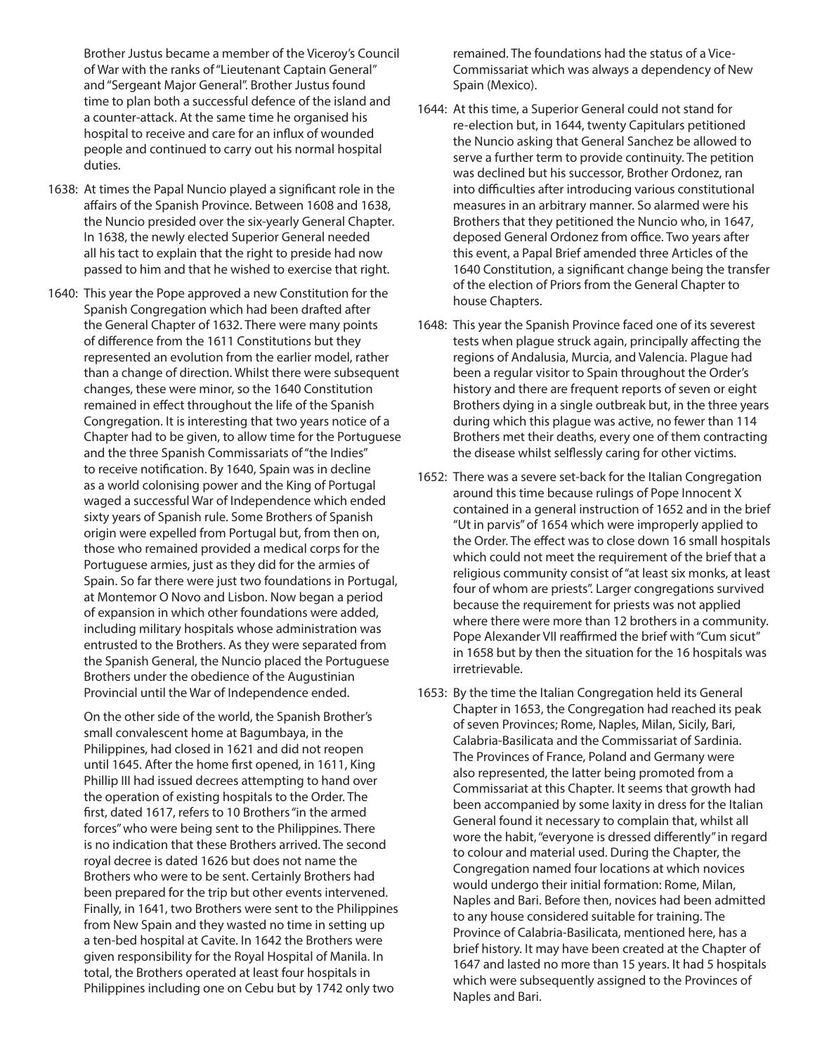Brother Justus became a member of the Viceroy's Council of War with the ranks of "Lieutenant Captain General" and "Sergeant Major General". Brother Justus found time to plan both a successful defence of the island and a counter-attack. At the same time he organised his hospital to receive and care for an influx of wounded people and continued to carry out his normal hospital duties.

1638: At times the Papal Nuncio played a significant role in the affairs of the Spanish Province. Between 1608 and 1638, the Nuncio presided over the six-yearly General Chapter. In 1638, the newly elected Superior General needed all his tact to explain that the right to preside had now passed to him and that he wished to exercise that right.

1640: This year the Pope approved a new Constitution for the Spanish Congregation which had been drafted after the General Chapter of 1632. There were many points of difference from the 1611 Constitutions but they represented an evolution from the earlier model, rather than a change of direction. Whilst there were subsequent changes, these were minor, so the 1640 Constitution remained in effect throughout the life of the Spanish Congregation. It is interesting that two years notice of a Chapter had to be given, to allow time for the Portuguese and the three Spanish Commissariats of "the Indies" to receive notification. By 1640, Spain was in decline as a world colonising power and the King of Portugal waged a successful War of Independence which ended sixty years of Spanish rule. Some Brothers of Spanish origin were expelled from Portugal but, from then on, those who remained provided a medical corps for the Portuguese armies, just as they did for the armies of Spain. So far there were just two foundations in Portugal, at Montemor O Novo and Lisbon. Now began a period of expansion in which other foundations were added, including military hospitals whose administration was entrusted to the Brothers. As they were separated from the Spanish General, the Nuncio placed the Portuguese Brothers under the obedience of the Augustinian Provincial until the War of Independence ended.

On the other side of the world, the Spanish Brother's small convalescent home at Bagumbaya, in the Philippines, had closed in 1621 and did not reopen until 1645. After the home first opened, in 1611, King Phillip III had issued decrees attempting to hand over the operation of existing hospitals to the Order. The first, dated 1617, refers to 10 Brothers "in the armed forces" who were being sent to the Philippines. There is no indication that these Brothers arrived. The second royal decree is dated 1626 but does not name the Brothers who were to be sent. Certainly Brothers had been prepared for the trip but other events intervened. Finally, in 1641, two Brothers were sent to the Philippines from New Spain and they wasted no time in setting up a ten-bed hospital at Cavite. In 1642 the Brothers were given responsibility for the Royal Hospital of Manila. In total, the Brothers operated at least four hospitals in Philippines including one on Cebu but by 1742 only two remained. The foundations had the status of a Vice-Commissariat which was always a dependency of New Spain (Mexico).

1644: At this time, a Superior General could not stand for re-election but, in 1644, twenty Capitulars petitioned the Nuncio asking that General Sanchez be allowed to serve a further term to provide continuity. The petition was declined but his successor, Brother Ordonez, ran into difficulties after introducing various constitutional measures in an arbitrary manner. So alarmed were his Brothers that they petitioned the Nuncio who, in 1647, deposed General Ordonez from office. Two years after this event, a Papal Brief amended three Articles of the 1640 Constitution, a significant change being the transfer of the election of Priors from the General Chapter to house Chapters.

1648: This year the Spanish Province faced one of its severest tests when plague struck again, principally affecting the regions of Andalusia, Murcia, and Valencia. Plague had been a regular visitor to Spain throughout the Order's history and there are frequent reports of seven or eight Brothers dying in a single outbreak but, in the three years during which this plague was active, no fewer than 114 Brothers met their deaths, every one of them contracting the disease whilst selflessly caring for other victims.

1652: There was a severe set-back for the Italian Congregation around this time because rulings of Pope Innocent X contained in a general instruction of 1652 and in the brief "Ut in parvis" of 1654 which were improperly applied to the Order. The effect was to close down 16 small hospitals which could not meet the requirement of the brief that a religious community consist of "at least six monks, at least four of whom are priests". Larger congregations survived because the requirement for priests was not applied where there were more than 12 brothers in a community. Pope Alexander VII reaffirmed the brief with "Cum sicut" in 1658 but by then the situation for the 16 hospitals was irretrievable.

1653: By the time the Italian Congregation held its General Chapter in 1653, the Congregation had reached its peak of seven Provinces; Rome, Naples, Milan, Sicily, Bari, Calabria-Basilicata and the Commissariat of Sardinia. The Provinces of France, Poland and Germany were also represented, the latter being promoted from a Commissariat at this Chapter. It seems that growth had been accompanied by some laxity in dress for the Italian General found it necessary to complain that, whilst all wore the habit, "everyone is dressed differently" in regard to colour and material used. During the Chapter, the Congregation named four locations at which novices would undergo their initial formation: Rome, Milan, Naples and Bari. Before then, novices had been admitted to any house considered suitable for training. The Province of Calabria-Basilicata, mentioned here, has a brief history. It may have been created at the Chapter of 1647 and lasted no more than 15 years. It had 5 hospitals which were subsequently assigned to the Provinces of Naples and Bari.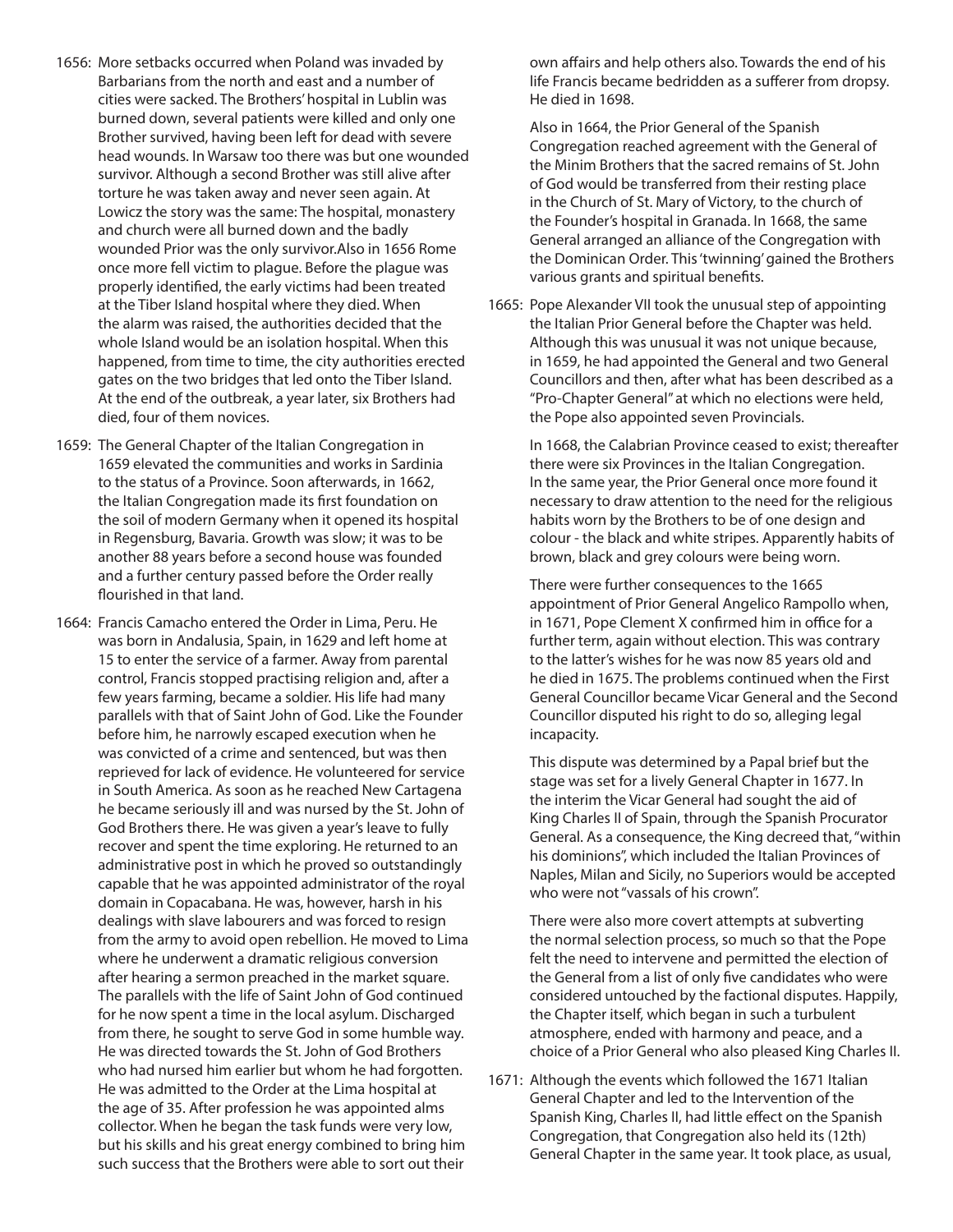1656: More setbacks occurred when Poland was invaded by Barbarians from the north and east and a number of cities were sacked. The Brothers' hospital in Lublin was burned down, several patients were killed and only one Brother survived, having been left for dead with severe head wounds. In Warsaw too there was but one wounded survivor. Although a second Brother was still alive after torture he was taken away and never seen again. At Lowicz the story was the same: The hospital, monastery and church were all burned down and the badly wounded Prior was the only survivor.Also in 1656 Rome once more fell victim to plague. Before the plague was properly identified, the early victims had been treated at the Tiber Island hospital where they died. When the alarm was raised, the authorities decided that the whole Island would be an isolation hospital. When this happened, from time to time, the city authorities erected gates on the two bridges that led onto the Tiber Island. At the end of the outbreak, a year later, six Brothers had died, four of them novices.

1659: The General Chapter of the Italian Congregation in 1659 elevated the communities and works in Sardinia to the status of a Province. Soon afterwards, in 1662, the Italian Congregation made its first foundation on the soil of modern Germany when it opened its hospital in Regensburg, Bavaria. Growth was slow; it was to be another 88 years before a second house was founded and a further century passed before the Order really flourished in that land.

1664: Francis Camacho entered the Order in Lima, Peru. He was born in Andalusia, Spain, in 1629 and left home at 15 to enter the service of a farmer. Away from parental control, Francis stopped practising religion and, after a few years farming, became a soldier. His life had many parallels with that of Saint John of God. Like the Founder before him, he narrowly escaped execution when he was convicted of a crime and sentenced, but was then reprieved for lack of evidence. He volunteered for service in South America. As soon as he reached New Cartagena he became seriously ill and was nursed by the St. John of God Brothers there. He was given a year's leave to fully recover and spent the time exploring. He returned to an administrative post in which he proved so outstandingly capable that he was appointed administrator of the royal domain in Copacabana. He was, however, harsh in his dealings with slave labourers and was forced to resign from the army to avoid open rebellion. He moved to Lima where he underwent a dramatic religious conversion after hearing a sermon preached in the market square. The parallels with the life of Saint John of God continued for he now spent a time in the local asylum. Discharged from there, he sought to serve God in some humble way. He was directed towards the St. John of God Brothers who had nursed him earlier but whom he had forgotten. He was admitted to the Order at the Lima hospital at the age of 35. After profession he was appointed alms collector. When he began the task funds were very low, but his skills and his great energy combined to bring him such success that the Brothers were able to sort out their own affairs and help others also. Towards the end of his life Francis became bedridden as a sufferer from dropsy. He died in 1698.

Also in 1664, the Prior General of the Spanish Congregation reached agreement with the General of the Minim Brothers that the sacred remains of St. John of God would be transferred from their resting place in the Church of St. Mary of Victory, to the church of the Founder's hospital in Granada. In 1668, the same General arranged an alliance of the Congregation with the Dominican Order. This 'twinning' gained the Brothers various grants and spiritual benefits.

1665: Pope Alexander VII took the unusual step of appointing the Italian Prior General before the Chapter was held. Although this was unusual it was not unique because, in 1659, he had appointed the General and two General Councillors and then, after what has been described as a "Pro-Chapter General" at which no elections were held, the Pope also appointed seven Provincials.

In 1668, the Calabrian Province ceased to exist; thereafter there were six Provinces in the Italian Congregation. In the same year, the Prior General once more found it necessary to draw attention to the need for the religious habits worn by the Brothers to be of one design and colour - the black and white stripes. Apparently habits of brown, black and grey colours were being worn.

There were further consequences to the 1665 appointment of Prior General Angelico Rampollo when, in 1671, Pope Clement X confirmed him in office for a further term, again without election. This was contrary to the latter's wishes for he was now 85 years old and he died in 1675. The problems continued when the First General Councillor became Vicar General and the Second Councillor disputed his right to do so, alleging legal incapacity.

This dispute was determined by a Papal brief but the stage was set for a lively General Chapter in 1677. In the interim the Vicar General had sought the aid of King Charles II of Spain, through the Spanish Procurator General. As a consequence, the King decreed that, "within his dominions", which included the Italian Provinces of Naples, Milan and Sicily, no Superiors would be accepted who were not "vassals of his crown".

There were also more covert attempts at subverting the normal selection process, so much so that the Pope felt the need to intervene and permitted the election of the General from a list of only five candidates who were considered untouched by the factional disputes. Happily, the Chapter itself, which began in such a turbulent atmosphere, ended with harmony and peace, and a choice of a Prior General who also pleased King Charles II.

1671: Although the events which followed the 1671 Italian General Chapter and led to the Intervention of the Spanish King, Charles II, had little effect on the Spanish Congregation, that Congregation also held its (12th) General Chapter in the same year. It took place, as usual,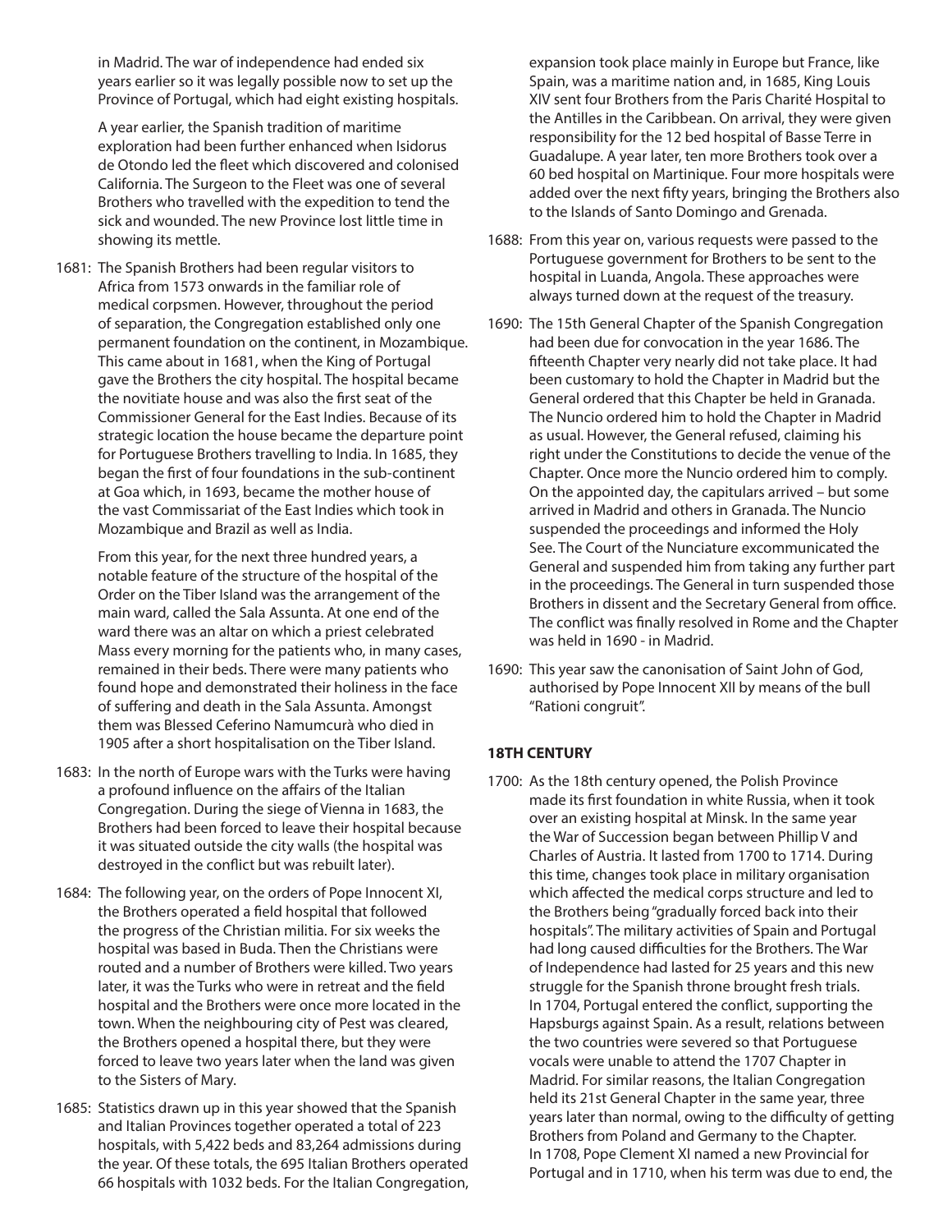in Madrid. The war of independence had ended six years earlier so it was legally possible now to set up the Province of Portugal, which had eight existing hospitals.

A year earlier, the Spanish tradition of maritime exploration had been further enhanced when Isidorus de Otondo led the fleet which discovered and colonised California. The Surgeon to the Fleet was one of several Brothers who travelled with the expedition to tend the sick and wounded. The new Province lost little time in showing its mettle.

1681: The Spanish Brothers had been regular visitors to Africa from 1573 onwards in the familiar role of medical corpsmen. However, throughout the period of separation, the Congregation established only one permanent foundation on the continent, in Mozambique. This came about in 1681, when the King of Portugal gave the Brothers the city hospital. The hospital became the novitiate house and was also the first seat of the Commissioner General for the East Indies. Because of its strategic location the house became the departure point for Portuguese Brothers travelling to India. In 1685, they began the first of four foundations in the sub-continent at Goa which, in 1693, became the mother house of the vast Commissariat of the East Indies which took in Mozambique and Brazil as well as India.

From this year, for the next three hundred years, a notable feature of the structure of the hospital of the Order on the Tiber Island was the arrangement of the main ward, called the Sala Assunta. At one end of the ward there was an altar on which a priest celebrated Mass every morning for the patients who, in many cases, remained in their beds. There were many patients who found hope and demonstrated their holiness in the face of suffering and death in the Sala Assunta. Amongst them was Blessed Ceferino Namumcurà who died in 1905 after a short hospitalisation on the Tiber Island.

1683: In the north of Europe wars with the Turks were having a profound influence on the affairs of the Italian Congregation. During the siege of Vienna in 1683, the Brothers had been forced to leave their hospital because it was situated outside the city walls (the hospital was destroyed in the conflict but was rebuilt later).

1684: The following year, on the orders of Pope Innocent XI, the Brothers operated a field hospital that followed the progress of the Christian militia. For six weeks the hospital was based in Buda. Then the Christians were routed and a number of Brothers were killed. Two years later, it was the Turks who were in retreat and the field hospital and the Brothers were once more located in the town. When the neighbouring city of Pest was cleared, the Brothers opened a hospital there, but they were forced to leave two years later when the land was given to the Sisters of Mary.

1685: Statistics drawn up in this year showed that the Spanish and Italian Provinces together operated a total of 223 hospitals, with 5,422 beds and 83,264 admissions during the year. Of these totals, the 695 Italian Brothers operated 66 hospitals with 1032 beds. For the Italian Congregation, expansion took place mainly in Europe but France, like Spain, was a maritime nation and, in 1685, King Louis XIV sent four Brothers from the Paris Charité Hospital to the Antilles in the Caribbean. On arrival, they were given responsibility for the 12 bed hospital of Basse Terre in Guadalupe. A year later, ten more Brothers took over a 60 bed hospital on Martinique. Four more hospitals were added over the next fifty years, bringing the Brothers also to the Islands of Santo Domingo and Grenada.

1688: From this year on, various requests were passed to the Portuguese government for Brothers to be sent to the hospital in Luanda, Angola. These approaches were always turned down at the request of the treasury.

1690: The 15th General Chapter of the Spanish Congregation had been due for convocation in the year 1686. The fifteenth Chapter very nearly did not take place. It had been customary to hold the Chapter in Madrid but the General ordered that this Chapter be held in Granada. The Nuncio ordered him to hold the Chapter in Madrid as usual. However, the General refused, claiming his right under the Constitutions to decide the venue of the Chapter. Once more the Nuncio ordered him to comply. On the appointed day, the capitulars arrived – but some arrived in Madrid and others in Granada. The Nuncio suspended the proceedings and informed the Holy See. The Court of the Nunciature excommunicated the General and suspended him from taking any further part in the proceedings. The General in turn suspended those Brothers in dissent and the Secretary General from office. The conflict was finally resolved in Rome and the Chapter was held in 1690 - in Madrid.

1690: This year saw the canonisation of Saint John of God, authorised by Pope Innocent XII by means of the bull "Rationi congruit".

### 18TH CENTURY

1700: As the 18th century opened, the Polish Province made its first foundation in white Russia, when it took over an existing hospital at Minsk. In the same year the War of Succession began between Phillip V and Charles of Austria. It lasted from 1700 to 1714. During this time, changes took place in military organisation which affected the medical corps structure and led to the Brothers being "gradually forced back into their hospitals". The military activities of Spain and Portugal had long caused difficulties for the Brothers. The War of Independence had lasted for 25 years and this new struggle for the Spanish throne brought fresh trials. In 1704, Portugal entered the conflict, supporting the Hapsburgs against Spain. As a result, relations between the two countries were severed so that Portuguese vocals were unable to attend the 1707 Chapter in Madrid. For similar reasons, the Italian Congregation held its 21st General Chapter in the same year, three years later than normal, owing to the difficulty of getting Brothers from Poland and Germany to the Chapter. In 1708, Pope Clement XI named a new Provincial for Portugal and in 1710, when his term was due to end, the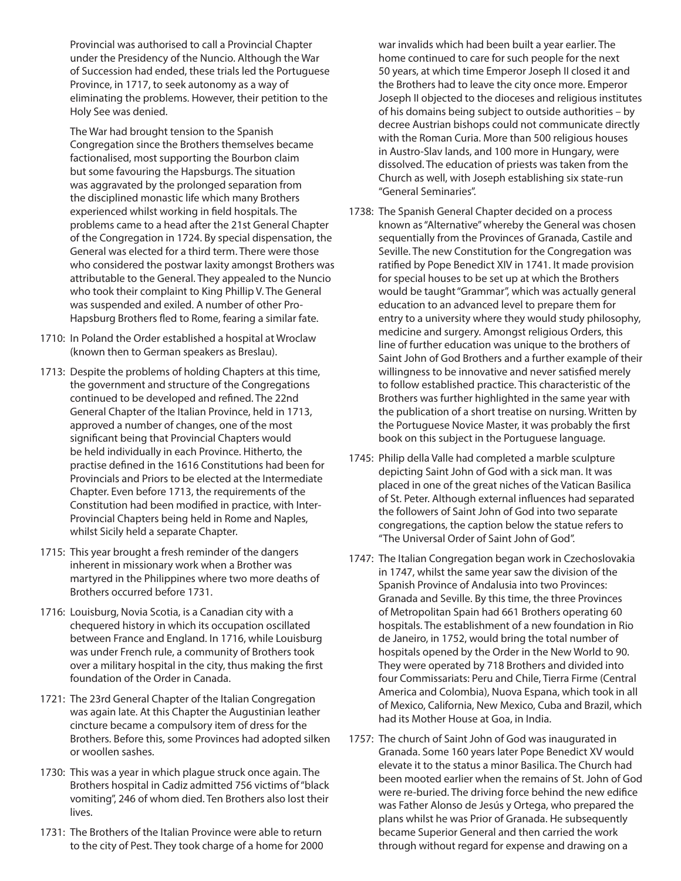Provincial was authorised to call a Provincial Chapter under the Presidency of the Nuncio. Although the War of Succession had ended, these trials led the Portuguese Province, in 1717, to seek autonomy as a way of eliminating the problems. However, their petition to the Holy See was denied.

The War had brought tension to the Spanish Congregation since the Brothers themselves became factionalised, most supporting the Bourbon claim but some favouring the Hapsburgs. The situation was aggravated by the prolonged separation from the disciplined monastic life which many Brothers experienced whilst working in field hospitals. The problems came to a head after the 21st General Chapter of the Congregation in 1724. By special dispensation, the General was elected for a third term. There were those who considered the postwar laxity amongst Brothers was attributable to the General. They appealed to the Nuncio who took their complaint to King Phillip V. The General was suspended and exiled. A number of other Pro-Hapsburg Brothers fled to Rome, fearing a similar fate.

1710: In Poland the Order established a hospital at Wroclaw (known then to German speakers as Breslau).

1713: Despite the problems of holding Chapters at this time, the government and structure of the Congregations continued to be developed and refined. The 22nd General Chapter of the Italian Province, held in 1713, approved a number of changes, one of the most significant being that Provincial Chapters would be held individually in each Province. Hitherto, the practise defined in the 1616 Constitutions had been for Provincials and Priors to be elected at the Intermediate Chapter. Even before 1713, the requirements of the Constitution had been modified in practice, with Inter-Provincial Chapters being held in Rome and Naples, whilst Sicily held a separate Chapter.

1715: This year brought a fresh reminder of the dangers inherent in missionary work when a Brother was martyred in the Philippines where two more deaths of Brothers occurred before 1731.

1716: Louisburg, Novia Scotia, is a Canadian city with a chequered history in which its occupation oscillated between France and England. In 1716, while Louisburg was under French rule, a community of Brothers took over a military hospital in the city, thus making the first foundation of the Order in Canada.

1721: The 23rd General Chapter of the Italian Congregation was again late. At this Chapter the Augustinian leather cincture became a compulsory item of dress for the Brothers. Before this, some Provinces had adopted silken or woollen sashes.

1730: This was a year in which plague struck once again. The Brothers hospital in Cadiz admitted 756 victims of "black vomiting", 246 of whom died. Ten Brothers also lost their lives.

1731: The Brothers of the Italian Province were able to return to the city of Pest. They took charge of a home for 2000 war invalids which had been built a year earlier. The home continued to care for such people for the next 50 years, at which time Emperor Joseph II closed it and the Brothers had to leave the city once more. Emperor Joseph II objected to the dioceses and religious institutes of his domains being subject to outside authorities – by decree Austrian bishops could not communicate directly with the Roman Curia. More than 500 religious houses in Austro-Slav lands, and 100 more in Hungary, were dissolved. The education of priests was taken from the Church as well, with Joseph establishing six state-run "General Seminaries".

1738: The Spanish General Chapter decided on a process known as "Alternative" whereby the General was chosen sequentially from the Provinces of Granada, Castile and Seville. The new Constitution for the Congregation was ratified by Pope Benedict XIV in 1741. It made provision for special houses to be set up at which the Brothers would be taught "Grammar", which was actually general education to an advanced level to prepare them for entry to a university where they would study philosophy, medicine and surgery. Amongst religious Orders, this line of further education was unique to the brothers of Saint John of God Brothers and a further example of their willingness to be innovative and never satisfied merely to follow established practice. This characteristic of the Brothers was further highlighted in the same year with the publication of a short treatise on nursing. Written by the Portuguese Novice Master, it was probably the first book on this subject in the Portuguese language.

1745: Philip della Valle had completed a marble sculpture depicting Saint John of God with a sick man. It was placed in one of the great niches of the Vatican Basilica of St. Peter. Although external influences had separated the followers of Saint John of God into two separate congregations, the caption below the statue refers to "The Universal Order of Saint John of God".

1747: The Italian Congregation began work in Czechoslovakia in 1747, whilst the same year saw the division of the Spanish Province of Andalusia into two Provinces: Granada and Seville. By this time, the three Provinces of Metropolitan Spain had 661 Brothers operating 60 hospitals. The establishment of a new foundation in Rio de Janeiro, in 1752, would bring the total number of hospitals opened by the Order in the New World to 90. They were operated by 718 Brothers and divided into four Commissariats: Peru and Chile, Tierra Firme (Central America and Colombia), Nuova Espana, which took in all of Mexico, California, New Mexico, Cuba and Brazil, which had its Mother House at Goa, in India.

1757: The church of Saint John of God was inaugurated in Granada. Some 160 years later Pope Benedict XV would elevate it to the status a minor Basilica. The Church had been mooted earlier when the remains of St. John of God were re-buried. The driving force behind the new edifice was Father Alonso de Jesús y Ortega, who prepared the plans whilst he was Prior of Granada. He subsequently became Superior General and then carried the work through without regard for expense and drawing on a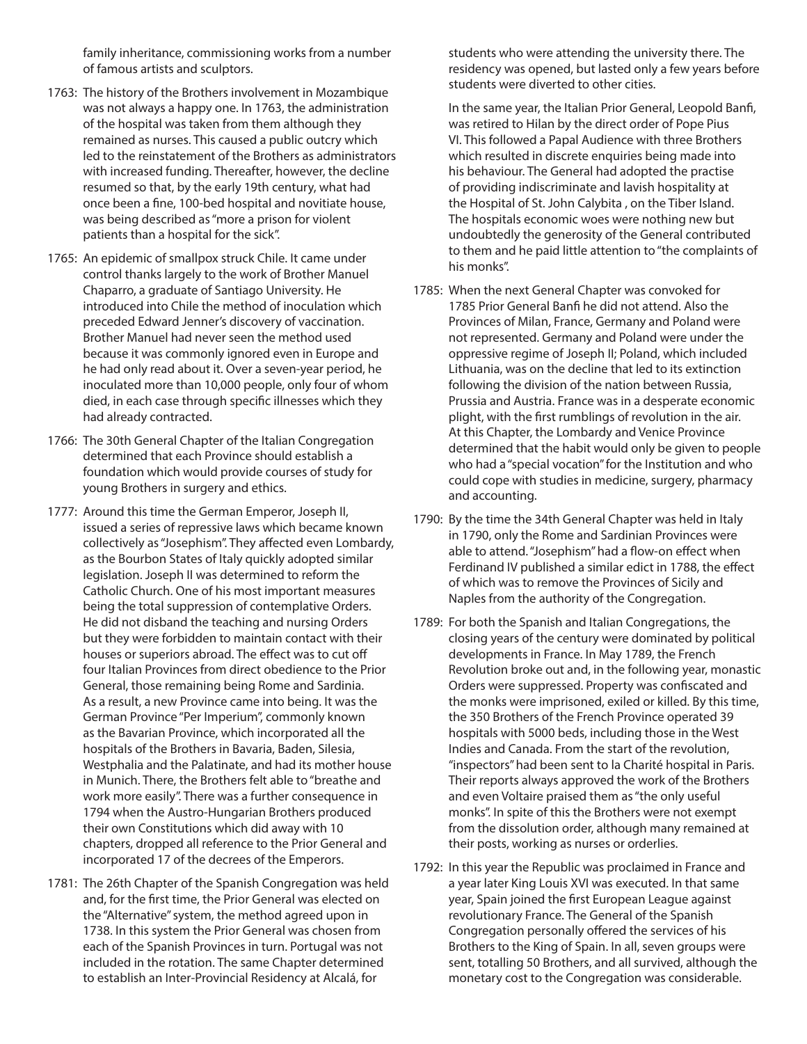family inheritance, commissioning works from a number of famous artists and sculptors.

1763: The history of the Brothers involvement in Mozambique was not always a happy one. In 1763, the administration of the hospital was taken from them although they remained as nurses. This caused a public outcry which led to the reinstatement of the Brothers as administrators with increased funding. Thereafter, however, the decline resumed so that, by the early 19th century, what had once been a fine, 100-bed hospital and novitiate house, was being described as "more a prison for violent patients than a hospital for the sick".

1765: An epidemic of smallpox struck Chile. It came under control thanks largely to the work of Brother Manuel Chaparro, a graduate of Santiago University. He introduced into Chile the method of inoculation which preceded Edward Jenner's discovery of vaccination. Brother Manuel had never seen the method used because it was commonly ignored even in Europe and he had only read about it. Over a seven-year period, he inoculated more than 10,000 people, only four of whom died, in each case through specific illnesses which they had already contracted.

1766: The 30th General Chapter of the Italian Congregation determined that each Province should establish a foundation which would provide courses of study for young Brothers in surgery and ethics.

1777: Around this time the German Emperor, Joseph II, issued a series of repressive laws which became known collectively as "Josephism". They affected even Lombardy, as the Bourbon States of Italy quickly adopted similar legislation. Joseph II was determined to reform the Catholic Church. One of his most important measures being the total suppression of contemplative Orders. He did not disband the teaching and nursing Orders but they were forbidden to maintain contact with their houses or superiors abroad. The effect was to cut off four Italian Provinces from direct obedience to the Prior General, those remaining being Rome and Sardinia. As a result, a new Province came into being. It was the German Province "Per Imperium", commonly known as the Bavarian Province, which incorporated all the hospitals of the Brothers in Bavaria, Baden, Silesia, Westphalia and the Palatinate, and had its mother house in Munich. There, the Brothers felt able to "breathe and work more easily". There was a further consequence in 1794 when the Austro-Hungarian Brothers produced their own Constitutions which did away with 10 chapters, dropped all reference to the Prior General and incorporated 17 of the decrees of the Emperors.

1781: The 26th Chapter of the Spanish Congregation was held and, for the first time, the Prior General was elected on the "Alternative" system, the method agreed upon in 1738. In this system the Prior General was chosen from each of the Spanish Provinces in turn. Portugal was not included in the rotation. The same Chapter determined to establish an Inter-Provincial Residency at Alcalá, for students who were attending the university there. The residency was opened, but lasted only a few years before students were diverted to other cities.

In the same year, the Italian Prior General, Leopold Banfi, was retired to Hilan by the direct order of Pope Pius VI. This followed a Papal Audience with three Brothers which resulted in discrete enquiries being made into his behaviour. The General had adopted the practise of providing indiscriminate and lavish hospitality at the Hospital of St. John Calybita , on the Tiber Island. The hospitals economic woes were nothing new but undoubtedly the generosity of the General contributed to them and he paid little attention to "the complaints of his monks".

1785: When the next General Chapter was convoked for 1785 Prior General Banfi he did not attend. Also the Provinces of Milan, France, Germany and Poland were not represented. Germany and Poland were under the oppressive regime of Joseph II; Poland, which included Lithuania, was on the decline that led to its extinction following the division of the nation between Russia, Prussia and Austria. France was in a desperate economic plight, with the first rumblings of revolution in the air. At this Chapter, the Lombardy and Venice Province determined that the habit would only be given to people who had a "special vocation" for the Institution and who could cope with studies in medicine, surgery, pharmacy and accounting.

1790: By the time the 34th General Chapter was held in Italy in 1790, only the Rome and Sardinian Provinces were able to attend. "Josephism" had a flow-on effect when Ferdinand IV published a similar edict in 1788, the effect of which was to remove the Provinces of Sicily and Naples from the authority of the Congregation.

1789: For both the Spanish and Italian Congregations, the closing years of the century were dominated by political developments in France. In May 1789, the French Revolution broke out and, in the following year, monastic Orders were suppressed. Property was confiscated and the monks were imprisoned, exiled or killed. By this time, the 350 Brothers of the French Province operated 39 hospitals with 5000 beds, including those in the West Indies and Canada. From the start of the revolution, "inspectors" had been sent to la Charité hospital in Paris. Their reports always approved the work of the Brothers and even Voltaire praised them as "the only useful monks". In spite of this the Brothers were not exempt from the dissolution order, although many remained at their posts, working as nurses or orderlies.

1792: In this year the Republic was proclaimed in France and a year later King Louis XVI was executed. In that same year, Spain joined the first European League against revolutionary France. The General of the Spanish Congregation personally offered the services of his Brothers to the King of Spain. In all, seven groups were sent, totalling 50 Brothers, and all survived, although the monetary cost to the Congregation was considerable.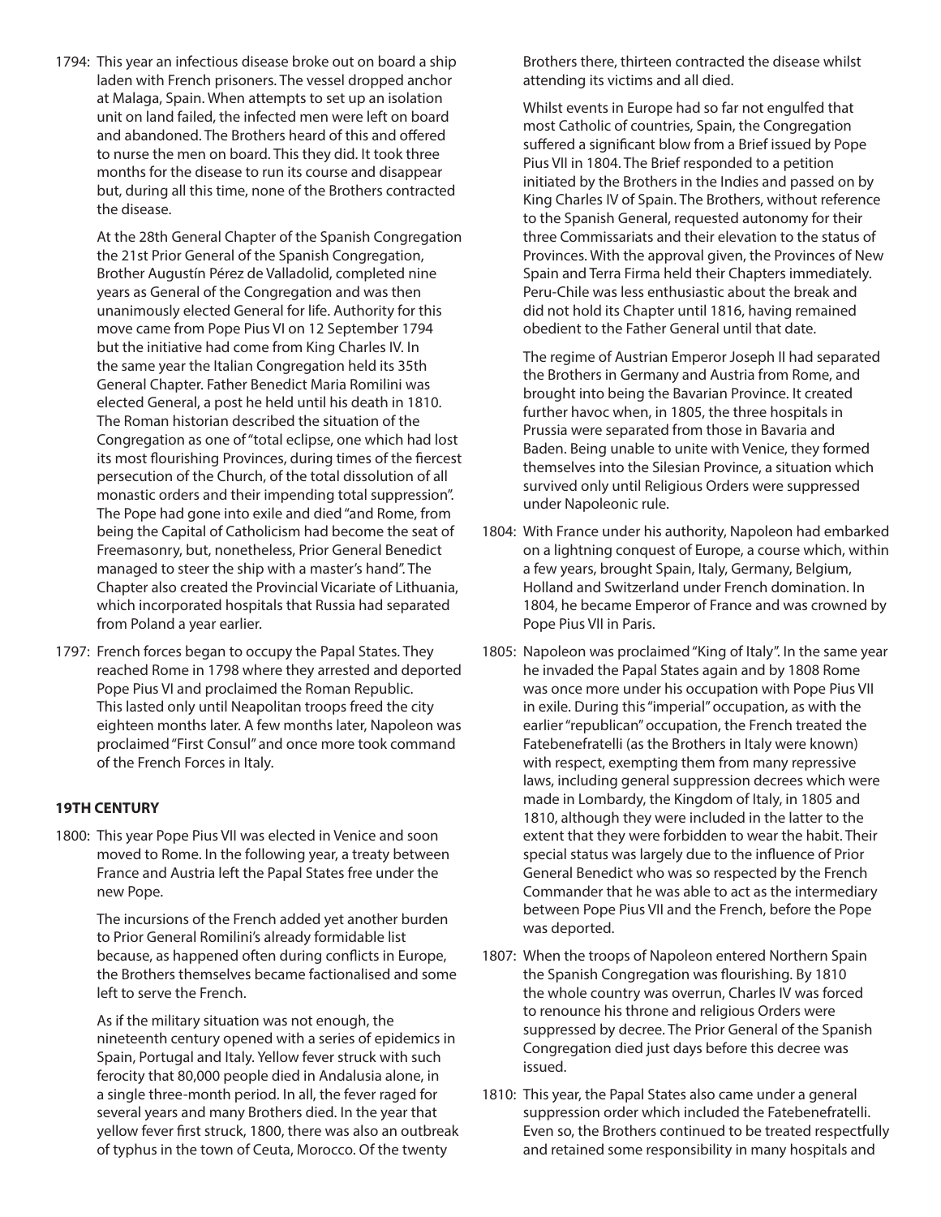1794: This year an infectious disease broke out on board a ship laden with French prisoners. The vessel dropped anchor at Malaga, Spain. When attempts to set up an isolation unit on land failed, the infected men were left on board and abandoned. The Brothers heard of this and offered to nurse the men on board. This they did. It took three months for the disease to run its course and disappear but, during all this time, none of the Brothers contracted the disease.

At the 28th General Chapter of the Spanish Congregation the 21st Prior General of the Spanish Congregation, Brother Augustín Pérez de Valladolid, completed nine years as General of the Congregation and was then unanimously elected General for life. Authority for this move came from Pope Pius VI on 12 September 1794 but the initiative had come from King Charles IV. In the same year the Italian Congregation held its 35th General Chapter. Father Benedict Maria Romilini was elected General, a post he held until his death in 1810. The Roman historian described the situation of the Congregation as one of "total eclipse, one which had lost its most flourishing Provinces, during times of the fiercest persecution of the Church, of the total dissolution of all monastic orders and their impending total suppression". The Pope had gone into exile and died "and Rome, from being the Capital of Catholicism had become the seat of Freemasonry, but, nonetheless, Prior General Benedict managed to steer the ship with a master's hand". The Chapter also created the Provincial Vicariate of Lithuania, which incorporated hospitals that Russia had separated from Poland a year earlier.

1797: French forces began to occupy the Papal States. They reached Rome in 1798 where they arrested and deported Pope Pius VI and proclaimed the Roman Republic. This lasted only until Neapolitan troops freed the city eighteen months later. A few months later, Napoleon was proclaimed "First Consul" and once more took command of the French Forces in Italy.

**19TH CENTURY**

1800: This year Pope Pius VII was elected in Venice and soon moved to Rome. In the following year, a treaty between France and Austria left the Papal States free under the new Pope.

The incursions of the French added yet another burden to Prior General Romilini's already formidable list because, as happened often during conflicts in Europe, the Brothers themselves became factionalised and some left to serve the French.

As if the military situation was not enough, the nineteenth century opened with a series of epidemics in Spain, Portugal and Italy. Yellow fever struck with such ferocity that 80,000 people died in Andalusia alone, in a single three-month period. In all, the fever raged for several years and many Brothers died. In the year that yellow fever first struck, 1800, there was also an outbreak of typhus in the town of Ceuta, Morocco. Of the twenty Brothers there, thirteen contracted the disease whilst attending its victims and all died.

Whilst events in Europe had so far not engulfed that most Catholic of countries, Spain, the Congregation suffered a significant blow from a Brief issued by Pope Pius VII in 1804. The Brief responded to a petition initiated by the Brothers in the Indies and passed on by King Charles IV of Spain. The Brothers, without reference to the Spanish General, requested autonomy for their three Commissariats and their elevation to the status of Provinces. With the approval given, the Provinces of New Spain and Terra Firma held their Chapters immediately. Peru-Chile was less enthusiastic about the break and did not hold its Chapter until 1816, having remained obedient to the Father General until that date.

The regime of Austrian Emperor Joseph II had separated the Brothers in Germany and Austria from Rome, and brought into being the Bavarian Province. It created further havoc when, in 1805, the three hospitals in Prussia were separated from those in Bavaria and Baden. Being unable to unite with Venice, they formed themselves into the Silesian Province, a situation which survived only until Religious Orders were suppressed under Napoleonic rule.

1804: With France under his authority, Napoleon had embarked on a lightning conquest of Europe, a course which, within a few years, brought Spain, Italy, Germany, Belgium, Holland and Switzerland under French domination. In 1804, he became Emperor of France and was crowned by Pope Pius VII in Paris.

1805: Napoleon was proclaimed "King of Italy". In the same year he invaded the Papal States again and by 1808 Rome was once more under his occupation with Pope Pius VII in exile. During this "imperial" occupation, as with the earlier "republican" occupation, the French treated the Fatebenefratelli (as the Brothers in Italy were known) with respect, exempting them from many repressive laws, including general suppression decrees which were made in Lombardy, the Kingdom of Italy, in 1805 and 1810, although they were included in the latter to the extent that they were forbidden to wear the habit. Their special status was largely due to the influence of Prior General Benedict who was so respected by the French Commander that he was able to act as the intermediary between Pope Pius VII and the French, before the Pope was deported.

1807: When the troops of Napoleon entered Northern Spain the Spanish Congregation was flourishing. By 1810 the whole country was overrun, Charles IV was forced to renounce his throne and religious Orders were suppressed by decree. The Prior General of the Spanish Congregation died just days before this decree was issued.

1810: This year, the Papal States also came under a general suppression order which included the Fatebenefratelli. Even so, the Brothers continued to be treated respectfully and retained some responsibility in many hospitals and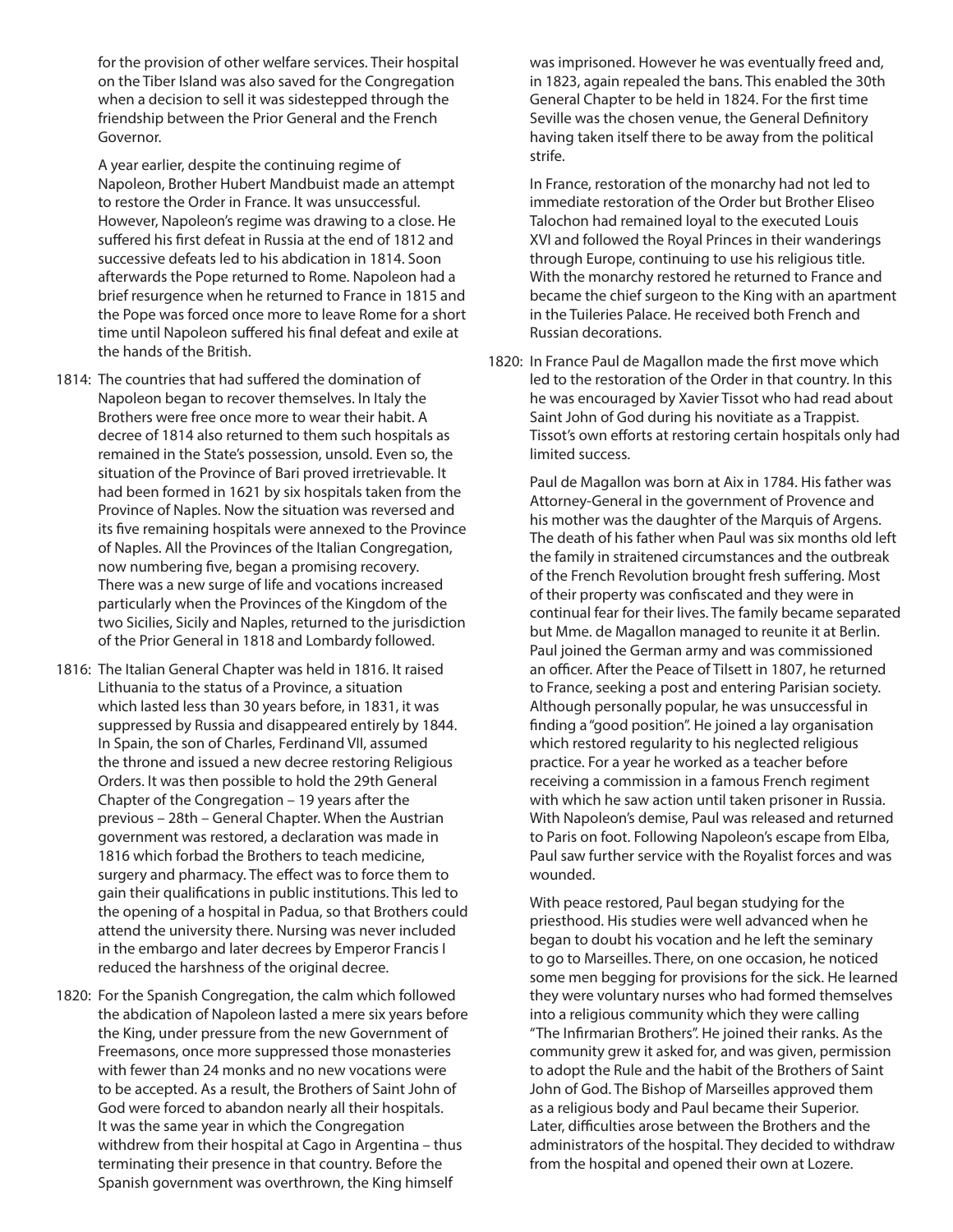for the provision of other welfare services. Their hospital on the Tiber Island was also saved for the Congregation when a decision to sell it was sidestepped through the friendship between the Prior General and the French Governor.

A year earlier, despite the continuing regime of Napoleon, Brother Hubert Mandbuist made an attempt to restore the Order in France. It was unsuccessful. However, Napoleon's regime was drawing to a close. He suffered his first defeat in Russia at the end of 1812 and successive defeats led to his abdication in 1814. Soon afterwards the Pope returned to Rome. Napoleon had a brief resurgence when he returned to France in 1815 and the Pope was forced once more to leave Rome for a short time until Napoleon suffered his final defeat and exile at the hands of the British.

1814: The countries that had suffered the domination of Napoleon began to recover themselves. In Italy the Brothers were free once more to wear their habit. A decree of 1814 also returned to them such hospitals as remained in the State's possession, unsold. Even so, the situation of the Province of Bari proved irretrievable. It had been formed in 1621 by six hospitals taken from the Province of Naples. Now the situation was reversed and its five remaining hospitals were annexed to the Province of Naples. All the Provinces of the Italian Congregation, now numbering five, began a promising recovery. There was a new surge of life and vocations increased particularly when the Provinces of the Kingdom of the two Sicilies, Sicily and Naples, returned to the jurisdiction of the Prior General in 1818 and Lombardy followed.

1816: The Italian General Chapter was held in 1816. It raised Lithuania to the status of a Province, a situation which lasted less than 30 years before, in 1831, it was suppressed by Russia and disappeared entirely by 1844. In Spain, the son of Charles, Ferdinand VII, assumed the throne and issued a new decree restoring Religious Orders. It was then possible to hold the 29th General Chapter of the Congregation – 19 years after the previous – 28th – General Chapter. When the Austrian government was restored, a declaration was made in 1816 which forbad the Brothers to teach medicine, surgery and pharmacy. The effect was to force them to gain their qualifications in public institutions. This led to the opening of a hospital in Padua, so that Brothers could attend the university there. Nursing was never included in the embargo and later decrees by Emperor Francis I reduced the harshness of the original decree.

1820: For the Spanish Congregation, the calm which followed the abdication of Napoleon lasted a mere six years before the King, under pressure from the new Government of Freemasons, once more suppressed those monasteries with fewer than 24 monks and no new vocations were to be accepted. As a result, the Brothers of Saint John of God were forced to abandon nearly all their hospitals. It was the same year in which the Congregation withdrew from their hospital at Cago in Argentina – thus terminating their presence in that country. Before the Spanish government was overthrown, the King himself was imprisoned. However he was eventually freed and, in 1823, again repealed the bans. This enabled the 30th General Chapter to be held in 1824. For the first time Seville was the chosen venue, the General Definitory having taken itself there to be away from the political strife.

In France, restoration of the monarchy had not led to immediate restoration of the Order but Brother Eliseo Talochon had remained loyal to the executed Louis XVI and followed the Royal Princes in their wanderings through Europe, continuing to use his religious title. With the monarchy restored he returned to France and became the chief surgeon to the King with an apartment in the Tuileries Palace. He received both French and Russian decorations.

1820: In France Paul de Magallon made the first move which led to the restoration of the Order in that country. In this he was encouraged by Xavier Tissot who had read about Saint John of God during his novitiate as a Trappist. Tissot's own efforts at restoring certain hospitals only had limited success.

Paul de Magallon was born at Aix in 1784. His father was Attorney-General in the government of Provence and his mother was the daughter of the Marquis of Argens. The death of his father when Paul was six months old left the family in straitened circumstances and the outbreak of the French Revolution brought fresh suffering. Most of their property was confiscated and they were in continual fear for their lives. The family became separated but Mme. de Magallon managed to reunite it at Berlin. Paul joined the German army and was commissioned an officer. After the Peace of Tilsett in 1807, he returned to France, seeking a post and entering Parisian society. Although personally popular, he was unsuccessful in finding a "good position". He joined a lay organisation which restored regularity to his neglected religious practice. For a year he worked as a teacher before receiving a commission in a famous French regiment with which he saw action until taken prisoner in Russia. With Napoleon's demise, Paul was released and returned to Paris on foot. Following Napoleon's escape from Elba, Paul saw further service with the Royalist forces and was wounded.

With peace restored, Paul began studying for the priesthood. His studies were well advanced when he began to doubt his vocation and he left the seminary to go to Marseilles. There, on one occasion, he noticed some men begging for provisions for the sick. He learned they were voluntary nurses who had formed themselves into a religious community which they were calling "The Infirmarian Brothers". He joined their ranks. As the community grew it asked for, and was given, permission to adopt the Rule and the habit of the Brothers of Saint John of God. The Bishop of Marseilles approved them as a religious body and Paul became their Superior. Later, difficulties arose between the Brothers and the administrators of the hospital. They decided to withdraw from the hospital and opened their own at Lozere.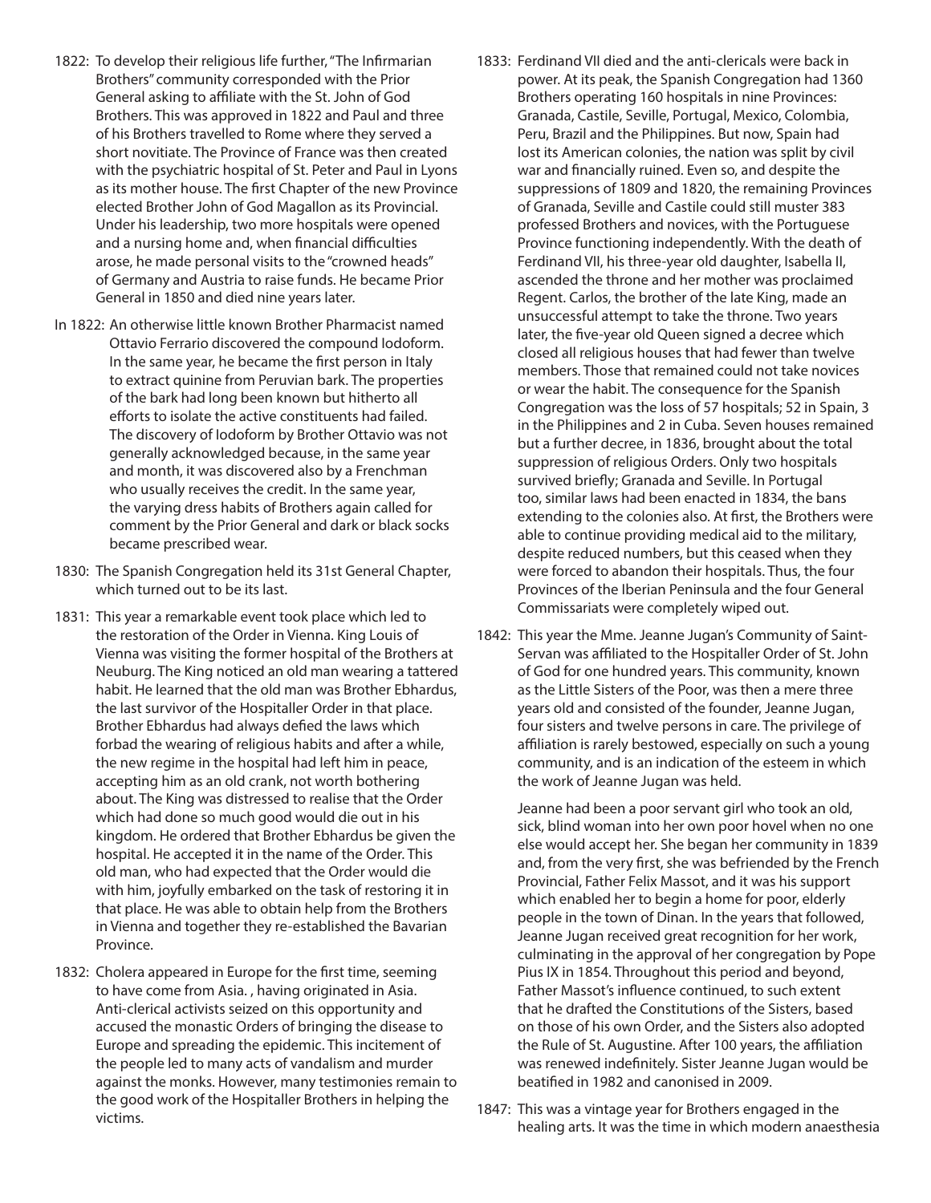1822: To develop their religious life further, "The Infirmarian Brothers" community corresponded with the Prior General asking to affiliate with the St. John of God Brothers. This was approved in 1822 and Paul and three of his Brothers travelled to Rome where they served a short novitiate. The Province of France was then created with the psychiatric hospital of St. Peter and Paul in Lyons as its mother house. The first Chapter of the new Province elected Brother John of God Magallon as its Provincial. Under his leadership, two more hospitals were opened and a nursing home and, when financial difficulties arose, he made personal visits to the "crowned heads" of Germany and Austria to raise funds. He became Prior General in 1850 and died nine years later.

In 1822: An otherwise little known Brother Pharmacist named Ottavio Ferrario discovered the compound Iodoform. In the same year, he became the first person in Italy to extract quinine from Peruvian bark. The properties of the bark had long been known but hitherto all efforts to isolate the active constituents had failed. The discovery of Iodoform by Brother Ottavio was not generally acknowledged because, in the same year and month, it was discovered also by a Frenchman who usually receives the credit. In the same year, the varying dress habits of Brothers again called for comment by the Prior General and dark or black socks became prescribed wear.

1830: The Spanish Congregation held its 31st General Chapter, which turned out to be its last.

1831: This year a remarkable event took place which led to the restoration of the Order in Vienna. King Louis of Vienna was visiting the former hospital of the Brothers at Neuburg. The King noticed an old man wearing a tattered habit. He learned that the old man was Brother Ebhardus, the last survivor of the Hospitaller Order in that place. Brother Ebhardus had always defied the laws which forbad the wearing of religious habits and after a while, the new regime in the hospital had left him in peace, accepting him as an old crank, not worth bothering about. The King was distressed to realise that the Order which had done so much good would die out in his kingdom. He ordered that Brother Ebhardus be given the hospital. He accepted it in the name of the Order. This old man, who had expected that the Order would die with him, joyfully embarked on the task of restoring it in that place. He was able to obtain help from the Brothers in Vienna and together they re-established the Bavarian Province.

1832: Cholera appeared in Europe for the first time, seeming to have come from Asia. , having originated in Asia. Anti-clerical activists seized on this opportunity and accused the monastic Orders of bringing the disease to Europe and spreading the epidemic. This incitement of the people led to many acts of vandalism and murder against the monks. However, many testimonies remain to the good work of the Hospitaller Brothers in helping the victims.

1833: Ferdinand VII died and the anti-clericals were back in power. At its peak, the Spanish Congregation had 1360 Brothers operating 160 hospitals in nine Provinces: Granada, Castile, Seville, Portugal, Mexico, Colombia, Peru, Brazil and the Philippines. But now, Spain had lost its American colonies, the nation was split by civil war and financially ruined. Even so, and despite the suppressions of 1809 and 1820, the remaining Provinces of Granada, Seville and Castile could still muster 383 professed Brothers and novices, with the Portuguese Province functioning independently. With the death of Ferdinand VII, his three-year old daughter, Isabella II, ascended the throne and her mother was proclaimed Regent. Carlos, the brother of the late King, made an unsuccessful attempt to take the throne. Two years later, the five-year old Queen signed a decree which closed all religious houses that had fewer than twelve members. Those that remained could not take novices or wear the habit. The consequence for the Spanish Congregation was the loss of 57 hospitals; 52 in Spain, 3 in the Philippines and 2 in Cuba. Seven houses remained but a further decree, in 1836, brought about the total suppression of religious Orders. Only two hospitals survived briefly; Granada and Seville. In Portugal too, similar laws had been enacted in 1834, the bans extending to the colonies also. At first, the Brothers were able to continue providing medical aid to the military, despite reduced numbers, but this ceased when they were forced to abandon their hospitals. Thus, the four Provinces of the Iberian Peninsula and the four General Commissariats were completely wiped out.

1842: This year the Mme. Jeanne Jugan's Community of Saint-Servan was affiliated to the Hospitaller Order of St. John of God for one hundred years. This community, known as the Little Sisters of the Poor, was then a mere three years old and consisted of the founder, Jeanne Jugan, four sisters and twelve persons in care. The privilege of affiliation is rarely bestowed, especially on such a young community, and is an indication of the esteem in which the work of Jeanne Jugan was held.

Jeanne had been a poor servant girl who took an old, sick, blind woman into her own poor hovel when no one else would accept her. She began her community in 1839 and, from the very first, she was befriended by the French Provincial, Father Felix Massot, and it was his support which enabled her to begin a home for poor, elderly people in the town of Dinan. In the years that followed, Jeanne Jugan received great recognition for her work, culminating in the approval of her congregation by Pope Pius IX in 1854. Throughout this period and beyond, Father Massot's influence continued, to such extent that he drafted the Constitutions of the Sisters, based on those of his own Order, and the Sisters also adopted the Rule of St. Augustine. After 100 years, the affiliation was renewed indefinitely. Sister Jeanne Jugan would be beatified in 1982 and canonised in 2009.

1847: This was a vintage year for Brothers engaged in the healing arts. It was the time in which modern anaesthesia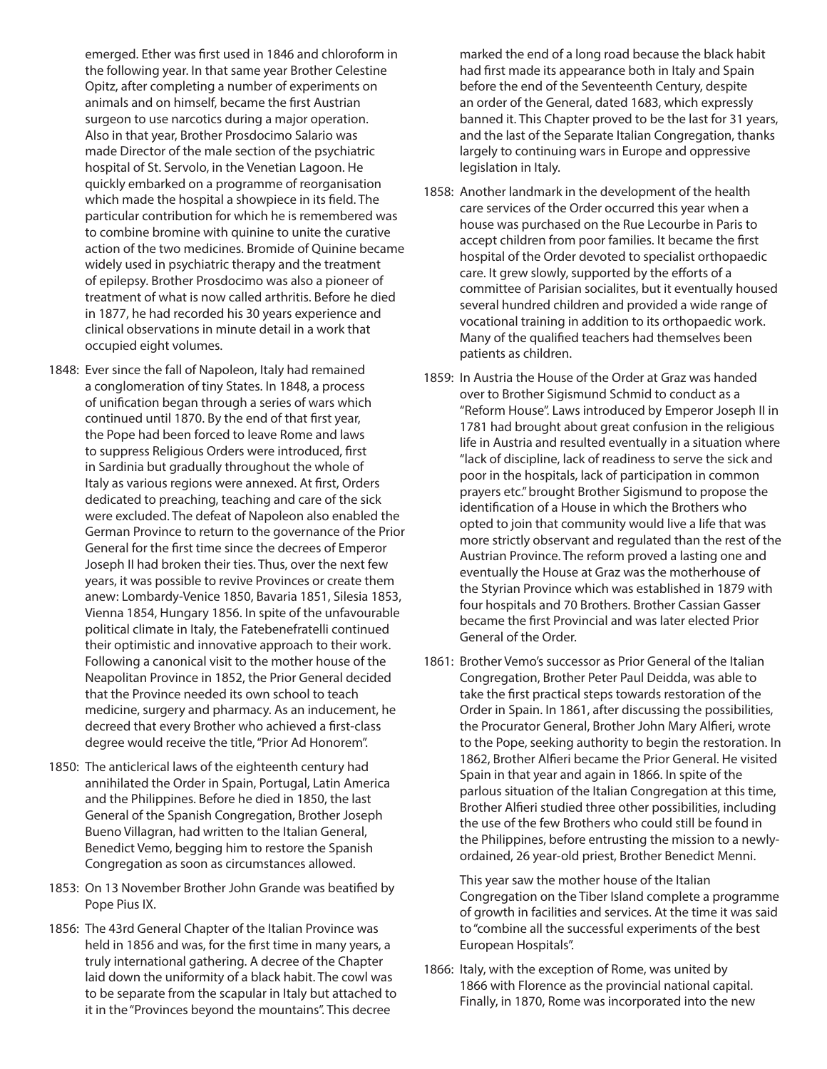emerged. Ether was first used in 1846 and chloroform in the following year. In that same year Brother Celestine Opitz, after completing a number of experiments on animals and on himself, became the first Austrian surgeon to use narcotics during a major operation. Also in that year, Brother Prosdocimo Salario was made Director of the male section of the psychiatric hospital of St. Servolo, in the Venetian Lagoon. He quickly embarked on a programme of reorganisation which made the hospital a showpiece in its field. The particular contribution for which he is remembered was to combine bromine with quinine to unite the curative action of the two medicines. Bromide of Quinine became widely used in psychiatric therapy and the treatment of epilepsy. Brother Prosdocimo was also a pioneer of treatment of what is now called arthritis. Before he died in 1877, he had recorded his 30 years experience and clinical observations in minute detail in a work that occupied eight volumes.

1848: Ever since the fall of Napoleon, Italy had remained a conglomeration of tiny States. In 1848, a process of unification began through a series of wars which continued until 1870. By the end of that first year, the Pope had been forced to leave Rome and laws to suppress Religious Orders were introduced, first in Sardinia but gradually throughout the whole of Italy as various regions were annexed. At first, Orders dedicated to preaching, teaching and care of the sick were excluded. The defeat of Napoleon also enabled the German Province to return to the governance of the Prior General for the first time since the decrees of Emperor Joseph II had broken their ties. Thus, over the next few years, it was possible to revive Provinces or create them anew: Lombardy-Venice 1850, Bavaria 1851, Silesia 1853, Vienna 1854, Hungary 1856. In spite of the unfavourable political climate in Italy, the Fatebenefratelli continued their optimistic and innovative approach to their work. Following a canonical visit to the mother house of the Neapolitan Province in 1852, the Prior General decided that the Province needed its own school to teach medicine, surgery and pharmacy. As an inducement, he decreed that every Brother who achieved a first-class degree would receive the title, "Prior Ad Honorem".

1850: The anticlerical laws of the eighteenth century had annihilated the Order in Spain, Portugal, Latin America and the Philippines. Before he died in 1850, the last General of the Spanish Congregation, Brother Joseph Bueno Villagran, had written to the Italian General, Benedict Vemo, begging him to restore the Spanish Congregation as soon as circumstances allowed.

1853: On 13 November Brother John Grande was beatified by Pope Pius IX.

1856: The 43rd General Chapter of the Italian Province was held in 1856 and was, for the first time in many years, a truly international gathering. A decree of the Chapter laid down the uniformity of a black habit. The cowl was to be separate from the scapular in Italy but attached to it in the "Provinces beyond the mountains". This decree marked the end of a long road because the black habit had first made its appearance both in Italy and Spain before the end of the Seventeenth Century, despite an order of the General, dated 1683, which expressly banned it. This Chapter proved to be the last for 31 years, and the last of the Separate Italian Congregation, thanks largely to continuing wars in Europe and oppressive legislation in Italy.

1858: Another landmark in the development of the health care services of the Order occurred this year when a house was purchased on the Rue Lecourbe in Paris to accept children from poor families. It became the first hospital of the Order devoted to specialist orthopaedic care. It grew slowly, supported by the efforts of a committee of Parisian socialites, but it eventually housed several hundred children and provided a wide range of vocational training in addition to its orthopaedic work. Many of the qualified teachers had themselves been patients as children.

1859: In Austria the House of the Order at Graz was handed over to Brother Sigismund Schmid to conduct as a "Reform House". Laws introduced by Emperor Joseph II in 1781 had brought about great confusion in the religious life in Austria and resulted eventually in a situation where "lack of discipline, lack of readiness to serve the sick and poor in the hospitals, lack of participation in common prayers etc." brought Brother Sigismund to propose the identification of a House in which the Brothers who opted to join that community would live a life that was more strictly observant and regulated than the rest of the Austrian Province. The reform proved a lasting one and eventually the House at Graz was the motherhouse of the Styrian Province which was established in 1879 with four hospitals and 70 Brothers. Brother Cassian Gasser became the first Provincial and was later elected Prior General of the Order.

1861: Brother Vemo's successor as Prior General of the Italian Congregation, Brother Peter Paul Deidda, was able to take the first practical steps towards restoration of the Order in Spain. In 1861, after discussing the possibilities, the Procurator General, Brother John Mary Alfieri, wrote to the Pope, seeking authority to begin the restoration. In 1862, Brother Alfieri became the Prior General. He visited Spain in that year and again in 1866. In spite of the parlous situation of the Italian Congregation at this time, Brother Alfieri studied three other possibilities, including the use of the few Brothers who could still be found in the Philippines, before entrusting the mission to a newly-ordained, 26 year-old priest, Brother Benedict Menni.

This year saw the mother house of the Italian Congregation on the Tiber Island complete a programme of growth in facilities and services. At the time it was said to "combine all the successful experiments of the best European Hospitals".

1866: Italy, with the exception of Rome, was united by 1866 with Florence as the provincial national capital. Finally, in 1870, Rome was incorporated into the new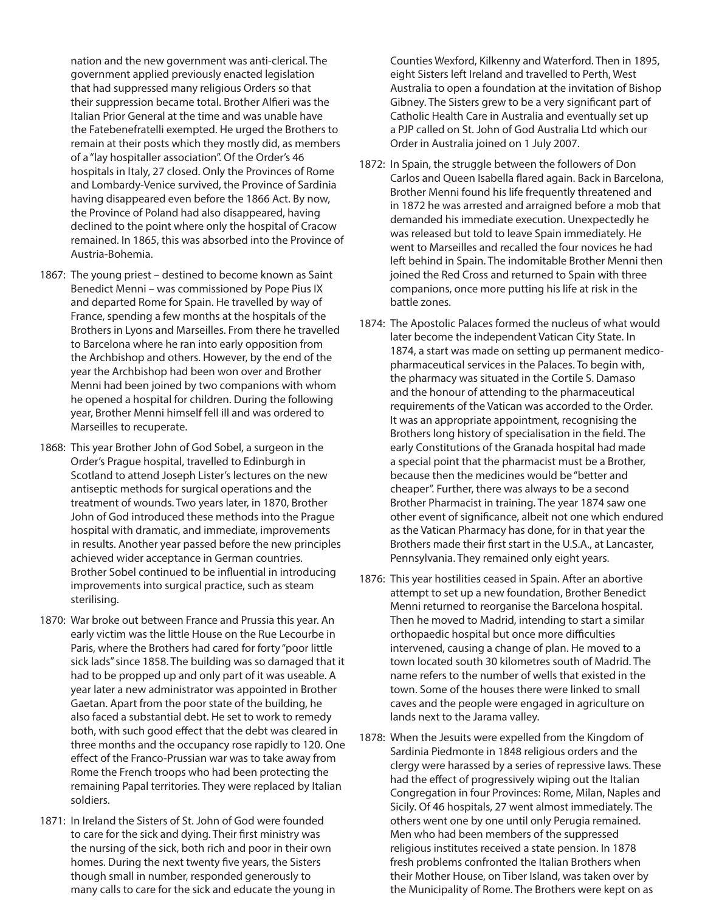nation and the new government was anti-clerical. The government applied previously enacted legislation that had suppressed many religious Orders so that their suppression became total. Brother Alfieri was the Italian Prior General at the time and was unable have the Fatebenefratelli exempted. He urged the Brothers to remain at their posts which they mostly did, as members of a "lay hospitaller association". Of the Order's 46 hospitals in Italy, 27 closed. Only the Provinces of Rome and Lombardy-Venice survived, the Province of Sardinia having disappeared even before the 1866 Act. By now, the Province of Poland had also disappeared, having declined to the point where only the hospital of Cracow remained. In 1865, this was absorbed into the Province of Austria-Bohemia.

1867: The young priest – destined to become known as Saint Benedict Menni – was commissioned by Pope Pius IX and departed Rome for Spain. He travelled by way of France, spending a few months at the hospitals of the Brothers in Lyons and Marseilles. From there he travelled to Barcelona where he ran into early opposition from the Archbishop and others. However, by the end of the year the Archbishop had been won over and Brother Menni had been joined by two companions with whom he opened a hospital for children. During the following year, Brother Menni himself fell ill and was ordered to Marseilles to recuperate.

1868: This year Brother John of God Sobel, a surgeon in the Order's Prague hospital, travelled to Edinburgh in Scotland to attend Joseph Lister's lectures on the new antiseptic methods for surgical operations and the treatment of wounds. Two years later, in 1870, Brother John of God introduced these methods into the Prague hospital with dramatic, and immediate, improvements in results. Another year passed before the new principles achieved wider acceptance in German countries. Brother Sobel continued to be influential in introducing improvements into surgical practice, such as steam sterilising.

1870: War broke out between France and Prussia this year. An early victim was the little House on the Rue Lecourbe in Paris, where the Brothers had cared for forty "poor little sick lads" since 1858. The building was so damaged that it had to be propped up and only part of it was useable. A year later a new administrator was appointed in Brother Gaetan. Apart from the poor state of the building, he also faced a substantial debt. He set to work to remedy both, with such good effect that the debt was cleared in three months and the occupancy rose rapidly to 120. One effect of the Franco-Prussian war was to take away from Rome the French troops who had been protecting the remaining Papal territories. They were replaced by Italian soldiers.

1871: In Ireland the Sisters of St. John of God were founded to care for the sick and dying. Their first ministry was the nursing of the sick, both rich and poor in their own homes. During the next twenty five years, the Sisters though small in number, responded generously to many calls to care for the sick and educate the young in Counties Wexford, Kilkenny and Waterford. Then in 1895, eight Sisters left Ireland and travelled to Perth, West Australia to open a foundation at the invitation of Bishop Gibney. The Sisters grew to be a very significant part of Catholic Health Care in Australia and eventually set up a PJP called on St. John of God Australia Ltd which our Order in Australia joined on 1 July 2007.

1872: In Spain, the struggle between the followers of Don Carlos and Queen Isabella flared again. Back in Barcelona, Brother Menni found his life frequently threatened and in 1872 he was arrested and arraigned before a mob that demanded his immediate execution. Unexpectedly he was released but told to leave Spain immediately. He went to Marseilles and recalled the four novices he had left behind in Spain. The indomitable Brother Menni then joined the Red Cross and returned to Spain with three companions, once more putting his life at risk in the battle zones.

1874: The Apostolic Palaces formed the nucleus of what would later become the independent Vatican City State. In 1874, a start was made on setting up permanent medico-pharmaceutical services in the Palaces. To begin with, the pharmacy was situated in the Cortile S. Damaso and the honour of attending to the pharmaceutical requirements of the Vatican was accorded to the Order. It was an appropriate appointment, recognising the Brothers long history of specialisation in the field. The early Constitutions of the Granada hospital had made a special point that the pharmacist must be a Brother, because then the medicines would be "better and cheaper". Further, there was always to be a second Brother Pharmacist in training. The year 1874 saw one other event of significance, albeit not one which endured as the Vatican Pharmacy has done, for in that year the Brothers made their first start in the U.S.A., at Lancaster, Pennsylvania. They remained only eight years.

1876: This year hostilities ceased in Spain. After an abortive attempt to set up a new foundation, Brother Benedict Menni returned to reorganise the Barcelona hospital. Then he moved to Madrid, intending to start a similar orthopaedic hospital but once more difficulties intervened, causing a change of plan. He moved to a town located south 30 kilometres south of Madrid. The name refers to the number of wells that existed in the town. Some of the houses there were linked to small caves and the people were engaged in agriculture on lands next to the Jarama valley.

1878: When the Jesuits were expelled from the Kingdom of Sardinia Piedmonte in 1848 religious orders and the clergy were harassed by a series of repressive laws. These had the effect of progressively wiping out the Italian Congregation in four Provinces: Rome, Milan, Naples and Sicily. Of 46 hospitals, 27 went almost immediately. The others went one by one until only Perugia remained. Men who had been members of the suppressed religious institutes received a state pension. In 1878 fresh problems confronted the Italian Brothers when their Mother House, on Tiber Island, was taken over by the Municipality of Rome. The Brothers were kept on as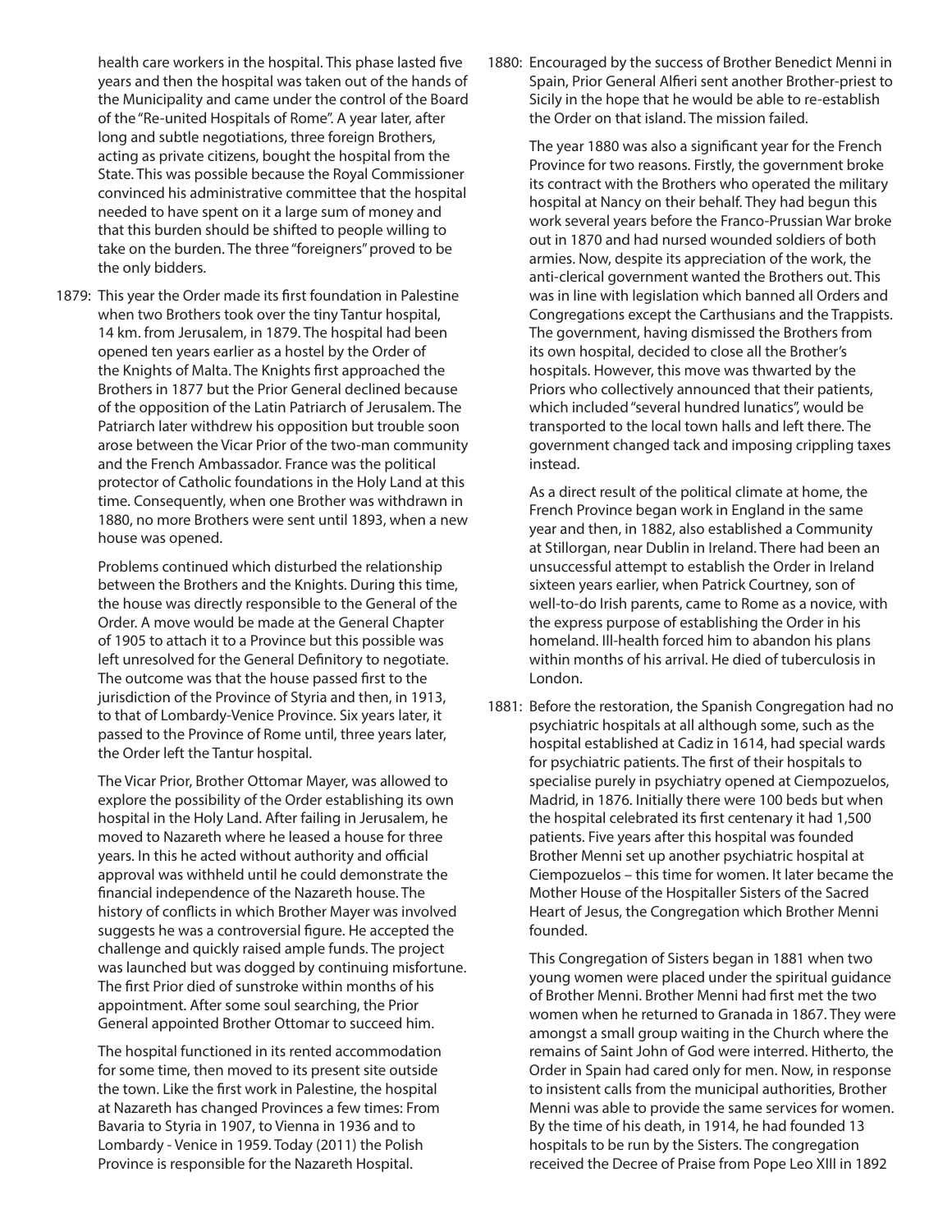health care workers in the hospital. This phase lasted five years and then the hospital was taken out of the hands of the Municipality and came under the control of the Board of the "Re-united Hospitals of Rome". A year later, after long and subtle negotiations, three foreign Brothers, acting as private citizens, bought the hospital from the State. This was possible because the Royal Commissioner convinced his administrative committee that the hospital needed to have spent on it a large sum of money and that this burden should be shifted to people willing to take on the burden. The three "foreigners" proved to be the only bidders.

1879: This year the Order made its first foundation in Palestine when two Brothers took over the tiny Tantur hospital, 14 km. from Jerusalem, in 1879. The hospital had been opened ten years earlier as a hostel by the Order of the Knights of Malta. The Knights first approached the Brothers in 1877 but the Prior General declined because of the opposition of the Latin Patriarch of Jerusalem. The Patriarch later withdrew his opposition but trouble soon arose between the Vicar Prior of the two-man community and the French Ambassador. France was the political protector of Catholic foundations in the Holy Land at this time. Consequently, when one Brother was withdrawn in 1880, no more Brothers were sent until 1893, when a new house was opened.

Problems continued which disturbed the relationship between the Brothers and the Knights. During this time, the house was directly responsible to the General of the Order. A move would be made at the General Chapter of 1905 to attach it to a Province but this possible was left unresolved for the General Definitory to negotiate. The outcome was that the house passed first to the jurisdiction of the Province of Styria and then, in 1913, to that of Lombardy-Venice Province. Six years later, it passed to the Province of Rome until, three years later, the Order left the Tantur hospital.

The Vicar Prior, Brother Ottomar Mayer, was allowed to explore the possibility of the Order establishing its own hospital in the Holy Land. After failing in Jerusalem, he moved to Nazareth where he leased a house for three years. In this he acted without authority and official approval was withheld until he could demonstrate the financial independence of the Nazareth house. The history of conflicts in which Brother Mayer was involved suggests he was a controversial figure. He accepted the challenge and quickly raised ample funds. The project was launched but was dogged by continuing misfortune. The first Prior died of sunstroke within months of his appointment. After some soul searching, the Prior General appointed Brother Ottomar to succeed him.

The hospital functioned in its rented accommodation for some time, then moved to its present site outside the town. Like the first work in Palestine, the hospital at Nazareth has changed Provinces a few times: From Bavaria to Styria in 1907, to Vienna in 1936 and to Lombardy - Venice in 1959. Today (2011) the Polish Province is responsible for the Nazareth Hospital.

1880: Encouraged by the success of Brother Benedict Menni in Spain, Prior General Alfieri sent another Brother-priest to Sicily in the hope that he would be able to re-establish the Order on that island. The mission failed.

The year 1880 was also a significant year for the French Province for two reasons. Firstly, the government broke its contract with the Brothers who operated the military hospital at Nancy on their behalf. They had begun this work several years before the Franco-Prussian War broke out in 1870 and had nursed wounded soldiers of both armies. Now, despite its appreciation of the work, the anti-clerical government wanted the Brothers out. This was in line with legislation which banned all Orders and Congregations except the Carthusians and the Trappists. The government, having dismissed the Brothers from its own hospital, decided to close all the Brother's hospitals. However, this move was thwarted by the Priors who collectively announced that their patients, which included "several hundred lunatics", would be transported to the local town halls and left there. The government changed tack and imposing crippling taxes instead.

As a direct result of the political climate at home, the French Province began work in England in the same year and then, in 1882, also established a Community at Stillorgan, near Dublin in Ireland. There had been an unsuccessful attempt to establish the Order in Ireland sixteen years earlier, when Patrick Courtney, son of well-to-do Irish parents, came to Rome as a novice, with the express purpose of establishing the Order in his homeland. Ill-health forced him to abandon his plans within months of his arrival. He died of tuberculosis in London.

1881: Before the restoration, the Spanish Congregation had no psychiatric hospitals at all although some, such as the hospital established at Cadiz in 1614, had special wards for psychiatric patients. The first of their hospitals to specialise purely in psychiatry opened at Ciempozuelos, Madrid, in 1876. Initially there were 100 beds but when the hospital celebrated its first centenary it had 1,500 patients. Five years after this hospital was founded Brother Menni set up another psychiatric hospital at Ciempozuelos – this time for women. It later became the Mother House of the Hospitaller Sisters of the Sacred Heart of Jesus, the Congregation which Brother Menni founded.

This Congregation of Sisters began in 1881 when two young women were placed under the spiritual guidance of Brother Menni. Brother Menni had first met the two women when he returned to Granada in 1867. They were amongst a small group waiting in the Church where the remains of Saint John of God were interred. Hitherto, the Order in Spain had cared only for men. Now, in response to insistent calls from the municipal authorities, Brother Menni was able to provide the same services for women. By the time of his death, in 1914, he had founded 13 hospitals to be run by the Sisters. The congregation received the Decree of Praise from Pope Leo XIII in 1892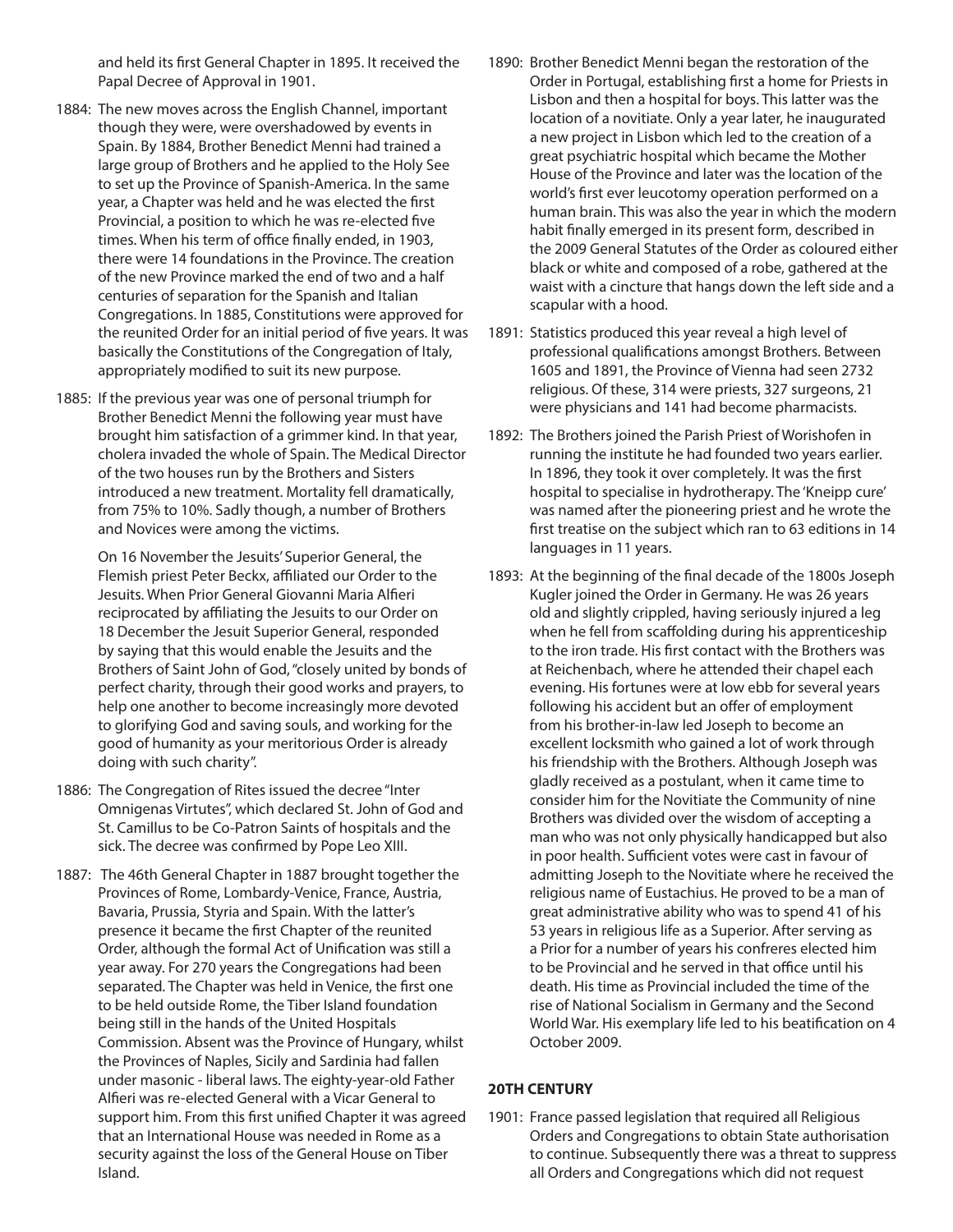and held its first General Chapter in 1895. It received the Papal Decree of Approval in 1901.

1884: The new moves across the English Channel, important though they were, were overshadowed by events in Spain. By 1884, Brother Benedict Menni had trained a large group of Brothers and he applied to the Holy See to set up the Province of Spanish-America. In the same year, a Chapter was held and he was elected the first Provincial, a position to which he was re-elected five times. When his term of office finally ended, in 1903, there were 14 foundations in the Province. The creation of the new Province marked the end of two and a half centuries of separation for the Spanish and Italian Congregations. In 1885, Constitutions were approved for the reunited Order for an initial period of five years. It was basically the Constitutions of the Congregation of Italy, appropriately modified to suit its new purpose.

1885: If the previous year was one of personal triumph for Brother Benedict Menni the following year must have brought him satisfaction of a grimmer kind. In that year, cholera invaded the whole of Spain. The Medical Director of the two houses run by the Brothers and Sisters introduced a new treatment. Mortality fell dramatically, from 75% to 10%. Sadly though, a number of Brothers and Novices were among the victims.

On 16 November the Jesuits' Superior General, the Flemish priest Peter Beckx, affiliated our Order to the Jesuits. When Prior General Giovanni Maria Alfieri reciprocated by affiliating the Jesuits to our Order on 18 December the Jesuit Superior General, responded by saying that this would enable the Jesuits and the Brothers of Saint John of God, "closely united by bonds of perfect charity, through their good works and prayers, to help one another to become increasingly more devoted to glorifying God and saving souls, and working for the good of humanity as your meritorious Order is already doing with such charity".

1886: The Congregation of Rites issued the decree "Inter Omnigenas Virtutes", which declared St. John of God and St. Camillus to be Co-Patron Saints of hospitals and the sick. The decree was confirmed by Pope Leo XIII.

1887: The 46th General Chapter in 1887 brought together the Provinces of Rome, Lombardy-Venice, France, Austria, Bavaria, Prussia, Styria and Spain. With the latter's presence it became the first Chapter of the reunited Order, although the formal Act of Unification was still a year away. For 270 years the Congregations had been separated. The Chapter was held in Venice, the first one to be held outside Rome, the Tiber Island foundation being still in the hands of the United Hospitals Commission. Absent was the Province of Hungary, whilst the Provinces of Naples, Sicily and Sardinia had fallen under masonic - liberal laws. The eighty-year-old Father Alfieri was re-elected General with a Vicar General to support him. From this first unified Chapter it was agreed that an International House was needed in Rome as a security against the loss of the General House on Tiber Island.

1890: Brother Benedict Menni began the restoration of the Order in Portugal, establishing first a home for Priests in Lisbon and then a hospital for boys. This latter was the location of a novitiate. Only a year later, he inaugurated a new project in Lisbon which led to the creation of a great psychiatric hospital which became the Mother House of the Province and later was the location of the world's first ever leucotomy operation performed on a human brain. This was also the year in which the modern habit finally emerged in its present form, described in the 2009 General Statutes of the Order as coloured either black or white and composed of a robe, gathered at the waist with a cincture that hangs down the left side and a scapular with a hood.

1891: Statistics produced this year reveal a high level of professional qualifications amongst Brothers. Between 1605 and 1891, the Province of Vienna had seen 2732 religious. Of these, 314 were priests, 327 surgeons, 21 were physicians and 141 had become pharmacists.

1892: The Brothers joined the Parish Priest of Worishofen in running the institute he had founded two years earlier. In 1896, they took it over completely. It was the first hospital to specialise in hydrotherapy. The 'Kneipp cure' was named after the pioneering priest and he wrote the first treatise on the subject which ran to 63 editions in 14 languages in 11 years.

1893: At the beginning of the final decade of the 1800s Joseph Kugler joined the Order in Germany. He was 26 years old and slightly crippled, having seriously injured a leg when he fell from scaffolding during his apprenticeship to the iron trade. His first contact with the Brothers was at Reichenbach, where he attended their chapel each evening. His fortunes were at low ebb for several years following his accident but an offer of employment from his brother-in-law led Joseph to become an excellent locksmith who gained a lot of work through his friendship with the Brothers. Although Joseph was gladly received as a postulant, when it came time to consider him for the Novitiate the Community of nine Brothers was divided over the wisdom of accepting a man who was not only physically handicapped but also in poor health. Sufficient votes were cast in favour of admitting Joseph to the Novitiate where he received the religious name of Eustachius. He proved to be a man of great administrative ability who was to spend 41 of his 53 years in religious life as a Superior. After serving as a Prior for a number of years his confreres elected him to be Provincial and he served in that office until his death. His time as Provincial included the time of the rise of National Socialism in Germany and the Second World War. His exemplary life led to his beatification on 4 October 2009.

## 20TH CENTURY

1901: France passed legislation that required all Religious Orders and Congregations to obtain State authorisation to continue. Subsequently there was a threat to suppress all Orders and Congregations which did not request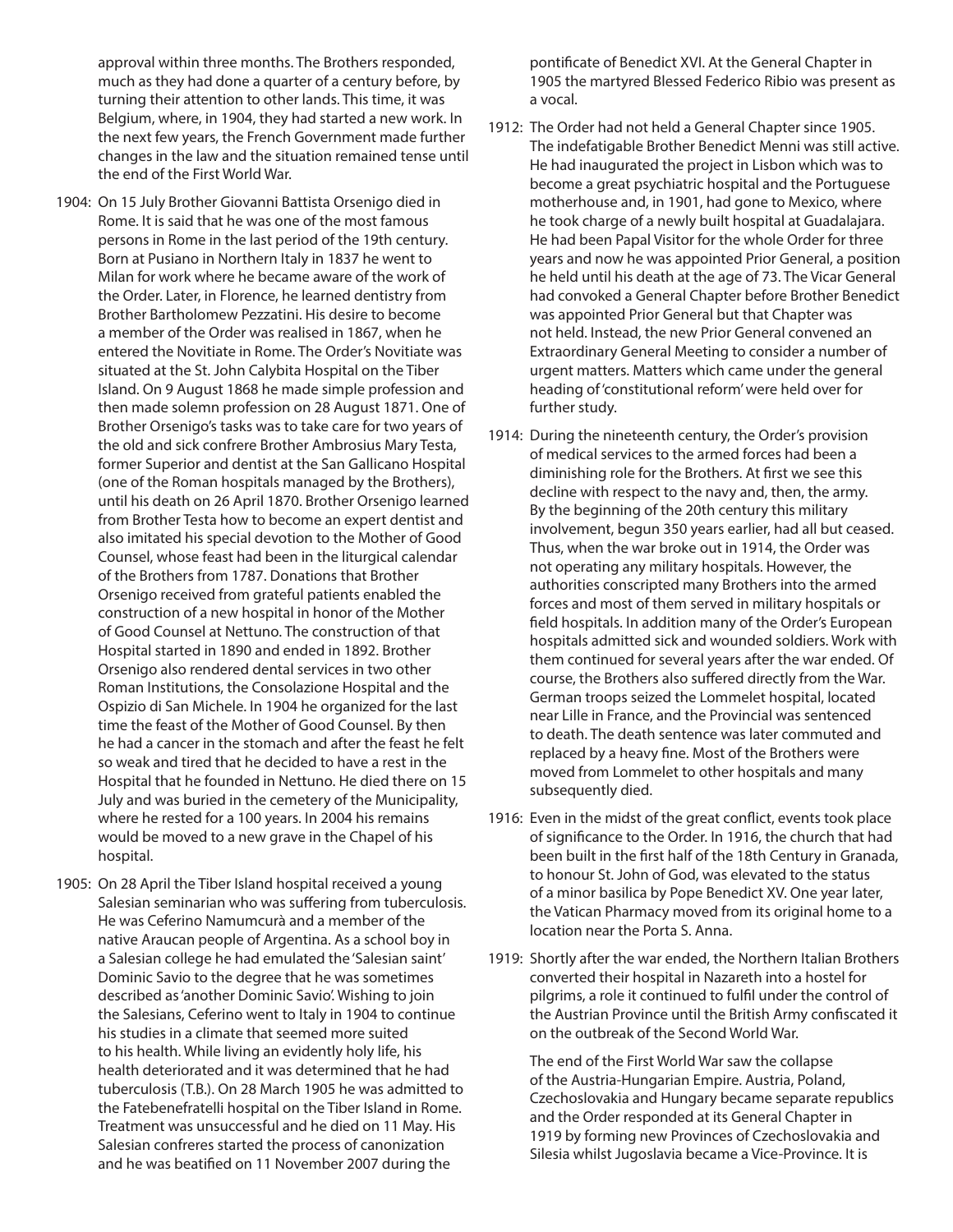approval within three months. The Brothers responded, much as they had done a quarter of a century before, by turning their attention to other lands. This time, it was Belgium, where, in 1904, they had started a new work. In the next few years, the French Government made further changes in the law and the situation remained tense until the end of the First World War.

1904: On 15 July Brother Giovanni Battista Orsenigo died in Rome. It is said that he was one of the most famous persons in Rome in the last period of the 19th century. Born at Pusiano in Northern Italy in 1837 he went to Milan for work where he became aware of the work of the Order. Later, in Florence, he learned dentistry from Brother Bartholomew Pezzatini. His desire to become a member of the Order was realised in 1867, when he entered the Novitiate in Rome. The Order's Novitiate was situated at the St. John Calybita Hospital on the Tiber Island. On 9 August 1868 he made simple profession and then made solemn profession on 28 August 1871. One of Brother Orsenigo's tasks was to take care for two years of the old and sick confrere Brother Ambrosius Mary Testa, former Superior and dentist at the San Gallicano Hospital (one of the Roman hospitals managed by the Brothers), until his death on 26 April 1870. Brother Orsenigo learned from Brother Testa how to become an expert dentist and also imitated his special devotion to the Mother of Good Counsel, whose feast had been in the liturgical calendar of the Brothers from 1787. Donations that Brother Orsenigo received from grateful patients enabled the construction of a new hospital in honor of the Mother of Good Counsel at Nettuno. The construction of that Hospital started in 1890 and ended in 1892. Brother Orsenigo also rendered dental services in two other Roman Institutions, the Consolazione Hospital and the Ospizio di San Michele. In 1904 he organized for the last time the feast of the Mother of Good Counsel. By then he had a cancer in the stomach and after the feast he felt so weak and tired that he decided to have a rest in the Hospital that he founded in Nettuno. He died there on 15 July and was buried in the cemetery of the Municipality, where he rested for a 100 years. In 2004 his remains would be moved to a new grave in the Chapel of his hospital.

1905: On 28 April the Tiber Island hospital received a young Salesian seminarian who was suffering from tuberculosis. He was Ceferino Namumcurà and a member of the native Araucan people of Argentina. As a school boy in a Salesian college he had emulated the 'Salesian saint' Dominic Savio to the degree that he was sometimes described as 'another Dominic Savio'. Wishing to join the Salesians, Ceferino went to Italy in 1904 to continue his studies in a climate that seemed more suited to his health. While living an evidently holy life, his health deteriorated and it was determined that he had tuberculosis (T.B.). On 28 March 1905 he was admitted to the Fatebenefratelli hospital on the Tiber Island in Rome. Treatment was unsuccessful and he died on 11 May. His Salesian confreres started the process of canonization and he was beatified on 11 November 2007 during the pontificate of Benedict XVI. At the General Chapter in 1905 the martyred Blessed Federico Ribio was present as a vocal.

1912: The Order had not held a General Chapter since 1905. The indefatigable Brother Benedict Menni was still active. He had inaugurated the project in Lisbon which was to become a great psychiatric hospital and the Portuguese motherhouse and, in 1901, had gone to Mexico, where he took charge of a newly built hospital at Guadalajara. He had been Papal Visitor for the whole Order for three years and now he was appointed Prior General, a position he held until his death at the age of 73. The Vicar General had convoked a General Chapter before Brother Benedict was appointed Prior General but that Chapter was not held. Instead, the new Prior General convened an Extraordinary General Meeting to consider a number of urgent matters. Matters which came under the general heading of 'constitutional reform' were held over for further study.

1914: During the nineteenth century, the Order's provision of medical services to the armed forces had been a diminishing role for the Brothers. At first we see this decline with respect to the navy and, then, the army. By the beginning of the 20th century this military involvement, begun 350 years earlier, had all but ceased. Thus, when the war broke out in 1914, the Order was not operating any military hospitals. However, the authorities conscripted many Brothers into the armed forces and most of them served in military hospitals or field hospitals. In addition many of the Order's European hospitals admitted sick and wounded soldiers. Work with them continued for several years after the war ended. Of course, the Brothers also suffered directly from the War. German troops seized the Lommelet hospital, located near Lille in France, and the Provincial was sentenced to death. The death sentence was later commuted and replaced by a heavy fine. Most of the Brothers were moved from Lommelet to other hospitals and many subsequently died.

1916: Even in the midst of the great conflict, events took place of significance to the Order. In 1916, the church that had been built in the first half of the 18th Century in Granada, to honour St. John of God, was elevated to the status of a minor basilica by Pope Benedict XV. One year later, the Vatican Pharmacy moved from its original home to a location near the Porta S. Anna.

1919: Shortly after the war ended, the Northern Italian Brothers converted their hospital in Nazareth into a hostel for pilgrims, a role it continued to fulfil under the control of the Austrian Province until the British Army confiscated it on the outbreak of the Second World War.

The end of the First World War saw the collapse of the Austria-Hungarian Empire. Austria, Poland, Czechoslovakia and Hungary became separate republics and the Order responded at its General Chapter in 1919 by forming new Provinces of Czechoslovakia and Silesia whilst Jugoslavia became a Vice-Province. It is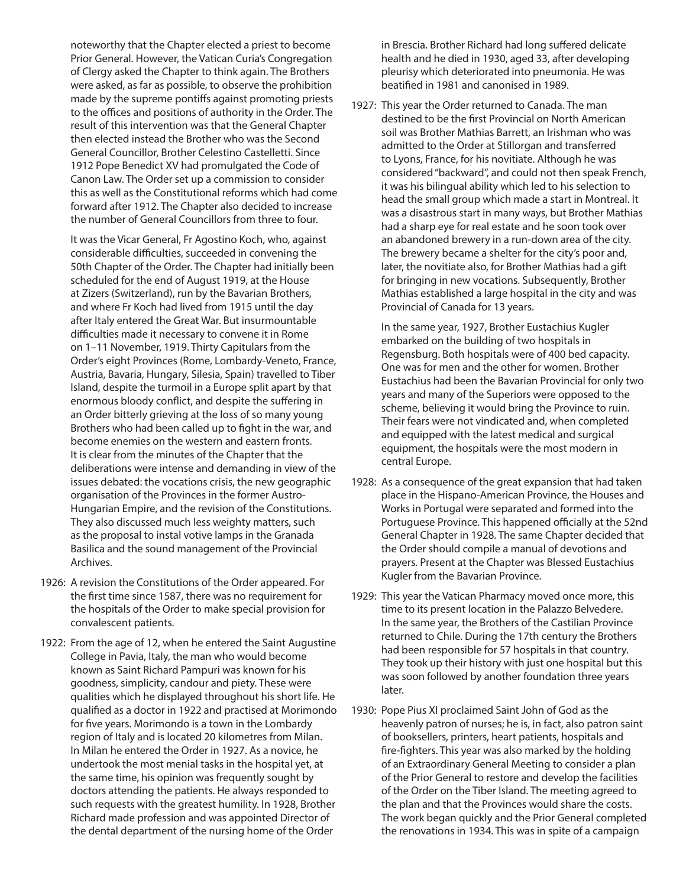noteworthy that the Chapter elected a priest to become Prior General. However, the Vatican Curia's Congregation of Clergy asked the Chapter to think again. The Brothers were asked, as far as possible, to observe the prohibition made by the supreme pontiffs against promoting priests to the offices and positions of authority in the Order. The result of this intervention was that the General Chapter then elected instead the Brother who was the Second General Councillor, Brother Celestino Castelletti. Since 1912 Pope Benedict XV had promulgated the Code of Canon Law. The Order set up a commission to consider this as well as the Constitutional reforms which had come forward after 1912. The Chapter also decided to increase the number of General Councillors from three to four.

It was the Vicar General, Fr Agostino Koch, who, against considerable difficulties, succeeded in convening the 50th Chapter of the Order. The Chapter had initially been scheduled for the end of August 1919, at the House at Zizers (Switzerland), run by the Bavarian Brothers, and where Fr Koch had lived from 1915 until the day after Italy entered the Great War. But insurmountable difficulties made it necessary to convene it in Rome on 1–11 November, 1919. Thirty Capitulars from the Order's eight Provinces (Rome, Lombardy-Veneto, France, Austria, Bavaria, Hungary, Silesia, Spain) travelled to Tiber Island, despite the turmoil in a Europe split apart by that enormous bloody conflict, and despite the suffering in an Order bitterly grieving at the loss of so many young Brothers who had been called up to fight in the war, and become enemies on the western and eastern fronts. It is clear from the minutes of the Chapter that the deliberations were intense and demanding in view of the issues debated: the vocations crisis, the new geographic organisation of the Provinces in the former Austro-Hungarian Empire, and the revision of the Constitutions. They also discussed much less weighty matters, such as the proposal to instal votive lamps in the Granada Basilica and the sound management of the Provincial Archives.

1926: A revision the Constitutions of the Order appeared. For the first time since 1587, there was no requirement for the hospitals of the Order to make special provision for convalescent patients.

1922: From the age of 12, when he entered the Saint Augustine College in Pavia, Italy, the man who would become known as Saint Richard Pampuri was known for his goodness, simplicity, candour and piety. These were qualities which he displayed throughout his short life. He qualified as a doctor in 1922 and practised at Morimondo for five years. Morimondo is a town in the Lombardy region of Italy and is located 20 kilometres from Milan. In Milan he entered the Order in 1927. As a novice, he undertook the most menial tasks in the hospital yet, at the same time, his opinion was frequently sought by doctors attending the patients. He always responded to such requests with the greatest humility. In 1928, Brother Richard made profession and was appointed Director of the dental department of the nursing home of the Order in Brescia. Brother Richard had long suffered delicate health and he died in 1930, aged 33, after developing pleurisy which deteriorated into pneumonia. He was beatified in 1981 and canonised in 1989.

1927: This year the Order returned to Canada. The man destined to be the first Provincial on North American soil was Brother Mathias Barrett, an Irishman who was admitted to the Order at Stillorgan and transferred to Lyons, France, for his novitiate. Although he was considered "backward", and could not then speak French, it was his bilingual ability which led to his selection to head the small group which made a start in Montreal. It was a disastrous start in many ways, but Brother Mathias had a sharp eye for real estate and he soon took over an abandoned brewery in a run-down area of the city. The brewery became a shelter for the city's poor and, later, the novitiate also, for Brother Mathias had a gift for bringing in new vocations. Subsequently, Brother Mathias established a large hospital in the city and was Provincial of Canada for 13 years.

In the same year, 1927, Brother Eustachius Kugler embarked on the building of two hospitals in Regensburg. Both hospitals were of 400 bed capacity. One was for men and the other for women. Brother Eustachius had been the Bavarian Provincial for only two years and many of the Superiors were opposed to the scheme, believing it would bring the Province to ruin. Their fears were not vindicated and, when completed and equipped with the latest medical and surgical equipment, the hospitals were the most modern in central Europe.

1928: As a consequence of the great expansion that had taken place in the Hispano-American Province, the Houses and Works in Portugal were separated and formed into the Portuguese Province. This happened officially at the 52nd General Chapter in 1928. The same Chapter decided that the Order should compile a manual of devotions and prayers. Present at the Chapter was Blessed Eustachius Kugler from the Bavarian Province.

1929: This year the Vatican Pharmacy moved once more, this time to its present location in the Palazzo Belvedere. In the same year, the Brothers of the Castilian Province returned to Chile. During the 17th century the Brothers had been responsible for 57 hospitals in that country. They took up their history with just one hospital but this was soon followed by another foundation three years later.

1930: Pope Pius XI proclaimed Saint John of God as the heavenly patron of nurses; he is, in fact, also patron saint of booksellers, printers, heart patients, hospitals and fire-fighters. This year was also marked by the holding of an Extraordinary General Meeting to consider a plan of the Prior General to restore and develop the facilities of the Order on the Tiber Island. The meeting agreed to the plan and that the Provinces would share the costs. The work began quickly and the Prior General completed the renovations in 1934. This was in spite of a campaign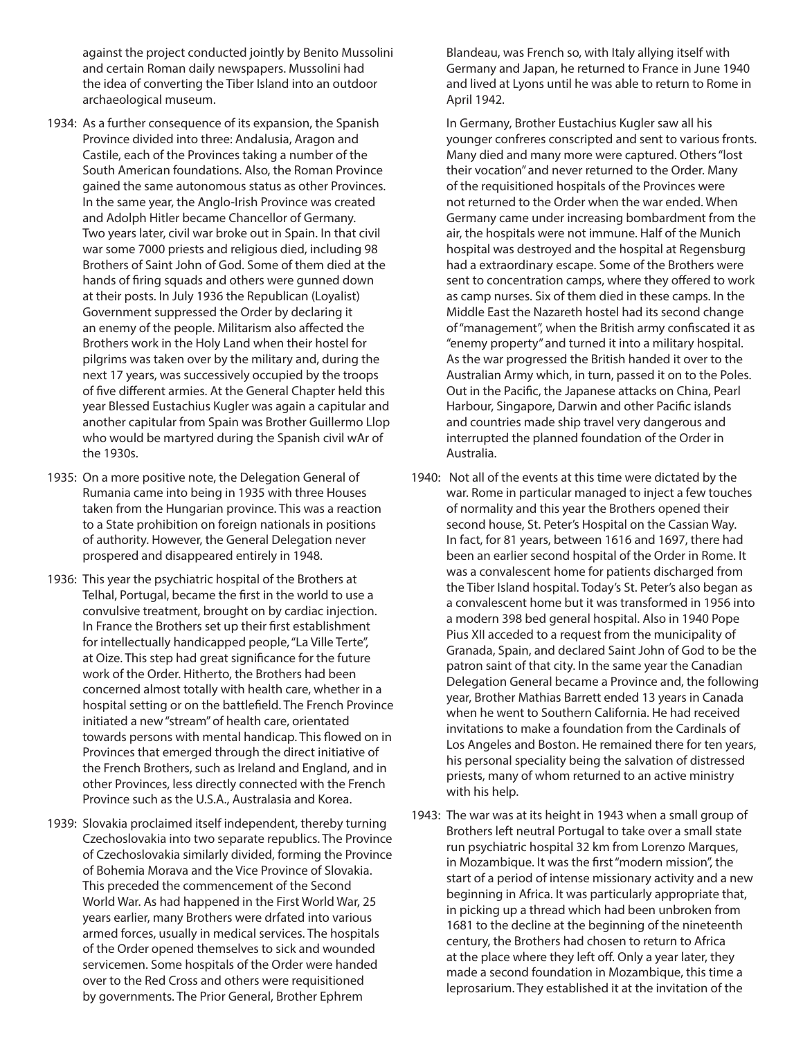against the project conducted jointly by Benito Mussolini and certain Roman daily newspapers. Mussolini had the idea of converting the Tiber Island into an outdoor archaeological museum.

1934: As a further consequence of its expansion, the Spanish Province divided into three: Andalusia, Aragon and Castile, each of the Provinces taking a number of the South American foundations. Also, the Roman Province gained the same autonomous status as other Provinces. In the same year, the Anglo-Irish Province was created and Adolph Hitler became Chancellor of Germany. Two years later, civil war broke out in Spain. In that civil war some 7000 priests and religious died, including 98 Brothers of Saint John of God. Some of them died at the hands of firing squads and others were gunned down at their posts. In July 1936 the Republican (Loyalist) Government suppressed the Order by declaring it an enemy of the people. Militarism also affected the Brothers work in the Holy Land when their hostel for pilgrims was taken over by the military and, during the next 17 years, was successively occupied by the troops of five different armies. At the General Chapter held this year Blessed Eustachius Kugler was again a capitular and another capitular from Spain was Brother Guillermo Llop who would be martyred during the Spanish civil wAr of the 1930s.

1935: On a more positive note, the Delegation General of Rumania came into being in 1935 with three Houses taken from the Hungarian province. This was a reaction to a State prohibition on foreign nationals in positions of authority. However, the General Delegation never prospered and disappeared entirely in 1948.

1936: This year the psychiatric hospital of the Brothers at Telhal, Portugal, became the first in the world to use a convulsive treatment, brought on by cardiac injection. In France the Brothers set up their first establishment for intellectually handicapped people, "La Ville Terte", at Oize. This step had great significance for the future work of the Order. Hitherto, the Brothers had been concerned almost totally with health care, whether in a hospital setting or on the battlefield. The French Province initiated a new "stream" of health care, orientated towards persons with mental handicap. This flowed on in Provinces that emerged through the direct initiative of the French Brothers, such as Ireland and England, and in other Provinces, less directly connected with the French Province such as the U.S.A., Australasia and Korea.

1939: Slovakia proclaimed itself independent, thereby turning Czechoslovakia into two separate republics. The Province of Czechoslovakia similarly divided, forming the Province of Bohemia Morava and the Vice Province of Slovakia. This preceded the commencement of the Second World War. As had happened in the First World War, 25 years earlier, many Brothers were drfated into various armed forces, usually in medical services. The hospitals of the Order opened themselves to sick and wounded servicemen. Some hospitals of the Order were handed over to the Red Cross and others were requisitioned by governments. The Prior General, Brother Ephrem Blandeau, was French so, with Italy allying itself with Germany and Japan, he returned to France in June 1940 and lived at Lyons until he was able to return to Rome in April 1942.

In Germany, Brother Eustachius Kugler saw all his younger confreres conscripted and sent to various fronts. Many died and many more were captured. Others "lost their vocation" and never returned to the Order. Many of the requisitioned hospitals of the Provinces were not returned to the Order when the war ended. When Germany came under increasing bombardment from the air, the hospitals were not immune. Half of the Munich hospital was destroyed and the hospital at Regensburg had a extraordinary escape. Some of the Brothers were sent to concentration camps, where they offered to work as camp nurses. Six of them died in these camps. In the Middle East the Nazareth hostel had its second change of "management", when the British army confiscated it as "enemy property" and turned it into a military hospital. As the war progressed the British handed it over to the Australian Army which, in turn, passed it on to the Poles. Out in the Pacific, the Japanese attacks on China, Pearl Harbour, Singapore, Darwin and other Pacific islands and countries made ship travel very dangerous and interrupted the planned foundation of the Order in Australia.

1940: Not all of the events at this time were dictated by the war. Rome in particular managed to inject a few touches of normality and this year the Brothers opened their second house, St. Peter's Hospital on the Cassian Way. In fact, for 81 years, between 1616 and 1697, there had been an earlier second hospital of the Order in Rome. It was a convalescent home for patients discharged from the Tiber Island hospital. Today's St. Peter's also began as a convalescent home but it was transformed in 1956 into a modern 398 bed general hospital. Also in 1940 Pope Pius XII acceded to a request from the municipality of Granada, Spain, and declared Saint John of God to be the patron saint of that city. In the same year the Canadian Delegation General became a Province and, the following year, Brother Mathias Barrett ended 13 years in Canada when he went to Southern California. He had received invitations to make a foundation from the Cardinals of Los Angeles and Boston. He remained there for ten years, his personal speciality being the salvation of distressed priests, many of whom returned to an active ministry with his help.

1943: The war was at its height in 1943 when a small group of Brothers left neutral Portugal to take over a small state run psychiatric hospital 32 km from Lorenzo Marques, in Mozambique. It was the first "modern mission", the start of a period of intense missionary activity and a new beginning in Africa. It was particularly appropriate that, in picking up a thread which had been unbroken from 1681 to the decline at the beginning of the nineteenth century, the Brothers had chosen to return to Africa at the place where they left off. Only a year later, they made a second foundation in Mozambique, this time a leprosarium. They established it at the invitation of the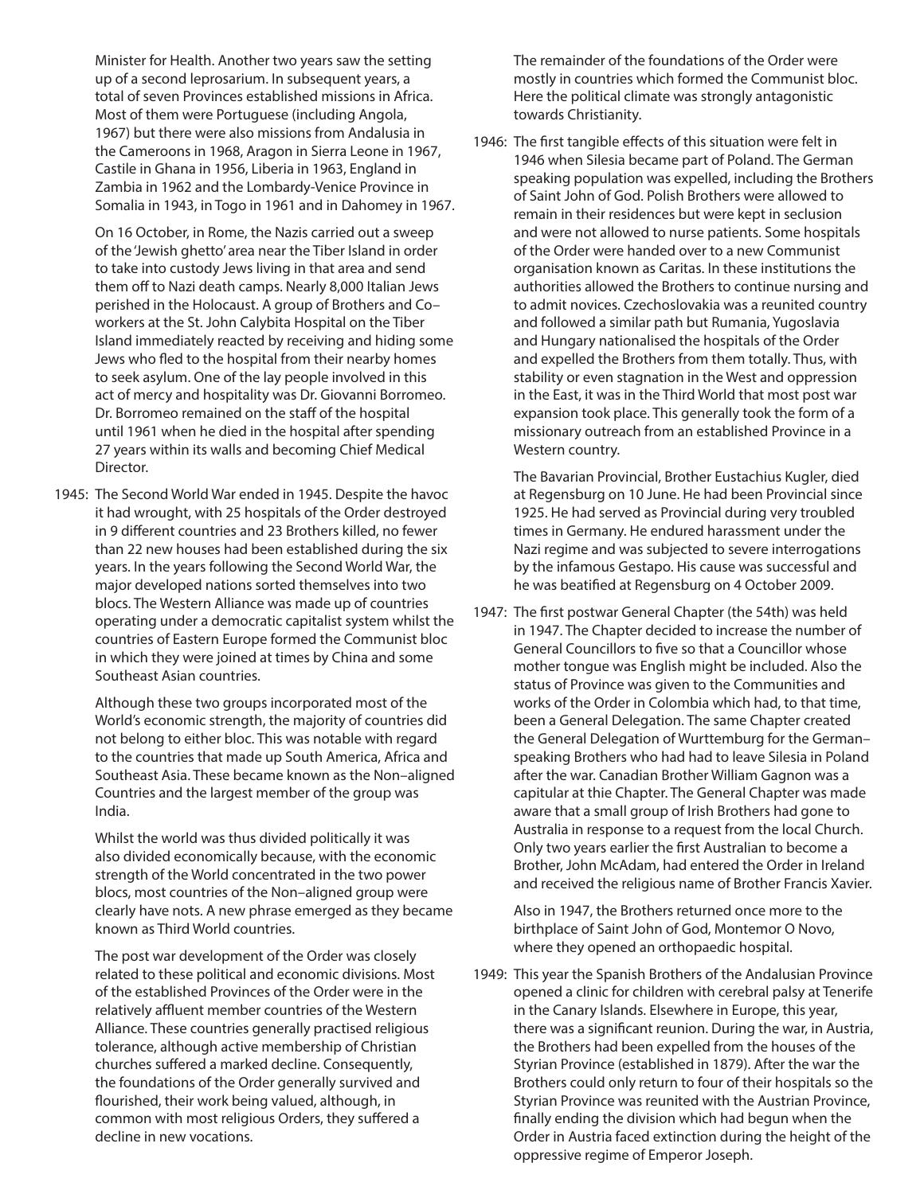Minister for Health. Another two years saw the setting up of a second leprosarium. In subsequent years, a total of seven Provinces established missions in Africa. Most of them were Portuguese (including Angola, 1967) but there were also missions from Andalusia in the Cameroons in 1968, Aragon in Sierra Leone in 1967, Castile in Ghana in 1956, Liberia in 1963, England in Zambia in 1962 and the Lombardy-Venice Province in Somalia in 1943, in Togo in 1961 and in Dahomey in 1967.

On 16 October, in Rome, the Nazis carried out a sweep of the 'Jewish ghetto' area near the Tiber Island in order to take into custody Jews living in that area and send them off to Nazi death camps. Nearly 8,000 Italian Jews perished in the Holocaust. A group of Brothers and Co–workers at the St. John Calybita Hospital on the Tiber Island immediately reacted by receiving and hiding some Jews who fled to the hospital from their nearby homes to seek asylum. One of the lay people involved in this act of mercy and hospitality was Dr. Giovanni Borromeo. Dr. Borromeo remained on the staff of the hospital until 1961 when he died in the hospital after spending 27 years within its walls and becoming Chief Medical Director.

1945: The Second World War ended in 1945. Despite the havoc it had wrought, with 25 hospitals of the Order destroyed in 9 different countries and 23 Brothers killed, no fewer than 22 new houses had been established during the six years. In the years following the Second World War, the major developed nations sorted themselves into two blocs. The Western Alliance was made up of countries operating under a democratic capitalist system whilst the countries of Eastern Europe formed the Communist bloc in which they were joined at times by China and some Southeast Asian countries.

Although these two groups incorporated most of the World's economic strength, the majority of countries did not belong to either bloc. This was notable with regard to the countries that made up South America, Africa and Southeast Asia. These became known as the Non–aligned Countries and the largest member of the group was India.

Whilst the world was thus divided politically it was also divided economically because, with the economic strength of the World concentrated in the two power blocs, most countries of the Non–aligned group were clearly have nots. A new phrase emerged as they became known as Third World countries.

The post war development of the Order was closely related to these political and economic divisions. Most of the established Provinces of the Order were in the relatively affluent member countries of the Western Alliance. These countries generally practised religious tolerance, although active membership of Christian churches suffered a marked decline. Consequently, the foundations of the Order generally survived and flourished, their work being valued, although, in common with most religious Orders, they suffered a decline in new vocations.

The remainder of the foundations of the Order were mostly in countries which formed the Communist bloc. Here the political climate was strongly antagonistic towards Christianity.

1946: The first tangible effects of this situation were felt in 1946 when Silesia became part of Poland. The German speaking population was expelled, including the Brothers of Saint John of God. Polish Brothers were allowed to remain in their residences but were kept in seclusion and were not allowed to nurse patients. Some hospitals of the Order were handed over to a new Communist organisation known as Caritas. In these institutions the authorities allowed the Brothers to continue nursing and to admit novices. Czechoslovakia was a reunited country and followed a similar path but Rumania, Yugoslavia and Hungary nationalised the hospitals of the Order and expelled the Brothers from them totally. Thus, with stability or even stagnation in the West and oppression in the East, it was in the Third World that most post war expansion took place. This generally took the form of a missionary outreach from an established Province in a Western country.

The Bavarian Provincial, Brother Eustachius Kugler, died at Regensburg on 10 June. He had been Provincial since 1925. He had served as Provincial during very troubled times in Germany. He endured harassment under the Nazi regime and was subjected to severe interrogations by the infamous Gestapo. His cause was successful and he was beatified at Regensburg on 4 October 2009.

1947: The first postwar General Chapter (the 54th) was held in 1947. The Chapter decided to increase the number of General Councillors to five so that a Councillor whose mother tongue was English might be included. Also the status of Province was given to the Communities and works of the Order in Colombia which had, to that time, been a General Delegation. The same Chapter created the General Delegation of Wurttemburg for the German–speaking Brothers who had had to leave Silesia in Poland after the war. Canadian Brother William Gagnon was a capitular at thie Chapter. The General Chapter was made aware that a small group of Irish Brothers had gone to Australia in response to a request from the local Church. Only two years earlier the first Australian to become a Brother, John McAdam, had entered the Order in Ireland and received the religious name of Brother Francis Xavier.

Also in 1947, the Brothers returned once more to the birthplace of Saint John of God, Montemor O Novo, where they opened an orthopaedic hospital.

1949: This year the Spanish Brothers of the Andalusian Province opened a clinic for children with cerebral palsy at Tenerife in the Canary Islands. Elsewhere in Europe, this year, there was a significant reunion. During the war, in Austria, the Brothers had been expelled from the houses of the Styrian Province (established in 1879). After the war the Brothers could only return to four of their hospitals so the Styrian Province was reunited with the Austrian Province, finally ending the division which had begun when the Order in Austria faced extinction during the height of the oppressive regime of Emperor Joseph.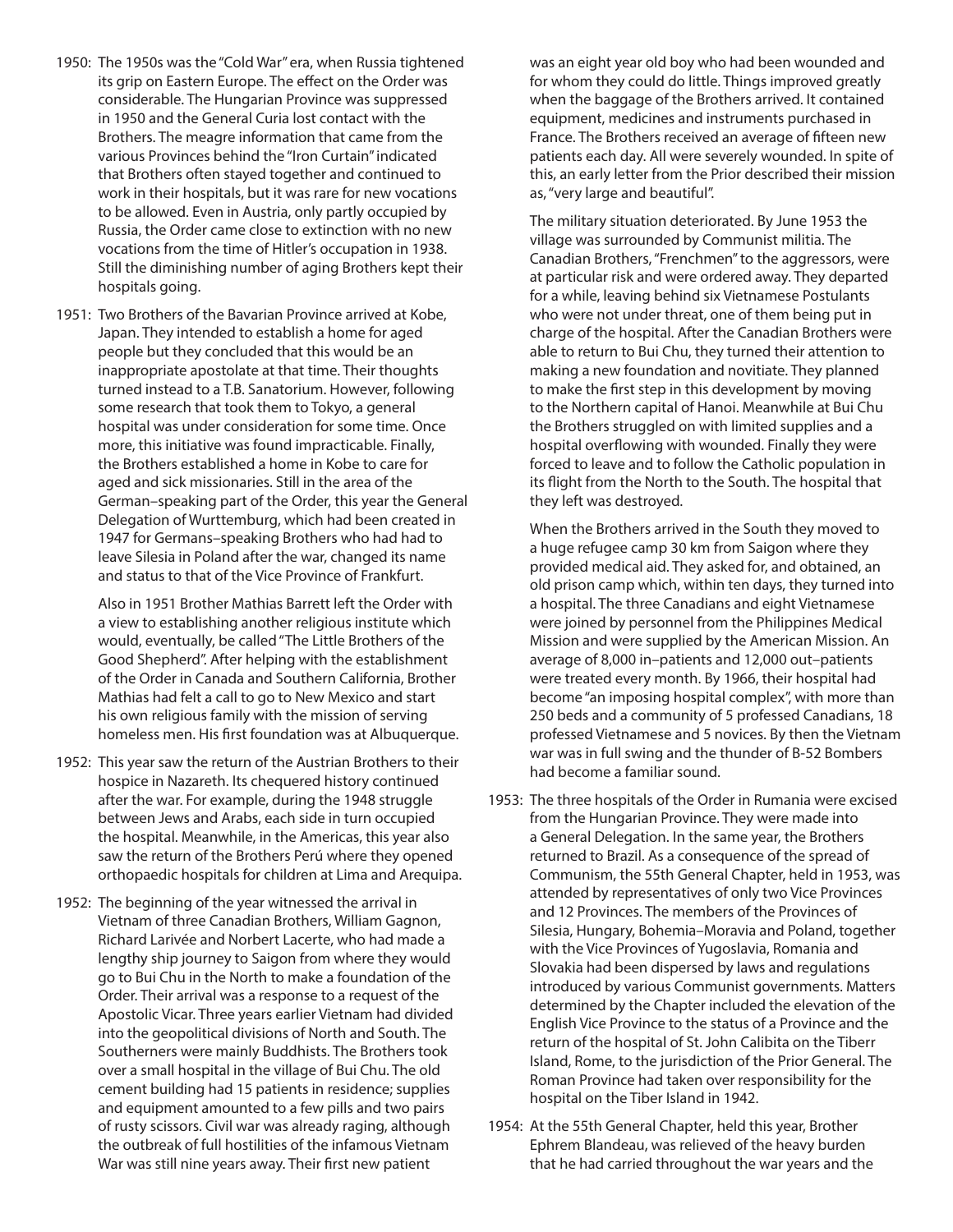1950: The 1950s was the "Cold War" era, when Russia tightened its grip on Eastern Europe. The effect on the Order was considerable. The Hungarian Province was suppressed in 1950 and the General Curia lost contact with the Brothers. The meagre information that came from the various Provinces behind the "Iron Curtain" indicated that Brothers often stayed together and continued to work in their hospitals, but it was rare for new vocations to be allowed. Even in Austria, only partly occupied by Russia, the Order came close to extinction with no new vocations from the time of Hitler's occupation in 1938. Still the diminishing number of aging Brothers kept their hospitals going.

1951: Two Brothers of the Bavarian Province arrived at Kobe, Japan. They intended to establish a home for aged people but they concluded that this would be an inappropriate apostolate at that time. Their thoughts turned instead to a T.B. Sanatorium. However, following some research that took them to Tokyo, a general hospital was under consideration for some time. Once more, this initiative was found impracticable. Finally, the Brothers established a home in Kobe to care for aged and sick missionaries. Still in the area of the German–speaking part of the Order, this year the General Delegation of Wurttemburg, which had been created in 1947 for Germans–speaking Brothers who had had to leave Silesia in Poland after the war, changed its name and status to that of the Vice Province of Frankfurt.

Also in 1951 Brother Mathias Barrett left the Order with a view to establishing another religious institute which would, eventually, be called "The Little Brothers of the Good Shepherd". After helping with the establishment of the Order in Canada and Southern California, Brother Mathias had felt a call to go to New Mexico and start his own religious family with the mission of serving homeless men. His first foundation was at Albuquerque.

1952: This year saw the return of the Austrian Brothers to their hospice in Nazareth. Its chequered history continued after the war. For example, during the 1948 struggle between Jews and Arabs, each side in turn occupied the hospital. Meanwhile, in the Americas, this year also saw the return of the Brothers Perú where they opened orthopaedic hospitals for children at Lima and Arequipa.

1952: The beginning of the year witnessed the arrival in Vietnam of three Canadian Brothers, William Gagnon, Richard Larivée and Norbert Lacerte, who had made a lengthy ship journey to Saigon from where they would go to Bui Chu in the North to make a foundation of the Order. Their arrival was a response to a request of the Apostolic Vicar. Three years earlier Vietnam had divided into the geopolitical divisions of North and South. The Southerners were mainly Buddhists. The Brothers took over a small hospital in the village of Bui Chu. The old cement building had 15 patients in residence; supplies and equipment amounted to a few pills and two pairs of rusty scissors. Civil war was already raging, although the outbreak of full hostilities of the infamous Vietnam War was still nine years away. Their first new patient was an eight year old boy who had been wounded and for whom they could do little. Things improved greatly when the baggage of the Brothers arrived. It contained equipment, medicines and instruments purchased in France. The Brothers received an average of fifteen new patients each day. All were severely wounded. In spite of this, an early letter from the Prior described their mission as, "very large and beautiful".

The military situation deteriorated. By June 1953 the village was surrounded by Communist militia. The Canadian Brothers, "Frenchmen" to the aggressors, were at particular risk and were ordered away. They departed for a while, leaving behind six Vietnamese Postulants who were not under threat, one of them being put in charge of the hospital. After the Canadian Brothers were able to return to Bui Chu, they turned their attention to making a new foundation and novitiate. They planned to make the first step in this development by moving to the Northern capital of Hanoi. Meanwhile at Bui Chu the Brothers struggled on with limited supplies and a hospital overflowing with wounded. Finally they were forced to leave and to follow the Catholic population in its flight from the North to the South. The hospital that they left was destroyed.

When the Brothers arrived in the South they moved to a huge refugee camp 30 km from Saigon where they provided medical aid. They asked for, and obtained, an old prison camp which, within ten days, they turned into a hospital. The three Canadians and eight Vietnamese were joined by personnel from the Philippines Medical Mission and were supplied by the American Mission. An average of 8,000 in–patients and 12,000 out–patients were treated every month. By 1966, their hospital had become "an imposing hospital complex", with more than 250 beds and a community of 5 professed Canadians, 18 professed Vietnamese and 5 novices. By then the Vietnam war was in full swing and the thunder of B-52 Bombers had become a familiar sound.

1953: The three hospitals of the Order in Rumania were excised from the Hungarian Province. They were made into a General Delegation. In the same year, the Brothers returned to Brazil. As a consequence of the spread of Communism, the 55th General Chapter, held in 1953, was attended by representatives of only two Vice Provinces and 12 Provinces. The members of the Provinces of Silesia, Hungary, Bohemia–Moravia and Poland, together with the Vice Provinces of Yugoslavia, Romania and Slovakia had been dispersed by laws and regulations introduced by various Communist governments. Matters determined by the Chapter included the elevation of the English Vice Province to the status of a Province and the return of the hospital of St. John Calibita on the Tiberr Island, Rome, to the jurisdiction of the Prior General. The Roman Province had taken over responsibility for the hospital on the Tiber Island in 1942.

1954: At the 55th General Chapter, held this year, Brother Ephrem Blandeau, was relieved of the heavy burden that he had carried throughout the war years and the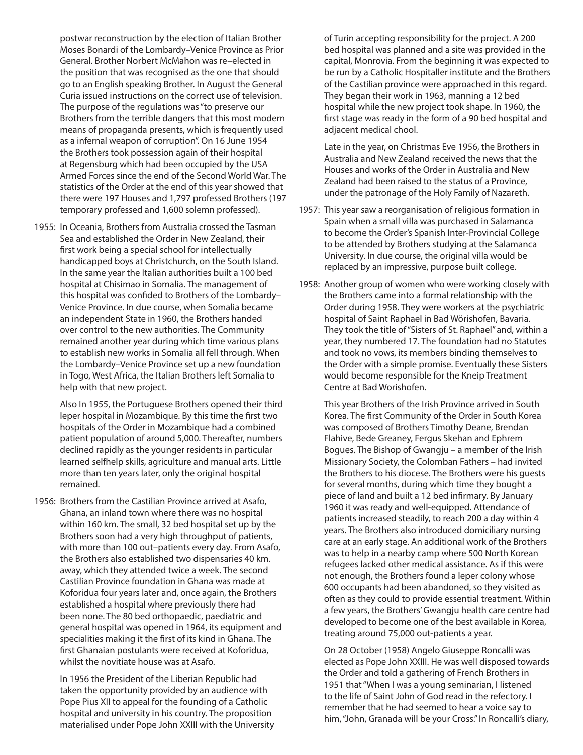postwar reconstruction by the election of Italian Brother Moses Bonardi of the Lombardy–Venice Province as Prior General. Brother Norbert McMahon was re–elected in the position that was recognised as the one that should go to an English speaking Brother. In August the General Curia issued instructions on the correct use of television. The purpose of the regulations was "to preserve our Brothers from the terrible dangers that this most modern means of propaganda presents, which is frequently used as a infernal weapon of corruption". On 16 June 1954 the Brothers took possession again of their hospital at Regensburg which had been occupied by the USA Armed Forces since the end of the Second World War. The statistics of the Order at the end of this year showed that there were 197 Houses and 1,797 professed Brothers (197 temporary professed and 1,600 solemn professed).

1955: In Oceania, Brothers from Australia crossed the Tasman Sea and established the Order in New Zealand, their first work being a special school for intellectually handicapped boys at Christchurch, on the South Island. In the same year the Italian authorities built a 100 bed hospital at Chisimao in Somalia. The management of this hospital was confided to Brothers of the Lombardy–Venice Province. In due course, when Somalia became an independent State in 1960, the Brothers handed over control to the new authorities. The Community remained another year during which time various plans to establish new works in Somalia all fell through. When the Lombardy–Venice Province set up a new foundation in Togo, West Africa, the Italian Brothers left Somalia to help with that new project.

Also In 1955, the Portuguese Brothers opened their third leper hospital in Mozambique. By this time the first two hospitals of the Order in Mozambique had a combined patient population of around 5,000. Thereafter, numbers declined rapidly as the younger residents in particular learned selfhelp skills, agriculture and manual arts. Little more than ten years later, only the original hospital remained.

1956: Brothers from the Castilian Province arrived at Asafo, Ghana, an inland town where there was no hospital within 160 km. The small, 32 bed hospital set up by the Brothers soon had a very high throughput of patients, with more than 100 out–patients every day. From Asafo, the Brothers also established two dispensaries 40 km. away, which they attended twice a week. The second Castilian Province foundation in Ghana was made at Koforidua four years later and, once again, the Brothers established a hospital where previously there had been none. The 80 bed orthopaedic, paediatric and general hospital was opened in 1964, its equipment and specialities making it the first of its kind in Ghana. The first Ghanaian postulants were received at Koforidua, whilst the novitiate house was at Asafo.

In 1956 the President of the Liberian Republic had taken the opportunity provided by an audience with Pope Pius XII to appeal for the founding of a Catholic hospital and university in his country. The proposition materialised under Pope John XXIII with the University of Turin accepting responsibility for the project. A 200 bed hospital was planned and a site was provided in the capital, Monrovia. From the beginning it was expected to be run by a Catholic Hospitaller institute and the Brothers of the Castilian province were approached in this regard. They began their work in 1963, manning a 12 bed hospital while the new project took shape. In 1960, the first stage was ready in the form of a 90 bed hospital and adjacent medical chool.

Late in the year, on Christmas Eve 1956, the Brothers in Australia and New Zealand received the news that the Houses and works of the Order in Australia and New Zealand had been raised to the status of a Province, under the patronage of the Holy Family of Nazareth.

1957: This year saw a reorganisation of religious formation in Spain when a small villa was purchased in Salamanca to become the Order's Spanish Inter-Provincial College to be attended by Brothers studying at the Salamanca University. In due course, the original villa would be replaced by an impressive, purpose built college.

1958: Another group of women who were working closely with the Brothers came into a formal relationship with the Order during 1958. They were workers at the psychiatric hospital of Saint Raphael in Bad Wörishofen, Bavaria. They took the title of "Sisters of St. Raphael" and, within a year, they numbered 17. The foundation had no Statutes and took no vows, its members binding themselves to the Order with a simple promise. Eventually these Sisters would become responsible for the Kneip Treatment Centre at Bad Worishofen.

This year Brothers of the Irish Province arrived in South Korea. The first Community of the Order in South Korea was composed of Brothers Timothy Deane, Brendan Flahive, Bede Greaney, Fergus Skehan and Ephrem Bogues. The Bishop of Gwangju – a member of the Irish Missionary Society, the Colomban Fathers – had invited the Brothers to his diocese. The Brothers were his guests for several months, during which time they bought a piece of land and built a 12 bed infirmary. By January 1960 it was ready and well-equipped. Attendance of patients increased steadily, to reach 200 a day within 4 years. The Brothers also introduced domiciliary nursing care at an early stage. An additional work of the Brothers was to help in a nearby camp where 500 North Korean refugees lacked other medical assistance. As if this were not enough, the Brothers found a leper colony whose 600 occupants had been abandoned, so they visited as often as they could to provide essential treatment. Within a few years, the Brothers' Gwangju health care centre had developed to become one of the best available in Korea, treating around 75,000 out-patients a year.

On 28 October (1958) Angelo Giuseppe Roncalli was elected as Pope John XXIII. He was well disposed towards the Order and told a gathering of French Brothers in 1951 that "When I was a young seminarian, I listened to the life of Saint John of God read in the refectory. I remember that he had seemed to hear a voice say to him, "John, Granada will be your Cross." In Roncalli's diary,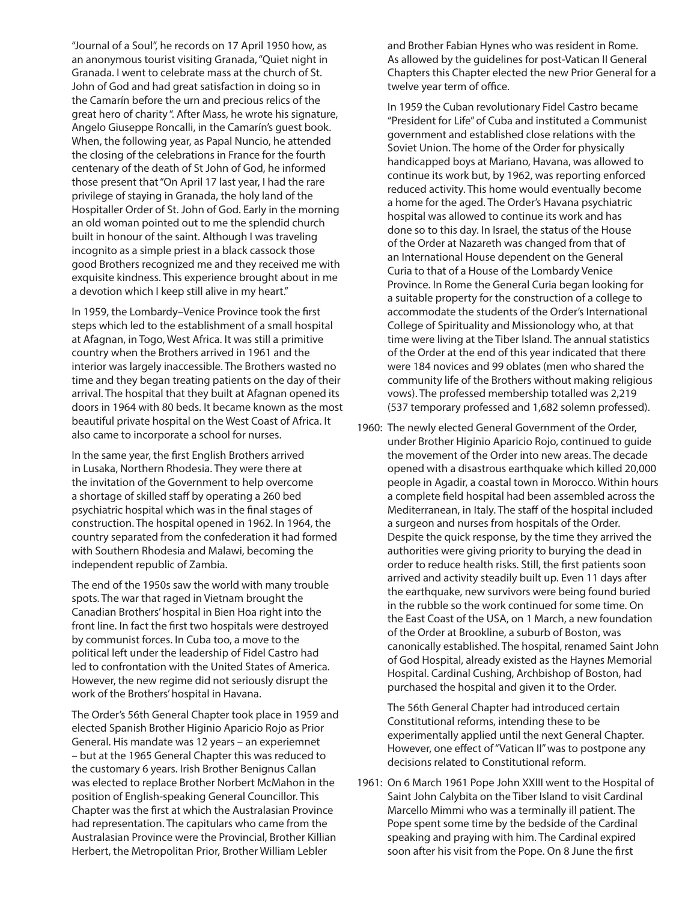"Journal of a Soul", he records on 17 April 1950 how, as an anonymous tourist visiting Granada, "Quiet night in Granada. I went to celebrate mass at the church of St. John of God and had great satisfaction in doing so in the Camarín before the urn and precious relics of the great hero of charity ". After Mass, he wrote his signature, Angelo Giuseppe Roncalli, in the Camarín's guest book. When, the following year, as Papal Nuncio, he attended the closing of the celebrations in France for the fourth centenary of the death of St John of God, he informed those present that "On April 17 last year, I had the rare privilege of staying in Granada, the holy land of the Hospitaller Order of St. John of God. Early in the morning an old woman pointed out to me the splendid church built in honour of the saint. Although I was traveling incognito as a simple priest in a black cassock those good Brothers recognized me and they received me with exquisite kindness. This experience brought about in me a devotion which I keep still alive in my heart."

In 1959, the Lombardy–Venice Province took the first steps which led to the establishment of a small hospital at Afagnan, in Togo, West Africa. It was still a primitive country when the Brothers arrived in 1961 and the interior was largely inaccessible. The Brothers wasted no time and they began treating patients on the day of their arrival. The hospital that they built at Afagnan opened its doors in 1964 with 80 beds. It became known as the most beautiful private hospital on the West Coast of Africa. It also came to incorporate a school for nurses.

In the same year, the first English Brothers arrived in Lusaka, Northern Rhodesia. They were there at the invitation of the Government to help overcome a shortage of skilled staff by operating a 260 bed psychiatric hospital which was in the final stages of construction. The hospital opened in 1962. In 1964, the country separated from the confederation it had formed with Southern Rhodesia and Malawi, becoming the independent republic of Zambia.

The end of the 1950s saw the world with many trouble spots. The war that raged in Vietnam brought the Canadian Brothers' hospital in Bien Hoa right into the front line. In fact the first two hospitals were destroyed by communist forces. In Cuba too, a move to the political left under the leadership of Fidel Castro had led to confrontation with the United States of America. However, the new regime did not seriously disrupt the work of the Brothers' hospital in Havana.

The Order's 56th General Chapter took place in 1959 and elected Spanish Brother Higinio Aparicio Rojo as Prior General. His mandate was 12 years – an experiemnet – but at the 1965 General Chapter this was reduced to the customary 6 years. Irish Brother Benignus Callan was elected to replace Brother Norbert McMahon in the position of English-speaking General Councillor. This Chapter was the first at which the Australasian Province had representation. The capitulars who came from the Australasian Province were the Provincial, Brother Killian Herbert, the Metropolitan Prior, Brother William Lebler and Brother Fabian Hynes who was resident in Rome. As allowed by the guidelines for post-Vatican II General Chapters this Chapter elected the new Prior General for a twelve year term of office.

In 1959 the Cuban revolutionary Fidel Castro became "President for Life" of Cuba and instituted a Communist government and established close relations with the Soviet Union. The home of the Order for physically handicapped boys at Mariano, Havana, was allowed to continue its work but, by 1962, was reporting enforced reduced activity. This home would eventually become a home for the aged. The Order's Havana psychiatric hospital was allowed to continue its work and has done so to this day. In Israel, the status of the House of the Order at Nazareth was changed from that of an International House dependent on the General Curia to that of a House of the Lombardy Venice Province. In Rome the General Curia began looking for a suitable property for the construction of a college to accommodate the students of the Order's International College of Spirituality and Missionology who, at that time were living at the Tiber Island. The annual statistics of the Order at the end of this year indicated that there were 184 novices and 99 oblates (men who shared the community life of the Brothers without making religious vows). The professed membership totalled was 2,219 (537 temporary professed and 1,682 solemn professed).

1960: The newly elected General Government of the Order, under Brother Higinio Aparicio Rojo, continued to guide the movement of the Order into new areas. The decade opened with a disastrous earthquake which killed 20,000 people in Agadir, a coastal town in Morocco. Within hours a complete field hospital had been assembled across the Mediterranean, in Italy. The staff of the hospital included a surgeon and nurses from hospitals of the Order. Despite the quick response, by the time they arrived the authorities were giving priority to burying the dead in order to reduce health risks. Still, the first patients soon arrived and activity steadily built up. Even 11 days after the earthquake, new survivors were being found buried in the rubble so the work continued for some time. On the East Coast of the USA, on 1 March, a new foundation of the Order at Brookline, a suburb of Boston, was canonically established. The hospital, renamed Saint John of God Hospital, already existed as the Haynes Memorial Hospital. Cardinal Cushing, Archbishop of Boston, had purchased the hospital and given it to the Order.

The 56th General Chapter had introduced certain Constitutional reforms, intending these to be experimentally applied until the next General Chapter. However, one effect of "Vatican II" was to postpone any decisions related to Constitutional reform.

1961: On 6 March 1961 Pope John XXIII went to the Hospital of Saint John Calybita on the Tiber Island to visit Cardinal Marcello Mimmi who was a terminally ill patient. The Pope spent some time by the bedside of the Cardinal speaking and praying with him. The Cardinal expired soon after his visit from the Pope. On 8 June the first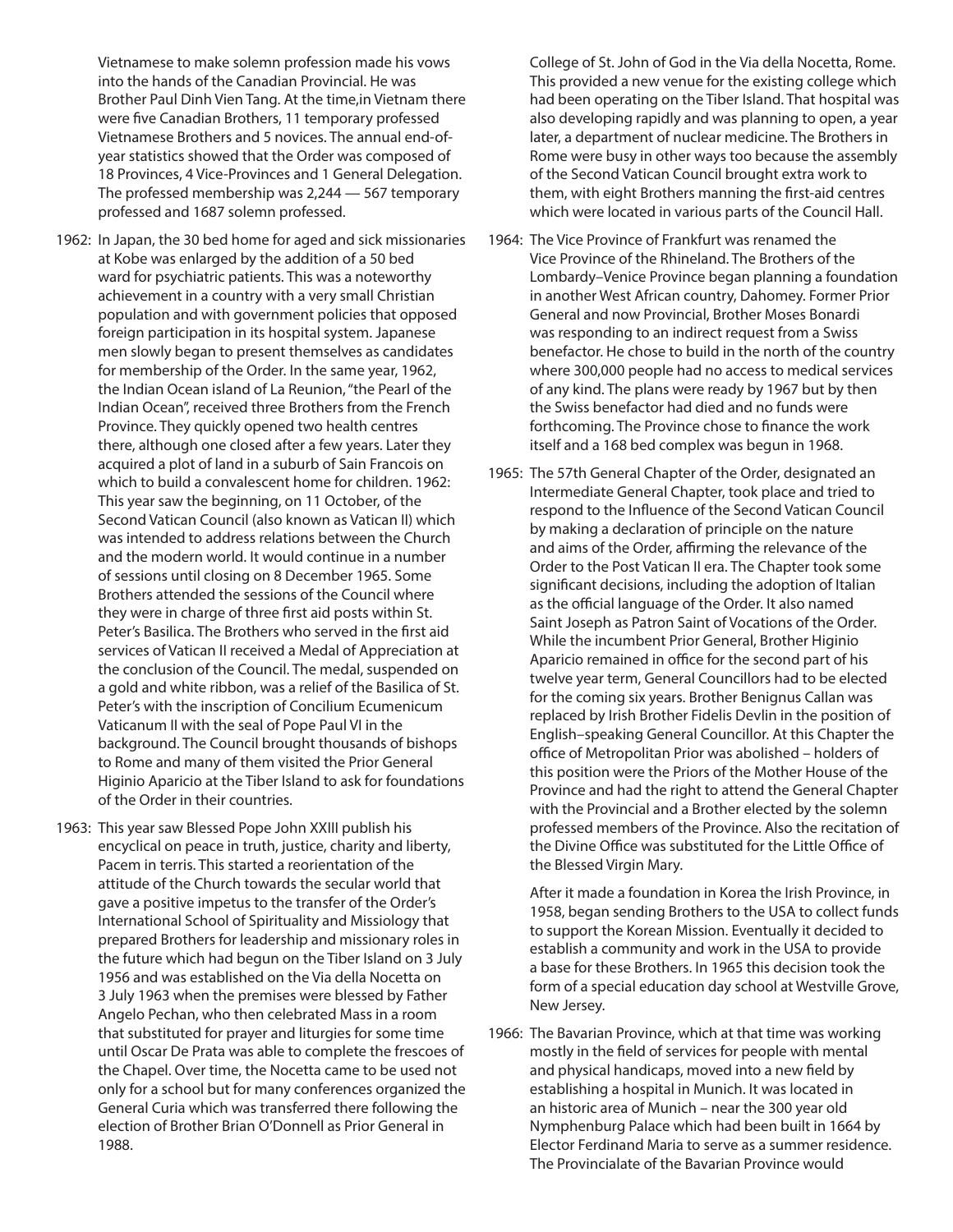Vietnamese to make solemn profession made his vows into the hands of the Canadian Provincial. He was Brother Paul Dinh Vien Tang. At the time,in Vietnam there were five Canadian Brothers, 11 temporary professed Vietnamese Brothers and 5 novices. The annual end-of-year statistics showed that the Order was composed of 18 Provinces, 4 Vice-Provinces and 1 General Delegation. The professed membership was 2,244 — 567 temporary professed and 1687 solemn professed.

1962: In Japan, the 30 bed home for aged and sick missionaries at Kobe was enlarged by the addition of a 50 bed ward for psychiatric patients. This was a noteworthy achievement in a country with a very small Christian population and with government policies that opposed foreign participation in its hospital system. Japanese men slowly began to present themselves as candidates for membership of the Order. In the same year, 1962, the Indian Ocean island of La Reunion, "the Pearl of the Indian Ocean", received three Brothers from the French Province. They quickly opened two health centres there, although one closed after a few years. Later they acquired a plot of land in a suburb of Sain Francois on which to build a convalescent home for children. 1962: This year saw the beginning, on 11 October, of the Second Vatican Council (also known as Vatican II) which was intended to address relations between the Church and the modern world. It would continue in a number of sessions until closing on 8 December 1965. Some Brothers attended the sessions of the Council where they were in charge of three first aid posts within St. Peter's Basilica. The Brothers who served in the first aid services of Vatican II received a Medal of Appreciation at the conclusion of the Council. The medal, suspended on a gold and white ribbon, was a relief of the Basilica of St. Peter's with the inscription of Concilium Ecumenicum Vaticanum II with the seal of Pope Paul VI in the background. The Council brought thousands of bishops to Rome and many of them visited the Prior General Higinio Aparicio at the Tiber Island to ask for foundations of the Order in their countries.

1963: This year saw Blessed Pope John XXIII publish his encyclical on peace in truth, justice, charity and liberty, Pacem in terris. This started a reorientation of the attitude of the Church towards the secular world that gave a positive impetus to the transfer of the Order's International School of Spirituality and Missiology that prepared Brothers for leadership and missionary roles in the future which had begun on the Tiber Island on 3 July 1956 and was established on the Via della Nocetta on 3 July 1963 when the premises were blessed by Father Angelo Pechan, who then celebrated Mass in a room that substituted for prayer and liturgies for some time until Oscar De Prata was able to complete the frescoes of the Chapel. Over time, the Nocetta came to be used not only for a school but for many conferences organized the General Curia which was transferred there following the election of Brother Brian O'Donnell as Prior General in 1988.

College of St. John of God in the Via della Nocetta, Rome. This provided a new venue for the existing college which had been operating on the Tiber Island. That hospital was also developing rapidly and was planning to open, a year later, a department of nuclear medicine. The Brothers in Rome were busy in other ways too because the assembly of the Second Vatican Council brought extra work to them, with eight Brothers manning the first-aid centres which were located in various parts of the Council Hall.

1964: The Vice Province of Frankfurt was renamed the Vice Province of the Rhineland. The Brothers of the Lombardy–Venice Province began planning a foundation in another West African country, Dahomey. Former Prior General and now Provincial, Brother Moses Bonardi was responding to an indirect request from a Swiss benefactor. He chose to build in the north of the country where 300,000 people had no access to medical services of any kind. The plans were ready by 1967 but by then the Swiss benefactor had died and no funds were forthcoming. The Province chose to finance the work itself and a 168 bed complex was begun in 1968.

1965: The 57th General Chapter of the Order, designated an Intermediate General Chapter, took place and tried to respond to the Influence of the Second Vatican Council by making a declaration of principle on the nature and aims of the Order, affirming the relevance of the Order to the Post Vatican II era. The Chapter took some significant decisions, including the adoption of Italian as the official language of the Order. It also named Saint Joseph as Patron Saint of Vocations of the Order. While the incumbent Prior General, Brother Higinio Aparicio remained in office for the second part of his twelve year term, General Councillors had to be elected for the coming six years. Brother Benignus Callan was replaced by Irish Brother Fidelis Devlin in the position of English–speaking General Councillor. At this Chapter the office of Metropolitan Prior was abolished – holders of this position were the Priors of the Mother House of the Province and had the right to attend the General Chapter with the Provincial and a Brother elected by the solemn professed members of the Province. Also the recitation of the Divine Office was substituted for the Little Office of the Blessed Virgin Mary.

After it made a foundation in Korea the Irish Province, in 1958, began sending Brothers to the USA to collect funds to support the Korean Mission. Eventually it decided to establish a community and work in the USA to provide a base for these Brothers. In 1965 this decision took the form of a special education day school at Westville Grove, New Jersey.

1966: The Bavarian Province, which at that time was working mostly in the field of services for people with mental and physical handicaps, moved into a new field by establishing a hospital in Munich. It was located in an historic area of Munich – near the 300 year old Nymphenburg Palace which had been built in 1664 by Elector Ferdinand Maria to serve as a summer residence. The Provincialate of the Bavarian Province would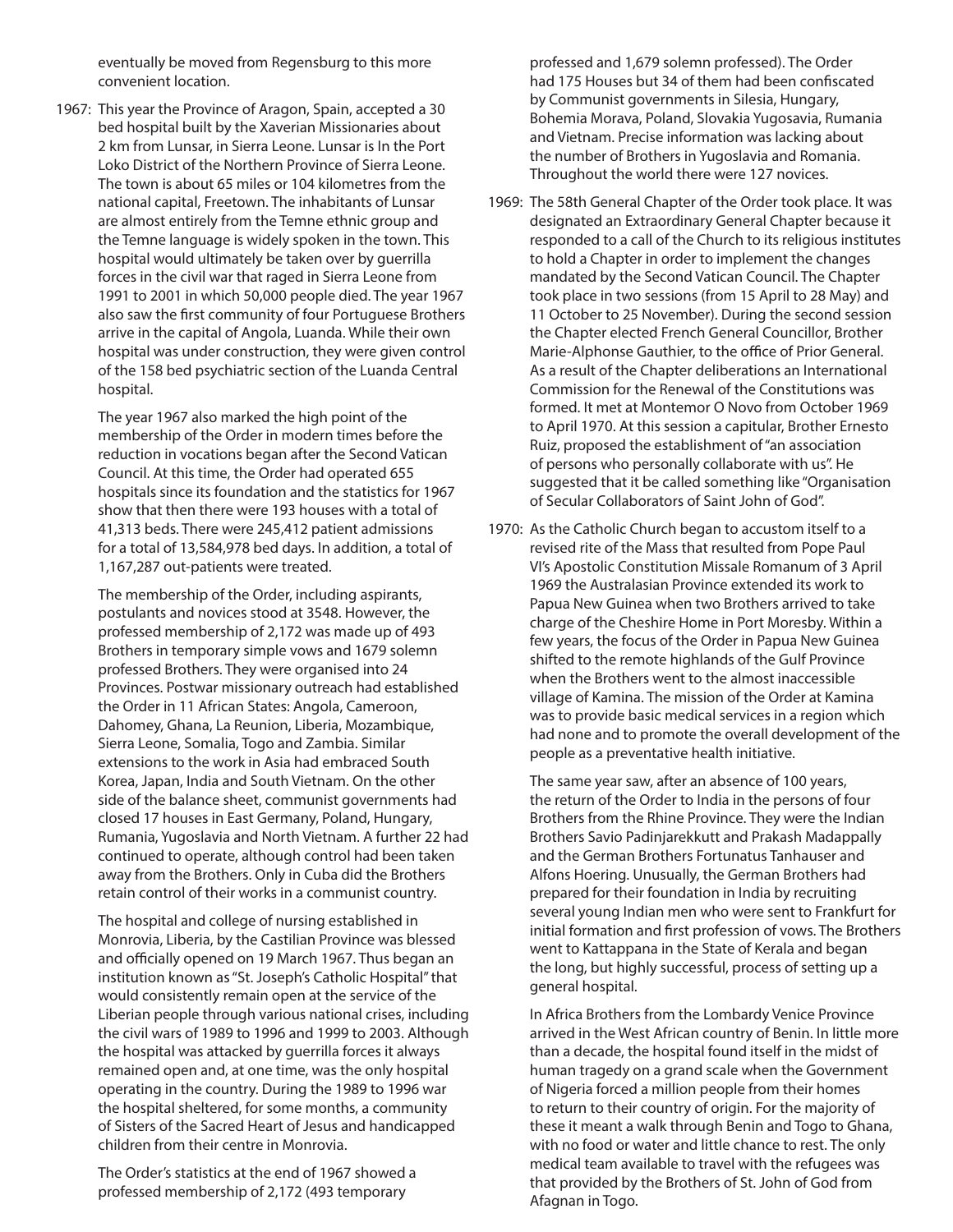eventually be moved from Regensburg to this more convenient location.

1967: This year the Province of Aragon, Spain, accepted a 30 bed hospital built by the Xaverian Missionaries about 2 km from Lunsar, in Sierra Leone. Lunsar is In the Port Loko District of the Northern Province of Sierra Leone. The town is about 65 miles or 104 kilometres from the national capital, Freetown. The inhabitants of Lunsar are almost entirely from the Temne ethnic group and the Temne language is widely spoken in the town. This hospital would ultimately be taken over by guerrilla forces in the civil war that raged in Sierra Leone from 1991 to 2001 in which 50,000 people died. The year 1967 also saw the first community of four Portuguese Brothers arrive in the capital of Angola, Luanda. While their own hospital was under construction, they were given control of the 158 bed psychiatric section of the Luanda Central hospital.

The year 1967 also marked the high point of the membership of the Order in modern times before the reduction in vocations began after the Second Vatican Council. At this time, the Order had operated 655 hospitals since its foundation and the statistics for 1967 show that then there were 193 houses with a total of 41,313 beds. There were 245,412 patient admissions for a total of 13,584,978 bed days. In addition, a total of 1,167,287 out-patients were treated.

The membership of the Order, including aspirants, postulants and novices stood at 3548. However, the professed membership of 2,172 was made up of 493 Brothers in temporary simple vows and 1679 solemn professed Brothers. They were organised into 24 Provinces. Postwar missionary outreach had established the Order in 11 African States: Angola, Cameroon, Dahomey, Ghana, La Reunion, Liberia, Mozambique, Sierra Leone, Somalia, Togo and Zambia. Similar extensions to the work in Asia had embraced South Korea, Japan, India and South Vietnam. On the other side of the balance sheet, communist governments had closed 17 houses in East Germany, Poland, Hungary, Rumania, Yugoslavia and North Vietnam. A further 22 had continued to operate, although control had been taken away from the Brothers. Only in Cuba did the Brothers retain control of their works in a communist country.

The hospital and college of nursing established in Monrovia, Liberia, by the Castilian Province was blessed and officially opened on 19 March 1967. Thus began an institution known as "St. Joseph's Catholic Hospital" that would consistently remain open at the service of the Liberian people through various national crises, including the civil wars of 1989 to 1996 and 1999 to 2003. Although the hospital was attacked by guerrilla forces it always remained open and, at one time, was the only hospital operating in the country. During the 1989 to 1996 war the hospital sheltered, for some months, a community of Sisters of the Sacred Heart of Jesus and handicapped children from their centre in Monrovia.

The Order's statistics at the end of 1967 showed a professed membership of 2,172 (493 temporary professed and 1,679 solemn professed). The Order had 175 Houses but 34 of them had been confiscated by Communist governments in Silesia, Hungary, Bohemia Morava, Poland, Slovakia Yugosavia, Rumania and Vietnam. Precise information was lacking about the number of Brothers in Yugoslavia and Romania. Throughout the world there were 127 novices.

1969: The 58th General Chapter of the Order took place. It was designated an Extraordinary General Chapter because it responded to a call of the Church to its religious institutes to hold a Chapter in order to implement the changes mandated by the Second Vatican Council. The Chapter took place in two sessions (from 15 April to 28 May) and 11 October to 25 November). During the second session the Chapter elected French General Councillor, Brother Marie-Alphonse Gauthier, to the office of Prior General. As a result of the Chapter deliberations an International Commission for the Renewal of the Constitutions was formed. It met at Montemor O Novo from October 1969 to April 1970. At this session a capitular, Brother Ernesto Ruiz, proposed the establishment of "an association of persons who personally collaborate with us". He suggested that it be called something like "Organisation of Secular Collaborators of Saint John of God".

1970: As the Catholic Church began to accustom itself to a revised rite of the Mass that resulted from Pope Paul VI's Apostolic Constitution Missale Romanum of 3 April 1969 the Australasian Province extended its work to Papua New Guinea when two Brothers arrived to take charge of the Cheshire Home in Port Moresby. Within a few years, the focus of the Order in Papua New Guinea shifted to the remote highlands of the Gulf Province when the Brothers went to the almost inaccessible village of Kamina. The mission of the Order at Kamina was to provide basic medical services in a region which had none and to promote the overall development of the people as a preventative health initiative.

The same year saw, after an absence of 100 years, the return of the Order to India in the persons of four Brothers from the Rhine Province. They were the Indian Brothers Savio Padinjarekkutt and Prakash Madappally and the German Brothers Fortunatus Tanhauser and Alfons Hoering. Unusually, the German Brothers had prepared for their foundation in India by recruiting several young Indian men who were sent to Frankfurt for initial formation and first profession of vows. The Brothers went to Kattappana in the State of Kerala and began the long, but highly successful, process of setting up a general hospital.

In Africa Brothers from the Lombardy Venice Province arrived in the West African country of Benin. In little more than a decade, the hospital found itself in the midst of human tragedy on a grand scale when the Government of Nigeria forced a million people from their homes to return to their country of origin. For the majority of these it meant a walk through Benin and Togo to Ghana, with no food or water and little chance to rest. The only medical team available to travel with the refugees was that provided by the Brothers of St. John of God from Afagnan in Togo.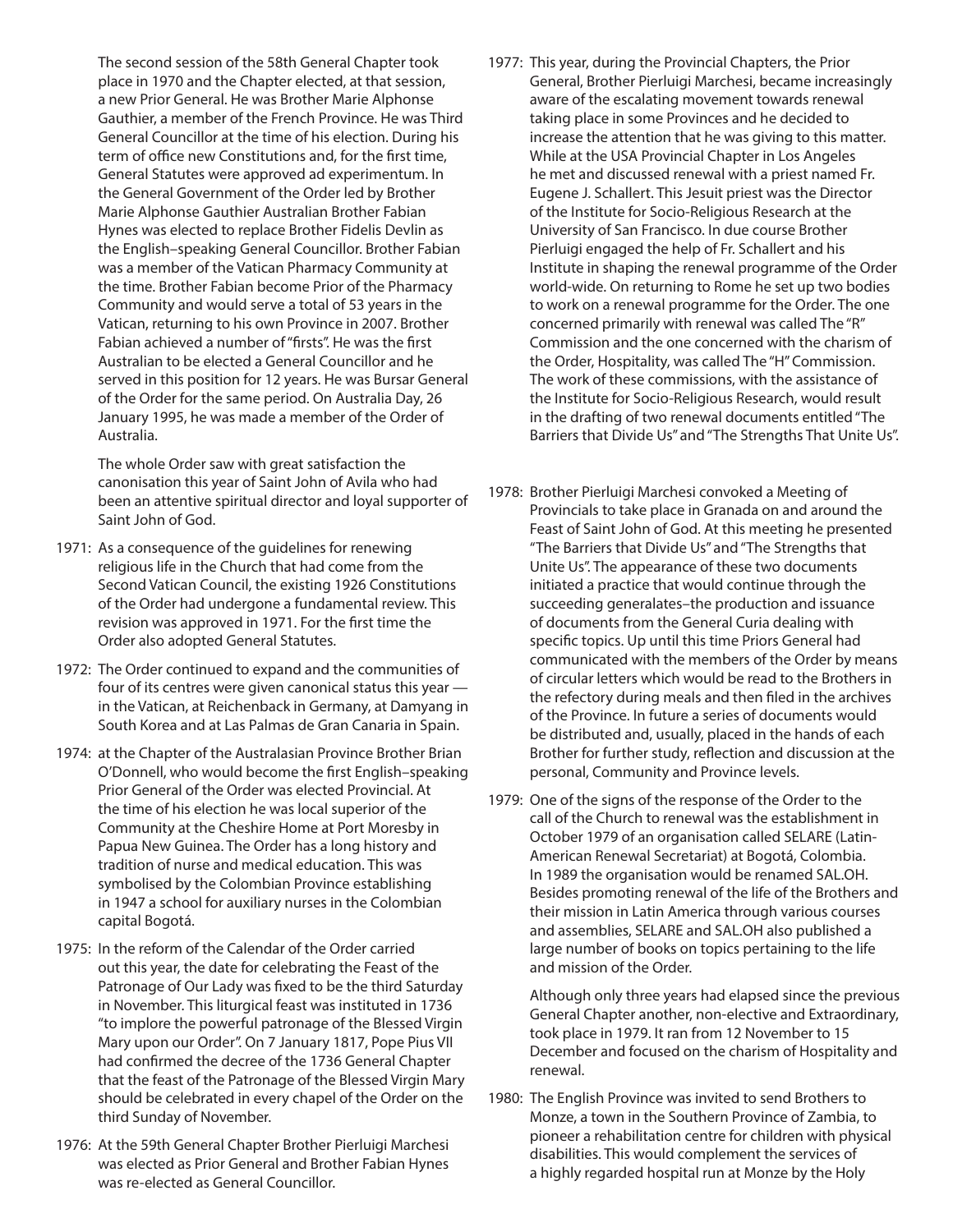The second session of the 58th General Chapter took place in 1970 and the Chapter elected, at that session, a new Prior General. He was Brother Marie Alphonse Gauthier, a member of the French Province. He was Third General Councillor at the time of his election. During his term of office new Constitutions and, for the first time, General Statutes were approved ad experimentum. In the General Government of the Order led by Brother Marie Alphonse Gauthier Australian Brother Fabian Hynes was elected to replace Brother Fidelis Devlin as the English–speaking General Councillor. Brother Fabian was a member of the Vatican Pharmacy Community at the time. Brother Fabian become Prior of the Pharmacy Community and would serve a total of 53 years in the Vatican, returning to his own Province in 2007. Brother Fabian achieved a number of "firsts". He was the first Australian to be elected a General Councillor and he served in this position for 12 years. He was Bursar General of the Order for the same period. On Australia Day, 26 January 1995, he was made a member of the Order of Australia.

The whole Order saw with great satisfaction the canonisation this year of Saint John of Avila who had been an attentive spiritual director and loyal supporter of Saint John of God.

1971: As a consequence of the guidelines for renewing religious life in the Church that had come from the Second Vatican Council, the existing 1926 Constitutions of the Order had undergone a fundamental review. This revision was approved in 1971. For the first time the Order also adopted General Statutes.

1972: The Order continued to expand and the communities of four of its centres were given canonical status this year — in the Vatican, at Reichenback in Germany, at Damyang in South Korea and at Las Palmas de Gran Canaria in Spain.

1974: at the Chapter of the Australasian Province Brother Brian O'Donnell, who would become the first English–speaking Prior General of the Order was elected Provincial. At the time of his election he was local superior of the Community at the Cheshire Home at Port Moresby in Papua New Guinea. The Order has a long history and tradition of nurse and medical education. This was symbolised by the Colombian Province establishing in 1947 a school for auxiliary nurses in the Colombian capital Bogotá.

1975: In the reform of the Calendar of the Order carried out this year, the date for celebrating the Feast of the Patronage of Our Lady was fixed to be the third Saturday in November. This liturgical feast was instituted in 1736 "to implore the powerful patronage of the Blessed Virgin Mary upon our Order". On 7 January 1817, Pope Pius VII had confirmed the decree of the 1736 General Chapter that the feast of the Patronage of the Blessed Virgin Mary should be celebrated in every chapel of the Order on the third Sunday of November.

1976: At the 59th General Chapter Brother Pierluigi Marchesi was elected as Prior General and Brother Fabian Hynes was re-elected as General Councillor.

1977: This year, during the Provincial Chapters, the Prior General, Brother Pierluigi Marchesi, became increasingly aware of the escalating movement towards renewal taking place in some Provinces and he decided to increase the attention that he was giving to this matter. While at the USA Provincial Chapter in Los Angeles he met and discussed renewal with a priest named Fr. Eugene J. Schallert. This Jesuit priest was the Director of the Institute for Socio-Religious Research at the University of San Francisco. In due course Brother Pierluigi engaged the help of Fr. Schallert and his Institute in shaping the renewal programme of the Order world-wide. On returning to Rome he set up two bodies to work on a renewal programme for the Order. The one concerned primarily with renewal was called The "R" Commission and the one concerned with the charism of the Order, Hospitality, was called The "H" Commission. The work of these commissions, with the assistance of the Institute for Socio-Religious Research, would result in the drafting of two renewal documents entitled "The Barriers that Divide Us" and "The Strengths That Unite Us".

1978: Brother Pierluigi Marchesi convoked a Meeting of Provincials to take place in Granada on and around the Feast of Saint John of God. At this meeting he presented "The Barriers that Divide Us" and "The Strengths that Unite Us". The appearance of these two documents initiated a practice that would continue through the succeeding generalates–the production and issuance of documents from the General Curia dealing with specific topics. Up until this time Priors General had communicated with the members of the Order by means of circular letters which would be read to the Brothers in the refectory during meals and then filed in the archives of the Province. In future a series of documents would be distributed and, usually, placed in the hands of each Brother for further study, reflection and discussion at the personal, Community and Province levels.

1979: One of the signs of the response of the Order to the call of the Church to renewal was the establishment in October 1979 of an organisation called SELARE (Latin-American Renewal Secretariat) at Bogotá, Colombia. In 1989 the organisation would be renamed SAL.OH. Besides promoting renewal of the life of the Brothers and their mission in Latin America through various courses and assemblies, SELARE and SAL.OH also published a large number of books on topics pertaining to the life and mission of the Order.

Although only three years had elapsed since the previous General Chapter another, non-elective and Extraordinary, took place in 1979. It ran from 12 November to 15 December and focused on the charism of Hospitality and renewal.

1980: The English Province was invited to send Brothers to Monze, a town in the Southern Province of Zambia, to pioneer a rehabilitation centre for children with physical disabilities. This would complement the services of a highly regarded hospital run at Monze by the Holy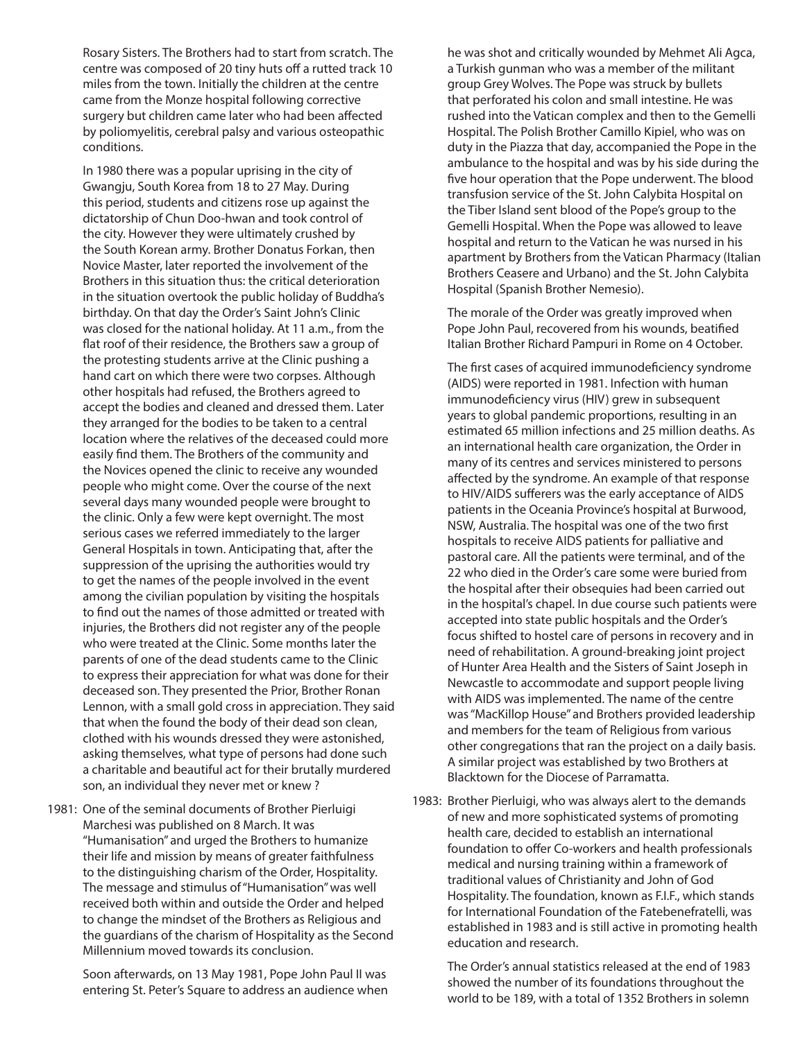Rosary Sisters. The Brothers had to start from scratch. The centre was composed of 20 tiny huts off a rutted track 10 miles from the town. Initially the children at the centre came from the Monze hospital following corrective surgery but children came later who had been affected by poliomyelitis, cerebral palsy and various osteopathic conditions.

In 1980 there was a popular uprising in the city of Gwangju, South Korea from 18 to 27 May. During this period, students and citizens rose up against the dictatorship of Chun Doo-hwan and took control of the city. However they were ultimately crushed by the South Korean army. Brother Donatus Forkan, then Novice Master, later reported the involvement of the Brothers in this situation thus: the critical deterioration in the situation overtook the public holiday of Buddha's birthday. On that day the Order's Saint John's Clinic was closed for the national holiday. At 11 a.m., from the flat roof of their residence, the Brothers saw a group of the protesting students arrive at the Clinic pushing a hand cart on which there were two corpses. Although other hospitals had refused, the Brothers agreed to accept the bodies and cleaned and dressed them. Later they arranged for the bodies to be taken to a central location where the relatives of the deceased could more easily find them. The Brothers of the community and the Novices opened the clinic to receive any wounded people who might come. Over the course of the next several days many wounded people were brought to the clinic. Only a few were kept overnight. The most serious cases we referred immediately to the larger General Hospitals in town. Anticipating that, after the suppression of the uprising the authorities would try to get the names of the people involved in the event among the civilian population by visiting the hospitals to find out the names of those admitted or treated with injuries, the Brothers did not register any of the people who were treated at the Clinic. Some months later the parents of one of the dead students came to the Clinic to express their appreciation for what was done for their deceased son. They presented the Prior, Brother Ronan Lennon, with a small gold cross in appreciation. They said that when the found the body of their dead son clean, clothed with his wounds dressed they were astonished, asking themselves, what type of persons had done such a charitable and beautiful act for their brutally murdered son, an individual they never met or knew ?

1981: One of the seminal documents of Brother Pierluigi Marchesi was published on 8 March. It was "Humanisation" and urged the Brothers to humanize their life and mission by means of greater faithfulness to the distinguishing charism of the Order, Hospitality. The message and stimulus of "Humanisation" was well received both within and outside the Order and helped to change the mindset of the Brothers as Religious and the guardians of the charism of Hospitality as the Second Millennium moved towards its conclusion.

Soon afterwards, on 13 May 1981, Pope John Paul II was entering St. Peter's Square to address an audience when he was shot and critically wounded by Mehmet Ali Agca, a Turkish gunman who was a member of the militant group Grey Wolves. The Pope was struck by bullets that perforated his colon and small intestine. He was rushed into the Vatican complex and then to the Gemelli Hospital. The Polish Brother Camillo Kipiel, who was on duty in the Piazza that day, accompanied the Pope in the ambulance to the hospital and was by his side during the five hour operation that the Pope underwent. The blood transfusion service of the St. John Calybita Hospital on the Tiber Island sent blood of the Pope's group to the Gemelli Hospital. When the Pope was allowed to leave hospital and return to the Vatican he was nursed in his apartment by Brothers from the Vatican Pharmacy (Italian Brothers Ceasere and Urbano) and the St. John Calybita Hospital (Spanish Brother Nemesio).

The morale of the Order was greatly improved when Pope John Paul, recovered from his wounds, beatified Italian Brother Richard Pampuri in Rome on 4 October.

The first cases of acquired immunodeficiency syndrome (AIDS) were reported in 1981. Infection with human immunodeficiency virus (HIV) grew in subsequent years to global pandemic proportions, resulting in an estimated 65 million infections and 25 million deaths. As an international health care organization, the Order in many of its centres and services ministered to persons affected by the syndrome. An example of that response to HIV/AIDS sufferers was the early acceptance of AIDS patients in the Oceania Province's hospital at Burwood, NSW, Australia. The hospital was one of the two first hospitals to receive AIDS patients for palliative and pastoral care. All the patients were terminal, and of the 22 who died in the Order's care some were buried from the hospital after their obsequies had been carried out in the hospital's chapel. In due course such patients were accepted into state public hospitals and the Order's focus shifted to hostel care of persons in recovery and in need of rehabilitation. A ground-breaking joint project of Hunter Area Health and the Sisters of Saint Joseph in Newcastle to accommodate and support people living with AIDS was implemented. The name of the centre was "MacKillop House" and Brothers provided leadership and members for the team of Religious from various other congregations that ran the project on a daily basis. A similar project was established by two Brothers at Blacktown for the Diocese of Parramatta.

1983: Brother Pierluigi, who was always alert to the demands of new and more sophisticated systems of promoting health care, decided to establish an international foundation to offer Co-workers and health professionals medical and nursing training within a framework of traditional values of Christianity and John of God Hospitality. The foundation, known as F.I.F., which stands for International Foundation of the Fatebenefratelli, was established in 1983 and is still active in promoting health education and research.

The Order's annual statistics released at the end of 1983 showed the number of its foundations throughout the world to be 189, with a total of 1352 Brothers in solemn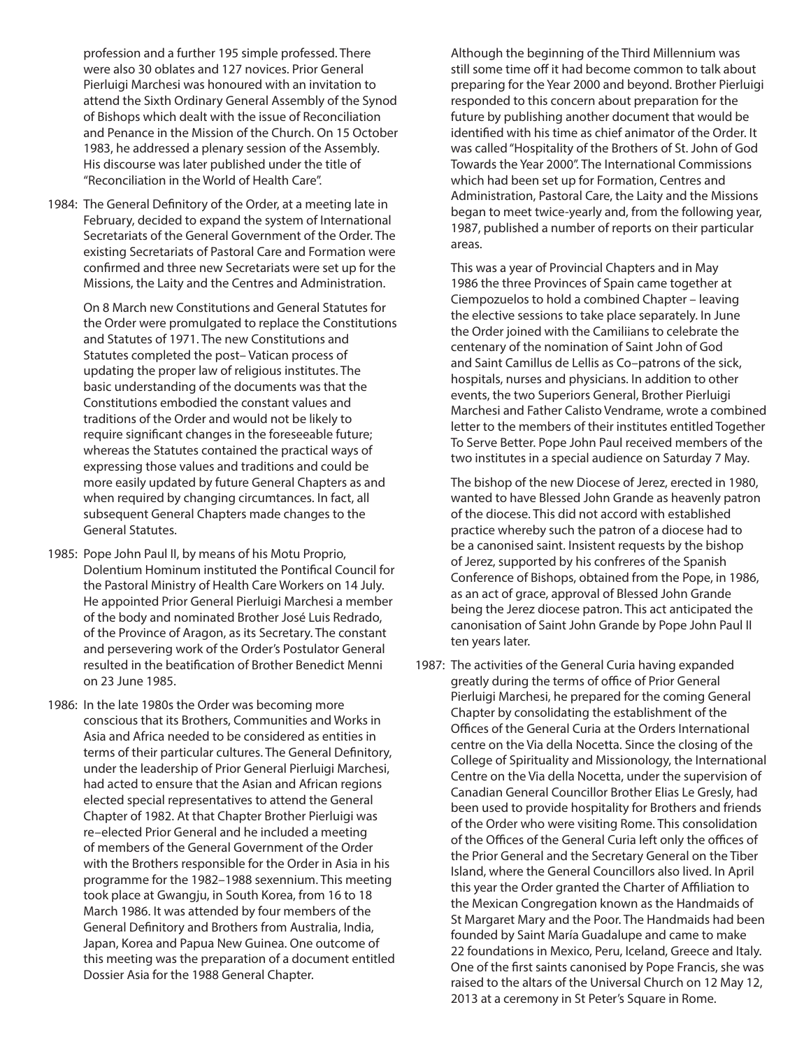profession and a further 195 simple professed. There were also 30 oblates and 127 novices. Prior General Pierluigi Marchesi was honoured with an invitation to attend the Sixth Ordinary General Assembly of the Synod of Bishops which dealt with the issue of Reconciliation and Penance in the Mission of the Church. On 15 October 1983, he addressed a plenary session of the Assembly. His discourse was later published under the title of "Reconciliation in the World of Health Care".

1984: The General Definitory of the Order, at a meeting late in February, decided to expand the system of International Secretariats of the General Government of the Order. The existing Secretariats of Pastoral Care and Formation were confirmed and three new Secretariats were set up for the Missions, the Laity and the Centres and Administration.

On 8 March new Constitutions and General Statutes for the Order were promulgated to replace the Constitutions and Statutes of 1971. The new Constitutions and Statutes completed the post– Vatican process of updating the proper law of religious institutes. The basic understanding of the documents was that the Constitutions embodied the constant values and traditions of the Order and would not be likely to require significant changes in the foreseeable future; whereas the Statutes contained the practical ways of expressing those values and traditions and could be more easily updated by future General Chapters as and when required by changing circumtances. In fact, all subsequent General Chapters made changes to the General Statutes.

1985: Pope John Paul II, by means of his Motu Proprio, Dolentium Hominum instituted the Pontifical Council for the Pastoral Ministry of Health Care Workers on 14 July. He appointed Prior General Pierluigi Marchesi a member of the body and nominated Brother José Luis Redrado, of the Province of Aragon, as its Secretary. The constant and persevering work of the Order's Postulator General resulted in the beatification of Brother Benedict Menni on 23 June 1985.

1986: In the late 1980s the Order was becoming more conscious that its Brothers, Communities and Works in Asia and Africa needed to be considered as entities in terms of their particular cultures. The General Definitory, under the leadership of Prior General Pierluigi Marchesi, had acted to ensure that the Asian and African regions elected special representatives to attend the General Chapter of 1982. At that Chapter Brother Pierluigi was re–elected Prior General and he included a meeting of members of the General Government of the Order with the Brothers responsible for the Order in Asia in his programme for the 1982–1988 sexennium. This meeting took place at Gwangju, in South Korea, from 16 to 18 March 1986. It was attended by four members of the General Definitory and Brothers from Australia, India, Japan, Korea and Papua New Guinea. One outcome of this meeting was the preparation of a document entitled Dossier Asia for the 1988 General Chapter.

Although the beginning of the Third Millennium was still some time off it had become common to talk about preparing for the Year 2000 and beyond. Brother Pierluigi responded to this concern about preparation for the future by publishing another document that would be identified with his time as chief animator of the Order. It was called "Hospitality of the Brothers of St. John of God Towards the Year 2000". The International Commissions which had been set up for Formation, Centres and Administration, Pastoral Care, the Laity and the Missions began to meet twice-yearly and, from the following year, 1987, published a number of reports on their particular areas.

This was a year of Provincial Chapters and in May 1986 the three Provinces of Spain came together at Ciempozuelos to hold a combined Chapter – leaving the elective sessions to take place separately. In June the Order joined with the Camilians to celebrate the centenary of the nomination of Saint John of God and Saint Camillus de Lellis as Co–patrons of the sick, hospitals, nurses and physicians. In addition to other events, the two Superiors General, Brother Pierluigi Marchesi and Father Calisto Vendrame, wrote a combined letter to the members of their institutes entitled Together To Serve Better. Pope John Paul received members of the two institutes in a special audience on Saturday 7 May.

The bishop of the new Diocese of Jerez, erected in 1980, wanted to have Blessed John Grande as heavenly patron of the diocese. This did not accord with established practice whereby such the patron of a diocese had to be a canonised saint. Insistent requests by the bishop of Jerez, supported by his confreres of the Spanish Conference of Bishops, obtained from the Pope, in 1986, as an act of grace, approval of Blessed John Grande being the Jerez diocese patron. This act anticipated the canonisation of Saint John Grande by Pope John Paul II ten years later.

1987: The activities of the General Curia having expanded greatly during the terms of office of Prior General Pierluigi Marchesi, he prepared for the coming General Chapter by consolidating the establishment of the Offices of the General Curia at the Orders International centre on the Via della Nocetta. Since the closing of the College of Spirituality and Missionology, the International Centre on the Via della Nocetta, under the supervision of Canadian General Councillor Brother Elias Le Gresly, had been used to provide hospitality for Brothers and friends of the Order who were visiting Rome. This consolidation of the Offices of the General Curia left only the offices of the Prior General and the Secretary General on the Tiber Island, where the General Councillors also lived. In April this year the Order granted the Charter of Affiliation to the Mexican Congregation known as the Handmaids of St Margaret Mary and the Poor. The Handmaids had been founded by Saint María Guadalupe and came to make 22 foundations in Mexico, Peru, Iceland, Greece and Italy. One of the first saints canonised by Pope Francis, she was raised to the altars of the Universal Church on 12 May 12, 2013 at a ceremony in St Peter's Square in Rome.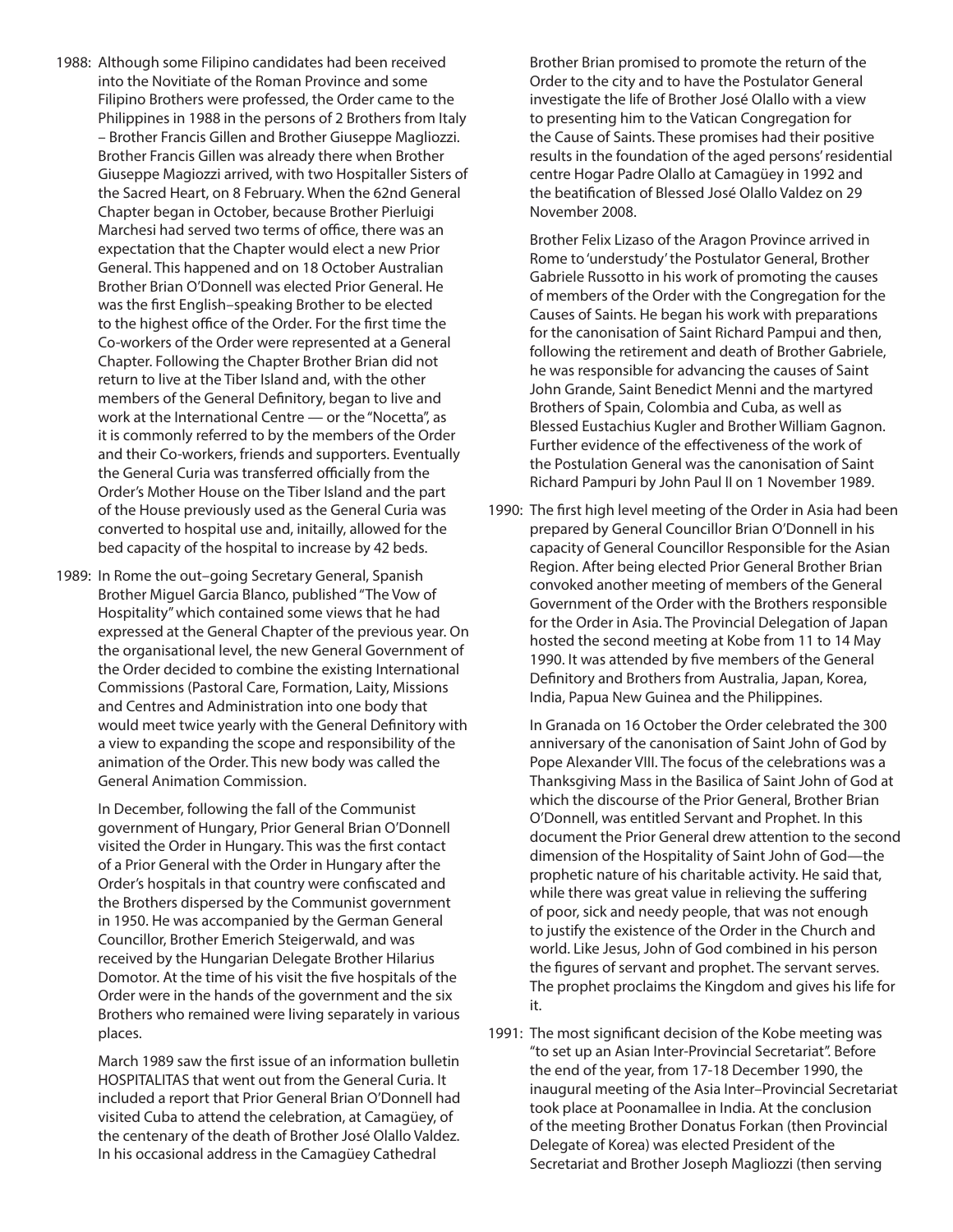1988: Although some Filipino candidates had been received into the Novitiate of the Roman Province and some Filipino Brothers were professed, the Order came to the Philippines in 1988 in the persons of 2 Brothers from Italy – Brother Francis Gillen and Brother Giuseppe Magliozzi. Brother Francis Gillen was already there when Brother Giuseppe Magiozzi arrived, with two Hospitaller Sisters of the Sacred Heart, on 8 February. When the 62nd General Chapter began in October, because Brother Pierluigi Marchesi had served two terms of office, there was an expectation that the Chapter would elect a new Prior General. This happened and on 18 October Australian Brother Brian O'Donnell was elected Prior General. He was the first English–speaking Brother to be elected to the highest office of the Order. For the first time the Co-workers of the Order were represented at a General Chapter. Following the Chapter Brother Brian did not return to live at the Tiber Island and, with the other members of the General Definitory, began to live and work at the International Centre — or the "Nocetta", as it is commonly referred to by the members of the Order and their Co-workers, friends and supporters. Eventually the General Curia was transferred officially from the Order's Mother House on the Tiber Island and the part of the House previously used as the General Curia was converted to hospital use and, initailly, allowed for the bed capacity of the hospital to increase by 42 beds.

1989: In Rome the out–going Secretary General, Spanish Brother Miguel Garcia Blanco, published "The Vow of Hospitality" which contained some views that he had expressed at the General Chapter of the previous year. On the organisational level, the new General Government of the Order decided to combine the existing International Commissions (Pastoral Care, Formation, Laity, Missions and Centres and Administration into one body that would meet twice yearly with the General Definitory with a view to expanding the scope and responsibility of the animation of the Order. This new body was called the General Animation Commission.

In December, following the fall of the Communist government of Hungary, Prior General Brian O'Donnell visited the Order in Hungary. This was the first contact of a Prior General with the Order in Hungary after the Order's hospitals in that country were confiscated and the Brothers dispersed by the Communist government in 1950. He was accompanied by the German General Councillor, Brother Emerich Steigerwald, and was received by the Hungarian Delegate Brother Hilarius Domotor. At the time of his visit the five hospitals of the Order were in the hands of the government and the six Brothers who remained were living separately in various places.

March 1989 saw the first issue of an information bulletin HOSPITALITAS that went out from the General Curia. It included a report that Prior General Brian O'Donnell had visited Cuba to attend the celebration, at Camagüey, of the centenary of the death of Brother José Olallo Valdez. In his occasional address in the Camagüey Cathedral Brother Brian promised to promote the return of the Order to the city and to have the Postulator General investigate the life of Brother José Olallo with a view to presenting him to the Vatican Congregation for the Cause of Saints. These promises had their positive results in the foundation of the aged persons' residential centre Hogar Padre Olallo at Camagüey in 1992 and the beatification of Blessed José Olallo Valdez on 29 November 2008.

Brother Felix Lizaso of the Aragon Province arrived in Rome to 'understudy' the Postulator General, Brother Gabriele Russotto in his work of promoting the causes of members of the Order with the Congregation for the Causes of Saints. He began his work with preparations for the canonisation of Saint Richard Pampui and then, following the retirement and death of Brother Gabriele, he was responsible for advancing the causes of Saint John Grande, Saint Benedict Menni and the martyred Brothers of Spain, Colombia and Cuba, as well as Blessed Eustachius Kugler and Brother William Gagnon. Further evidence of the effectiveness of the work of the Postulation General was the canonisation of Saint Richard Pampuri by John Paul II on 1 November 1989.

1990: The first high level meeting of the Order in Asia had been prepared by General Councillor Brian O'Donnell in his capacity of General Councillor Responsible for the Asian Region. After being elected Prior General Brother Brian convoked another meeting of members of the General Government of the Order with the Brothers responsible for the Order in Asia. The Provincial Delegation of Japan hosted the second meeting at Kobe from 11 to 14 May 1990. It was attended by five members of the General Definitory and Brothers from Australia, Japan, Korea, India, Papua New Guinea and the Philippines.

In Granada on 16 October the Order celebrated the 300 anniversary of the canonisation of Saint John of God by Pope Alexander VIII. The focus of the celebrations was a Thanksgiving Mass in the Basilica of Saint John of God at which the discourse of the Prior General, Brother Brian O'Donnell, was entitled Servant and Prophet. In this document the Prior General drew attention to the second dimension of the Hospitality of Saint John of God—the prophetic nature of his charitable activity. He said that, while there was great value in relieving the suffering of poor, sick and needy people, that was not enough to justify the existence of the Order in the Church and world. Like Jesus, John of God combined in his person the figures of servant and prophet. The servant serves. The prophet proclaims the Kingdom and gives his life for it.

1991: The most significant decision of the Kobe meeting was "to set up an Asian Inter-Provincial Secretariat". Before the end of the year, from 17-18 December 1990, the inaugural meeting of the Asia Inter–Provincial Secretariat took place at Poonamallee in India. At the conclusion of the meeting Brother Donatus Forkan (then Provincial Delegate of Korea) was elected President of the Secretariat and Brother Joseph Magliozzi (then serving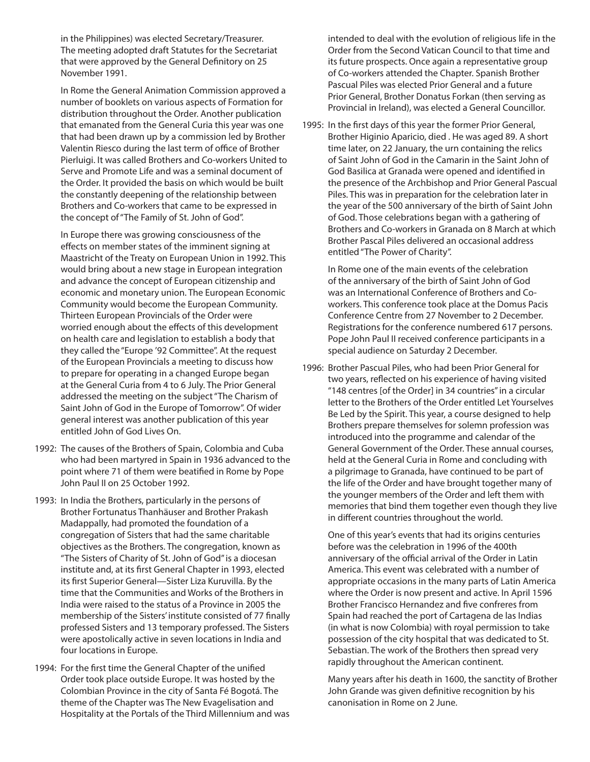in the Philippines) was elected Secretary/Treasurer. The meeting adopted draft Statutes for the Secretariat that were approved by the General Definitory on 25 November 1991.

In Rome the General Animation Commission approved a number of booklets on various aspects of Formation for distribution throughout the Order. Another publication that emanated from the General Curia this year was one that had been drawn up by a commission led by Brother Valentin Riesco during the last term of office of Brother Pierluigi. It was called Brothers and Co-workers United to Serve and Promote Life and was a seminal document of the Order. It provided the basis on which would be built the constantly deepening of the relationship between Brothers and Co-workers that came to be expressed in the concept of "The Family of St. John of God".

In Europe there was growing consciousness of the effects on member states of the imminent signing at Maastricht of the Treaty on European Union in 1992. This would bring about a new stage in European integration and advance the concept of European citizenship and economic and monetary union. The European Economic Community would become the European Community. Thirteen European Provincials of the Order were worried enough about the effects of this development on health care and legislation to establish a body that they called the "Europe '92 Committee". At the request of the European Provincials a meeting to discuss how to prepare for operating in a changed Europe began at the General Curia from 4 to 6 July. The Prior General addressed the meeting on the subject "The Charism of Saint John of God in the Europe of Tomorrow". Of wider general interest was another publication of this year entitled John of God Lives On.

1992: The causes of the Brothers of Spain, Colombia and Cuba who had been martyred in Spain in 1936 advanced to the point where 71 of them were beatified in Rome by Pope John Paul II on 25 October 1992.

1993: In India the Brothers, particularly in the persons of Brother Fortunatus Thanhäuser and Brother Prakash Madappally, had promoted the foundation of a congregation of Sisters that had the same charitable objectives as the Brothers. The congregation, known as "The Sisters of Charity of St. John of God" is a diocesan institute and, at its first General Chapter in 1993, elected its first Superior General—Sister Liza Kuruvilla. By the time that the Communities and Works of the Brothers in India were raised to the status of a Province in 2005 the membership of the Sisters' institute consisted of 77 finally professed Sisters and 13 temporary professed. The Sisters were apostolically active in seven locations in India and four locations in Europe.

1994: For the first time the General Chapter of the unified Order took place outside Europe. It was hosted by the Colombian Province in the city of Santa Fé Bogotá. The theme of the Chapter was The New Evagelisation and Hospitality at the Portals of the Third Millennium and was intended to deal with the evolution of religious life in the Order from the Second Vatican Council to that time and its future prospects. Once again a representative group of Co-workers attended the Chapter. Spanish Brother Pascual Piles was elected Prior General and a future Prior General, Brother Donatus Forkan (then serving as Provincial in Ireland), was elected a General Councillor.

1995: In the first days of this year the former Prior General, Brother Higinio Aparicio, died . He was aged 89. A short time later, on 22 January, the urn containing the relics of Saint John of God in the Camarin in the Saint John of God Basilica at Granada were opened and identified in the presence of the Archbishop and Prior General Pascual Piles. This was in preparation for the celebration later in the year of the 500 anniversary of the birth of Saint John of God. Those celebrations began with a gathering of Brothers and Co-workers in Granada on 8 March at which Brother Pascal Piles delivered an occasional address entitled "The Power of Charity".

In Rome one of the main events of the celebration of the anniversary of the birth of Saint John of God was an International Conference of Brothers and Co-workers. This conference took place at the Domus Pacis Conference Centre from 27 November to 2 December. Registrations for the conference numbered 617 persons. Pope John Paul II received conference participants in a special audience on Saturday 2 December.

1996: Brother Pascual Piles, who had been Prior General for two years, reflected on his experience of having visited "148 centres [of the Order] in 34 countries" in a circular letter to the Brothers of the Order entitled Let Yourselves Be Led by the Spirit. This year, a course designed to help Brothers prepare themselves for solemn profession was introduced into the programme and calendar of the General Government of the Order. These annual courses, held at the General Curia in Rome and concluding with a pilgrimage to Granada, have continued to be part of the life of the Order and have brought together many of the younger members of the Order and left them with memories that bind them together even though they live in different countries throughout the world.

One of this year's events that had its origins centuries before was the celebration in 1996 of the 400th anniversary of the official arrival of the Order in Latin America. This event was celebrated with a number of appropriate occasions in the many parts of Latin America where the Order is now present and active. In April 1596 Brother Francisco Hernandez and five confreres from Spain had reached the port of Cartagena de las Indias (in what is now Colombia) with royal permission to take possession of the city hospital that was dedicated to St. Sebastian. The work of the Brothers then spread very rapidly throughout the American continent.

Many years after his death in 1600, the sanctity of Brother John Grande was given definitive recognition by his canonisation in Rome on 2 June.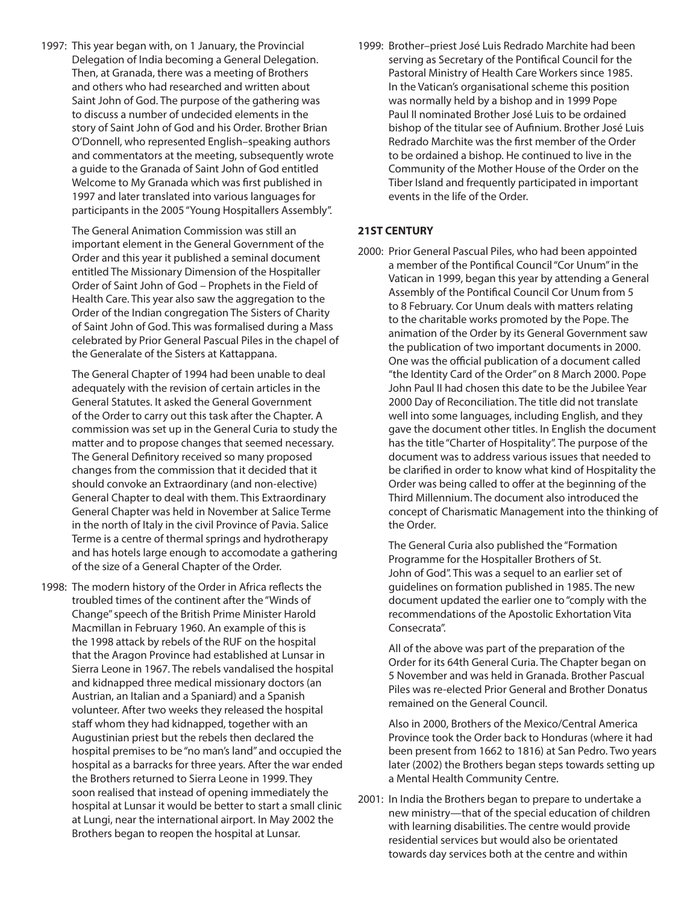1997: This year began with, on 1 January, the Provincial Delegation of India becoming a General Delegation. Then, at Granada, there was a meeting of Brothers and others who had researched and written about Saint John of God. The purpose of the gathering was to discuss a number of undecided elements in the story of Saint John of God and his Order. Brother Brian O'Donnell, who represented English–speaking authors and commentators at the meeting, subsequently wrote a guide to the Granada of Saint John of God entitled Welcome to My Granada which was first published in 1997 and later translated into various languages for participants in the 2005 "Young Hospitallers Assembly".

The General Animation Commission was still an important element in the General Government of the Order and this year it published a seminal document entitled The Missionary Dimension of the Hospitaller Order of Saint John of God – Prophets in the Field of Health Care. This year also saw the aggregation to the Order of the Indian congregation The Sisters of Charity of Saint John of God. This was formalised during a Mass celebrated by Prior General Pascual Piles in the chapel of the Generalate of the Sisters at Kattappana.

The General Chapter of 1994 had been unable to deal adequately with the revision of certain articles in the General Statutes. It asked the General Government of the Order to carry out this task after the Chapter. A commission was set up in the General Curia to study the matter and to propose changes that seemed necessary. The General Definitory received so many proposed changes from the commission that it decided that it should convoke an Extraordinary (and non-elective) General Chapter to deal with them. This Extraordinary General Chapter was held in November at Salice Terme in the north of Italy in the civil Province of Pavia. Salice Terme is a centre of thermal springs and hydrotherapy and has hotels large enough to accomodate a gathering of the size of a General Chapter of the Order.

1998: The modern history of the Order in Africa reflects the troubled times of the continent after the "Winds of Change" speech of the British Prime Minister Harold Macmillan in February 1960. An example of this is the 1998 attack by rebels of the RUF on the hospital that the Aragon Province had established at Lunsar in Sierra Leone in 1967. The rebels vandalised the hospital and kidnapped three medical missionary doctors (an Austrian, an Italian and a Spaniard) and a Spanish volunteer. After two weeks they released the hospital staff whom they had kidnapped, together with an Augustinian priest but the rebels then declared the hospital premises to be "no man's land" and occupied the hospital as a barracks for three years. After the war ended the Brothers returned to Sierra Leone in 1999. They soon realised that instead of opening immediately the hospital at Lunsar it would be better to start a small clinic at Lungi, near the international airport. In May 2002 the Brothers began to reopen the hospital at Lunsar.

1999: Brother–priest José Luis Redrado Marchite had been serving as Secretary of the Pontifical Council for the Pastoral Ministry of Health Care Workers since 1985. In the Vatican's organisational scheme this position was normally held by a bishop and in 1999 Pope Paul II nominated Brother José Luis to be ordained bishop of the titular see of Aufinium. Brother José Luis Redrado Marchite was the first member of the Order to be ordained a bishop. He continued to live in the Community of the Mother House of the Order on the Tiber Island and frequently participated in important events in the life of the Order.

## 21ST CENTURY

2000: Prior General Pascual Piles, who had been appointed a member of the Pontifical Council "Cor Unum" in the Vatican in 1999, began this year by attending a General Assembly of the Pontifical Council Cor Unum from 5 to 8 February. Cor Unum deals with matters relating to the charitable works promoted by the Pope. The animation of the Order by its General Government saw the publication of two important documents in 2000. One was the official publication of a document called "the Identity Card of the Order" on 8 March 2000. Pope John Paul II had chosen this date to be the Jubilee Year 2000 Day of Reconciliation. The title did not translate well into some languages, including English, and they gave the document other titles. In English the document has the title "Charter of Hospitality". The purpose of the document was to address various issues that needed to be clarified in order to know what kind of Hospitality the Order was being called to offer at the beginning of the Third Millennium. The document also introduced the concept of Charismatic Management into the thinking of the Order.

The General Curia also published the "Formation Programme for the Hospitaller Brothers of St. John of God". This was a sequel to an earlier set of guidelines on formation published in 1985. The new document updated the earlier one to "comply with the recommendations of the Apostolic Exhortation Vita Consecrata".

All of the above was part of the preparation of the Order for its 64th General Curia. The Chapter began on 5 November and was held in Granada. Brother Pascual Piles was re-elected Prior General and Brother Donatus remained on the General Council.

Also in 2000, Brothers of the Mexico/Central America Province took the Order back to Honduras (where it had been present from 1662 to 1816) at San Pedro. Two years later (2002) the Brothers began steps towards setting up a Mental Health Community Centre.

2001: In India the Brothers began to prepare to undertake a new ministry—that of the special education of children with learning disabilities. The centre would provide residential services but would also be orientated towards day services both at the centre and within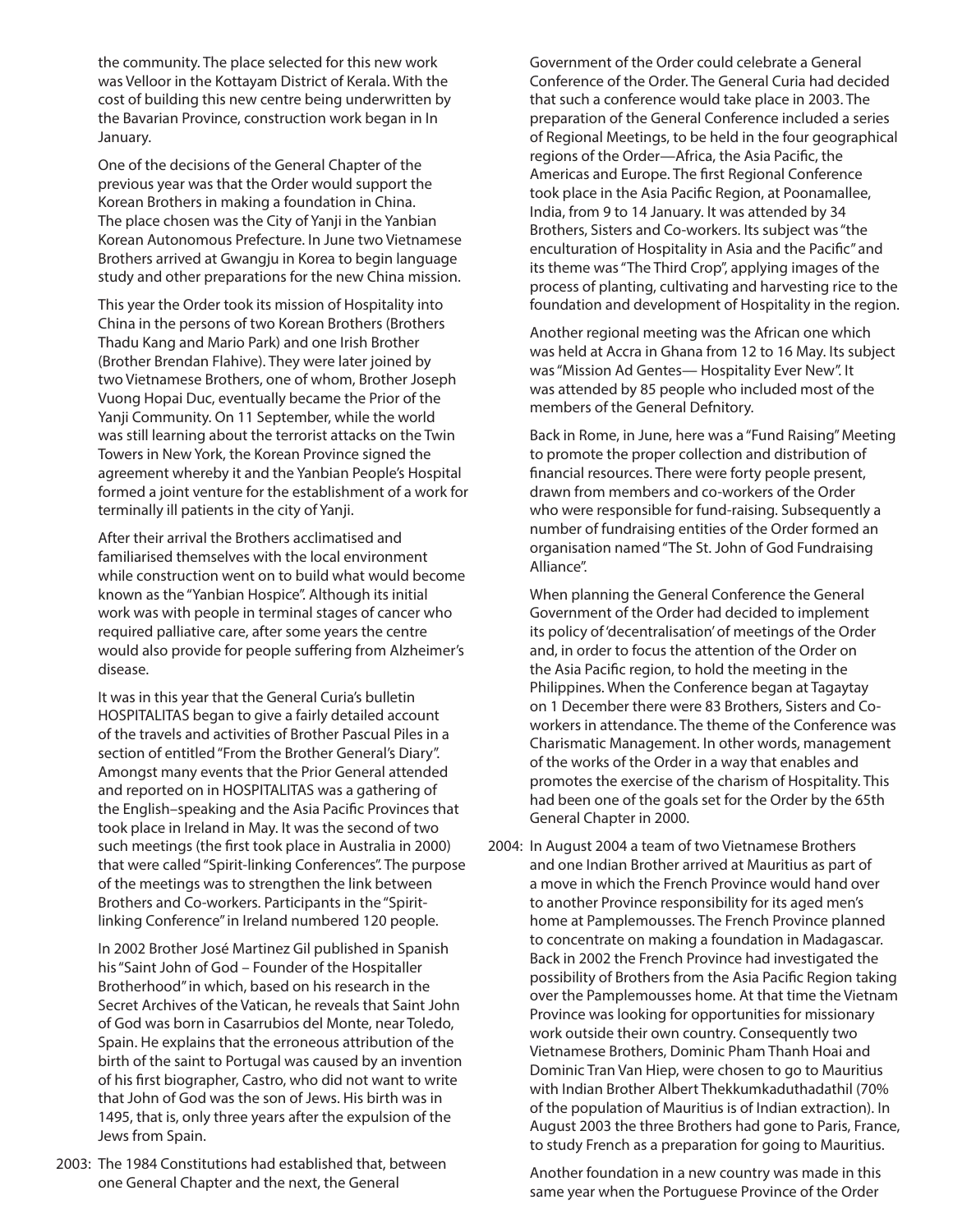the community. The place selected for this new work was Velloor in the Kottayam District of Kerala. With the cost of building this new centre being underwritten by the Bavarian Province, construction work began in In January.

One of the decisions of the General Chapter of the previous year was that the Order would support the Korean Brothers in making a foundation in China. The place chosen was the City of Yanji in the Yanbian Korean Autonomous Prefecture. In June two Vietnamese Brothers arrived at Gwangju in Korea to begin language study and other preparations for the new China mission.

This year the Order took its mission of Hospitality into China in the persons of two Korean Brothers (Brothers Thadu Kang and Mario Park) and one Irish Brother (Brother Brendan Flahive). They were later joined by two Vietnamese Brothers, one of whom, Brother Joseph Vuong Hopai Duc, eventually became the Prior of the Yanji Community. On 11 September, while the world was still learning about the terrorist attacks on the Twin Towers in New York, the Korean Province signed the agreement whereby it and the Yanbian People's Hospital formed a joint venture for the establishment of a work for terminally ill patients in the city of Yanji.

After their arrival the Brothers acclimatised and familiarised themselves with the local environment while construction went on to build what would become known as the "Yanbian Hospice". Although its initial work was with people in terminal stages of cancer who required palliative care, after some years the centre would also provide for people suffering from Alzheimer's disease.

It was in this year that the General Curia's bulletin HOSPITALITAS began to give a fairly detailed account of the travels and activities of Brother Pascual Piles in a section of entitled "From the Brother General's Diary". Amongst many events that the Prior General attended and reported on in HOSPITALITAS was a gathering of the English–speaking and the Asia Pacific Provinces that took place in Ireland in May. It was the second of two such meetings (the first took place in Australia in 2000) that were called "Spirit-linking Conferences". The purpose of the meetings was to strengthen the link between Brothers and Co-workers. Participants in the "Spirit-linking Conference" in Ireland numbered 120 people.

In 2002 Brother José Martinez Gil published in Spanish his "Saint John of God – Founder of the Hospitaller Brotherhood" in which, based on his research in the Secret Archives of the Vatican, he reveals that Saint John of God was born in Casarrubios del Monte, near Toledo, Spain. He explains that the erroneous attribution of the birth of the saint to Portugal was caused by an invention of his first biographer, Castro, who did not want to write that John of God was the son of Jews. His birth was in 1495, that is, only three years after the expulsion of the Jews from Spain.

2003: The 1984 Constitutions had established that, between one General Chapter and the next, the General Government of the Order could celebrate a General Conference of the Order. The General Curia had decided that such a conference would take place in 2003. The preparation of the General Conference included a series of Regional Meetings, to be held in the four geographical regions of the Order—Africa, the Asia Pacific, the Americas and Europe. The first Regional Conference took place in the Asia Pacific Region, at Poonamallee, India, from 9 to 14 January. It was attended by 34 Brothers, Sisters and Co-workers. Its subject was "the enculturation of Hospitality in Asia and the Pacific" and its theme was "The Third Crop", applying images of the process of planting, cultivating and harvesting rice to the foundation and development of Hospitality in the region.

Another regional meeting was the African one which was held at Accra in Ghana from 12 to 16 May. Its subject was "Mission Ad Gentes— Hospitality Ever New". It was attended by 85 people who included most of the members of the General Defnitory.

Back in Rome, in June, here was a "Fund Raising" Meeting to promote the proper collection and distribution of financial resources. There were forty people present, drawn from members and co-workers of the Order who were responsible for fund-raising. Subsequently a number of fundraising entities of the Order formed an organisation named "The St. John of God Fundraising Alliance".

When planning the General Conference the General Government of the Order had decided to implement its policy of 'decentralisation' of meetings of the Order and, in order to focus the attention of the Order on the Asia Pacific region, to hold the meeting in the Philippines. When the Conference began at Tagaytay on 1 December there were 83 Brothers, Sisters and Co-workers in attendance. The theme of the Conference was Charismatic Management. In other words, management of the works of the Order in a way that enables and promotes the exercise of the charism of Hospitality. This had been one of the goals set for the Order by the 65th General Chapter in 2000.

2004: In August 2004 a team of two Vietnamese Brothers and one Indian Brother arrived at Mauritius as part of a move in which the French Province would hand over to another Province responsibility for its aged men's home at Pamplemousses. The French Province planned to concentrate on making a foundation in Madagascar. Back in 2002 the French Province had investigated the possibility of Brothers from the Asia Pacific Region taking over the Pamplemousses home. At that time the Vietnam Province was looking for opportunities for missionary work outside their own country. Consequently two Vietnamese Brothers, Dominic Pham Thanh Hoai and Dominic Tran Van Hiep, were chosen to go to Mauritius with Indian Brother Albert Thekkumkaduthadathil (70% of the population of Mauritius is of Indian extraction). In August 2003 the three Brothers had gone to Paris, France, to study French as a preparation for going to Mauritius.

Another foundation in a new country was made in this same year when the Portuguese Province of the Order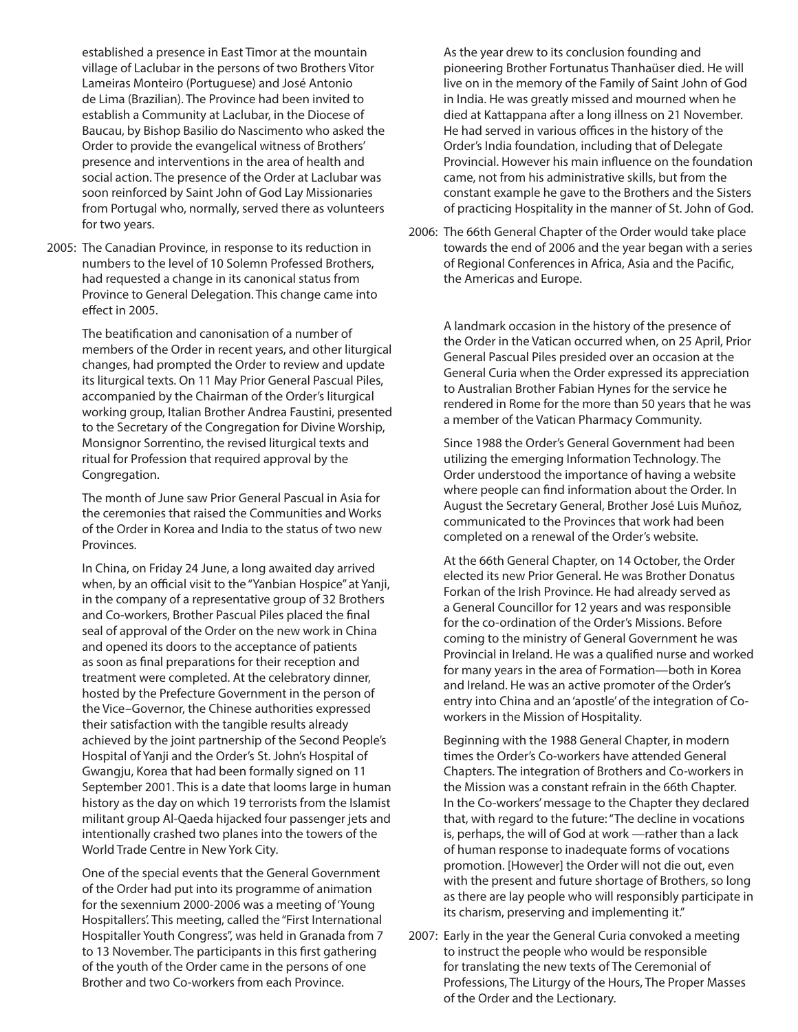established a presence in East Timor at the mountain village of Laclubar in the persons of two Brothers Vitor Lameiras Monteiro (Portuguese) and José Antonio de Lima (Brazilian). The Province had been invited to establish a Community at Laclubar, in the Diocese of Baucau, by Bishop Basilio do Nascimento who asked the Order to provide the evangelical witness of Brothers' presence and interventions in the area of health and social action. The presence of the Order at Laclubar was soon reinforced by Saint John of God Lay Missionaries from Portugal who, normally, served there as volunteers for two years.

2005: The Canadian Province, in response to its reduction in numbers to the level of 10 Solemn Professed Brothers, had requested a change in its canonical status from Province to General Delegation. This change came into effect in 2005.

The beatification and canonisation of a number of members of the Order in recent years, and other liturgical changes, had prompted the Order to review and update its liturgical texts. On 11 May Prior General Pascual Piles, accompanied by the Chairman of the Order's liturgical working group, Italian Brother Andrea Faustini, presented to the Secretary of the Congregation for Divine Worship, Monsignor Sorrentino, the revised liturgical texts and ritual for Profession that required approval by the Congregation.

The month of June saw Prior General Pascual in Asia for the ceremonies that raised the Communities and Works of the Order in Korea and India to the status of two new Provinces.

In China, on Friday 24 June, a long awaited day arrived when, by an official visit to the "Yanbian Hospice" at Yanji, in the company of a representative group of 32 Brothers and Co-workers, Brother Pascual Piles placed the final seal of approval of the Order on the new work in China and opened its doors to the acceptance of patients as soon as final preparations for their reception and treatment were completed. At the celebratory dinner, hosted by the Prefecture Government in the person of the Vice–Governor, the Chinese authorities expressed their satisfaction with the tangible results already achieved by the joint partnership of the Second People's Hospital of Yanji and the Order's St. John's Hospital of Gwangju, Korea that had been formally signed on 11 September 2001. This is a date that looms large in human history as the day on which 19 terrorists from the Islamist militant group Al-Qaeda hijacked four passenger jets and intentionally crashed two planes into the towers of the World Trade Centre in New York City.

One of the special events that the General Government of the Order had put into its programme of animation for the sexennium 2000-2006 was a meeting of 'Young Hospitallers'. This meeting, called the "First International Hospitaller Youth Congress", was held in Granada from 7 to 13 November. The participants in this first gathering of the youth of the Order came in the persons of one Brother and two Co-workers from each Province.

As the year drew to its conclusion founding and pioneering Brother Fortunatus Thanhaüser died. He will live on in the memory of the Family of Saint John of God in India. He was greatly missed and mourned when he died at Kattappana after a long illness on 21 November. He had served in various offices in the history of the Order's India foundation, including that of Delegate Provincial. However his main influence on the foundation came, not from his administrative skills, but from the constant example he gave to the Brothers and the Sisters of practicing Hospitality in the manner of St. John of God.

2006: The 66th General Chapter of the Order would take place towards the end of 2006 and the year began with a series of Regional Conferences in Africa, Asia and the Pacific, the Americas and Europe.

A landmark occasion in the history of the presence of the Order in the Vatican occurred when, on 25 April, Prior General Pascual Piles presided over an occasion at the General Curia when the Order expressed its appreciation to Australian Brother Fabian Hynes for the service he rendered in Rome for the more than 50 years that he was a member of the Vatican Pharmacy Community.

Since 1988 the Order's General Government had been utilizing the emerging Information Technology. The Order understood the importance of having a website where people can find information about the Order. In August the Secretary General, Brother José Luis Muñoz, communicated to the Provinces that work had been completed on a renewal of the Order's website.

At the 66th General Chapter, on 14 October, the Order elected its new Prior General. He was Brother Donatus Forkan of the Irish Province. He had already served as a General Councillor for 12 years and was responsible for the co-ordination of the Order's Missions. Before coming to the ministry of General Government he was Provincial in Ireland. He was a qualified nurse and worked for many years in the area of Formation—both in Korea and Ireland. He was an active promoter of the Order's entry into China and an 'apostle' of the integration of Co-workers in the Mission of Hospitality.

Beginning with the 1988 General Chapter, in modern times the Order's Co-workers have attended General Chapters. The integration of Brothers and Co-workers in the Mission was a constant refrain in the 66th Chapter. In the Co-workers' message to the Chapter they declared that, with regard to the future: "The decline in vocations is, perhaps, the will of God at work —rather than a lack of human response to inadequate forms of vocations promotion. [However] the Order will not die out, even with the present and future shortage of Brothers, so long as there are lay people who will responsibly participate in its charism, preserving and implementing it."

2007: Early in the year the General Curia convoked a meeting to instruct the people who would be responsible for translating the new texts of The Ceremonial of Professions, The Liturgy of the Hours, The Proper Masses of the Order and the Lectionary.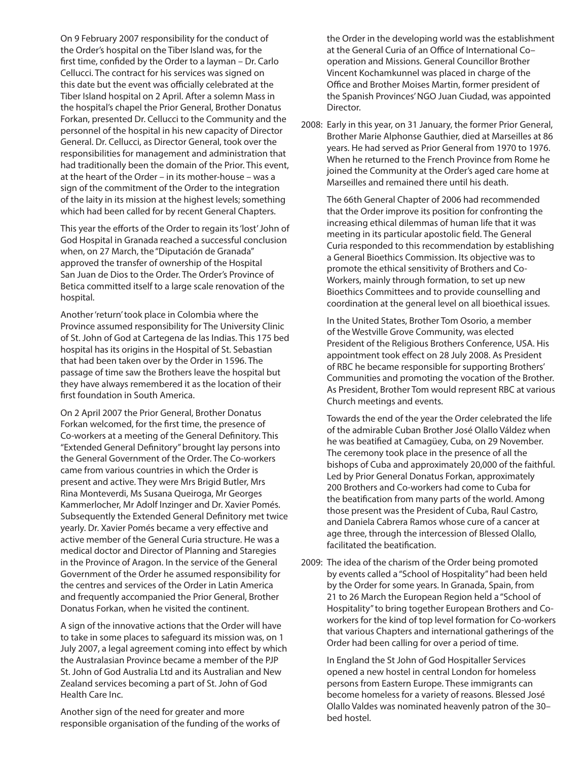On 9 February 2007 responsibility for the conduct of the Order's hospital on the Tiber Island was, for the first time, confided by the Order to a layman – Dr. Carlo Cellucci. The contract for his services was signed on this date but the event was officially celebrated at the Tiber Island hospital on 2 April. After a solemn Mass in the hospital's chapel the Prior General, Brother Donatus Forkan, presented Dr. Cellucci to the Community and the personnel of the hospital in his new capacity of Director General. Dr. Cellucci, as Director General, took over the responsibilities for management and administration that had traditionally been the domain of the Prior. This event, at the heart of the Order – in its mother-house – was a sign of the commitment of the Order to the integration of the laity in its mission at the highest levels; something which had been called for by recent General Chapters.

This year the efforts of the Order to regain its 'lost' John of God Hospital in Granada reached a successful conclusion when, on 27 March, the "Diputación de Granada" approved the transfer of ownership of the Hospital San Juan de Dios to the Order. The Order's Province of Betica committed itself to a large scale renovation of the hospital.

Another 'return' took place in Colombia where the Province assumed responsibility for The University Clinic of St. John of God at Cartegena de las Indias. This 175 bed hospital has its origins in the Hospital of St. Sebastian that had been taken over by the Order in 1596. The passage of time saw the Brothers leave the hospital but they have always remembered it as the location of their first foundation in South America.

On 2 April 2007 the Prior General, Brother Donatus Forkan welcomed, for the first time, the presence of Co-workers at a meeting of the General Definitory. This "Extended General Definitory" brought lay persons into the General Government of the Order. The Co-workers came from various countries in which the Order is present and active. They were Mrs Brigid Butler, Mrs Rina Monteverdi, Ms Susana Queiroga, Mr Georges Kammerlocher, Mr Adolf Inzinger and Dr. Xavier Pomés. Subsequently the Extended General Definitory met twice yearly. Dr. Xavier Pomés became a very effective and active member of the General Curia structure. He was a medical doctor and Director of Planning and Staregies in the Province of Aragon. In the service of the General Government of the Order he assumed responsibility for the centres and services of the Order in Latin America and frequently accompanied the Prior General, Brother Donatus Forkan, when he visited the continent.

A sign of the innovative actions that the Order will have to take in some places to safeguard its mission was, on 1 July 2007, a legal agreement coming into effect by which the Australasian Province became a member of the PJP St. John of God Australia Ltd and its Australian and New Zealand services becoming a part of St. John of God Health Care Inc.

Another sign of the need for greater and more responsible organisation of the funding of the works of the Order in the developing world was the establishment at the General Curia of an Office of International Co–operation and Missions. General Councillor Brother Vincent Kochamkunnel was placed in charge of the Office and Brother Moises Martin, former president of the Spanish Provinces' NGO Juan Ciudad, was appointed Director.

2008: Early in this year, on 31 January, the former Prior General, Brother Marie Alphonse Gauthier, died at Marseilles at 86 years. He had served as Prior General from 1970 to 1976. When he returned to the French Province from Rome he joined the Community at the Order's aged care home at Marseilles and remained there until his death.

The 66th General Chapter of 2006 had recommended that the Order improve its position for confronting the increasing ethical dilemmas of human life that it was meeting in its particular apostolic field. The General Curia responded to this recommendation by establishing a General Bioethics Commission. Its objective was to promote the ethical sensitivity of Brothers and Co-Workers, mainly through formation, to set up new Bioethics Committees and to provide counselling and coordination at the general level on all bioethical issues.

In the United States, Brother Tom Osorio, a member of the Westville Grove Community, was elected President of the Religious Brothers Conference, USA. His appointment took effect on 28 July 2008. As President of RBC he became responsible for supporting Brothers' Communities and promoting the vocation of the Brother. As President, Brother Tom would represent RBC at various Church meetings and events.

Towards the end of the year the Order celebrated the life of the admirable Cuban Brother José Olallo Váldez when he was beatified at Camagüey, Cuba, on 29 November. The ceremony took place in the presence of all the bishops of Cuba and approximately 20,000 of the faithful. Led by Prior General Donatus Forkan, approximately 200 Brothers and Co-workers had come to Cuba for the beatification from many parts of the world. Among those present was the President of Cuba, Raul Castro, and Daniela Cabrera Ramos whose cure of a cancer at age three, through the intercession of Blessed Olallo, facilitated the beatification.

2009: The idea of the charism of the Order being promoted by events called a "School of Hospitality" had been held by the Order for some years. In Granada, Spain, from 21 to 26 March the European Region held a "School of Hospitality" to bring together European Brothers and Co-workers for the kind of top level formation for Co-workers that various Chapters and international gatherings of the Order had been calling for over a period of time.

In England the St John of God Hospitaller Services opened a new hostel in central London for homeless persons from Eastern Europe. These immigrants can become homeless for a variety of reasons. Blessed José Olallo Valdes was nominated heavenly patron of the 30–bed hostel.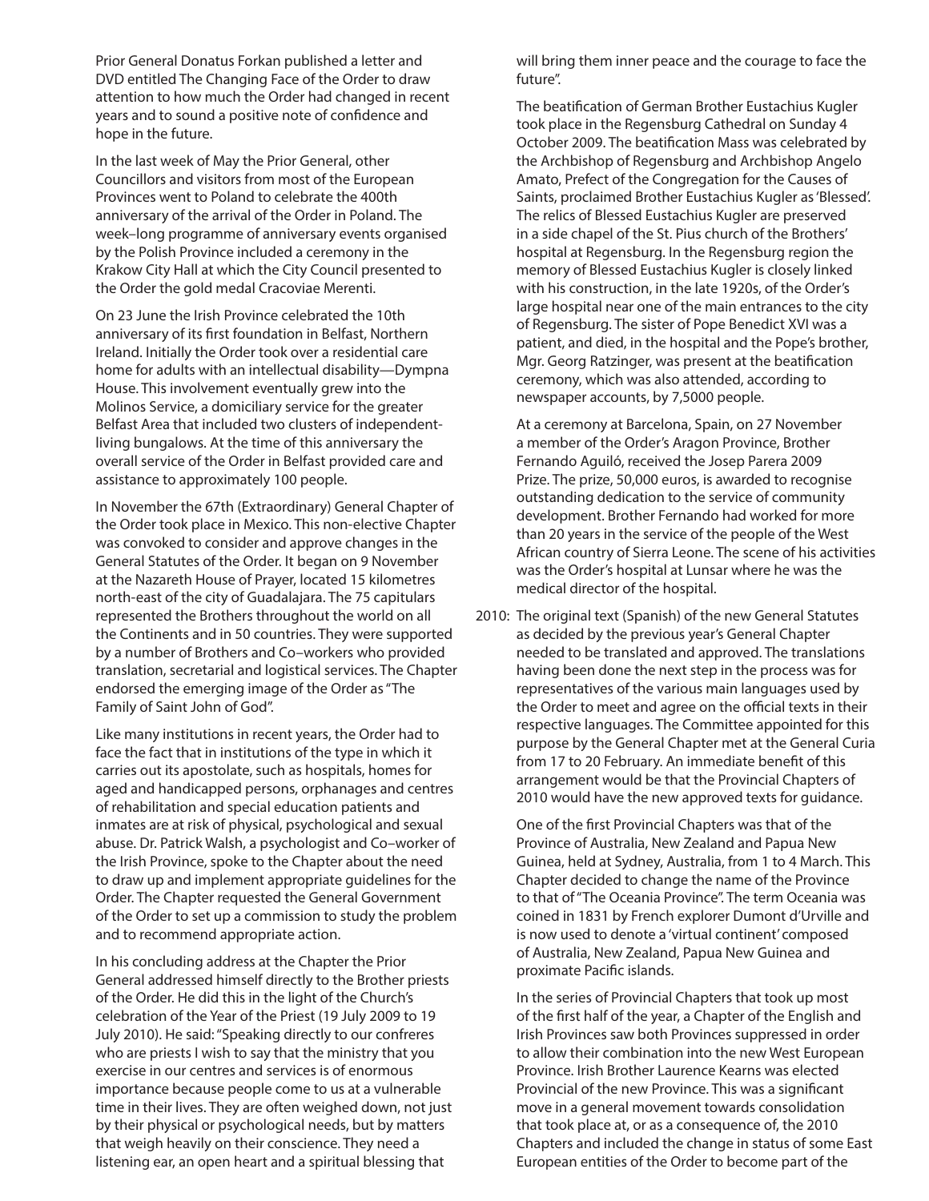Prior General Donatus Forkan published a letter and DVD entitled The Changing Face of the Order to draw attention to how much the Order had changed in recent years and to sound a positive note of confidence and hope in the future.

In the last week of May the Prior General, other Councillors and visitors from most of the European Provinces went to Poland to celebrate the 400th anniversary of the arrival of the Order in Poland. The week–long programme of anniversary events organised by the Polish Province included a ceremony in the Krakow City Hall at which the City Council presented to the Order the gold medal Cracoviae Merenti.

On 23 June the Irish Province celebrated the 10th anniversary of its first foundation in Belfast, Northern Ireland. Initially the Order took over a residential care home for adults with an intellectual disability—Dympna House. This involvement eventually grew into the Molinos Service, a domiciliary service for the greater Belfast Area that included two clusters of independent-living bungalows. At the time of this anniversary the overall service of the Order in Belfast provided care and assistance to approximately 100 people.

In November the 67th (Extraordinary) General Chapter of the Order took place in Mexico. This non-elective Chapter was convoked to consider and approve changes in the General Statutes of the Order. It began on 9 November at the Nazareth House of Prayer, located 15 kilometres north-east of the city of Guadalajara. The 75 capitulars represented the Brothers throughout the world on all the Continents and in 50 countries. They were supported by a number of Brothers and Co–workers who provided translation, secretarial and logistical services. The Chapter endorsed the emerging image of the Order as "The Family of Saint John of God".

Like many institutions in recent years, the Order had to face the fact that in institutions of the type in which it carries out its apostolate, such as hospitals, homes for aged and handicapped persons, orphanages and centres of rehabilitation and special education patients and inmates are at risk of physical, psychological and sexual abuse. Dr. Patrick Walsh, a psychologist and Co–worker of the Irish Province, spoke to the Chapter about the need to draw up and implement appropriate guidelines for the Order. The Chapter requested the General Government of the Order to set up a commission to study the problem and to recommend appropriate action.

In his concluding address at the Chapter the Prior General addressed himself directly to the Brother priests of the Order. He did this in the light of the Church's celebration of the Year of the Priest (19 July 2009 to 19 July 2010). He said: "Speaking directly to our confreres who are priests I wish to say that the ministry that you exercise in our centres and services is of enormous importance because people come to us at a vulnerable time in their lives. They are often weighed down, not just by their physical or psychological needs, but by matters that weigh heavily on their conscience. They need a listening ear, an open heart and a spiritual blessing that will bring them inner peace and the courage to face the future".

The beatification of German Brother Eustachius Kugler took place in the Regensburg Cathedral on Sunday 4 October 2009. The beatification Mass was celebrated by the Archbishop of Regensburg and Archbishop Angelo Amato, Prefect of the Congregation for the Causes of Saints, proclaimed Brother Eustachius Kugler as 'Blessed'. The relics of Blessed Eustachius Kugler are preserved in a side chapel of the St. Pius church of the Brothers' hospital at Regensburg. In the Regensburg region the memory of Blessed Eustachius Kugler is closely linked with his construction, in the late 1920s, of the Order's large hospital near one of the main entrances to the city of Regensburg. The sister of Pope Benedict XVI was a patient, and died, in the hospital and the Pope's brother, Mgr. Georg Ratzinger, was present at the beatification ceremony, which was also attended, according to newspaper accounts, by 7,5000 people.

At a ceremony at Barcelona, Spain, on 27 November a member of the Order's Aragon Province, Brother Fernando Aguiló, received the Josep Parera 2009 Prize. The prize, 50,000 euros, is awarded to recognise outstanding dedication to the service of community development. Brother Fernando had worked for more than 20 years in the service of the people of the West African country of Sierra Leone. The scene of his activities was the Order's hospital at Lunsar where he was the medical director of the hospital.

2010: The original text (Spanish) of the new General Statutes as decided by the previous year's General Chapter needed to be translated and approved. The translations having been done the next step in the process was for representatives of the various main languages used by the Order to meet and agree on the official texts in their respective languages. The Committee appointed for this purpose by the General Chapter met at the General Curia from 17 to 20 February. An immediate benefit of this arrangement would be that the Provincial Chapters of 2010 would have the new approved texts for guidance.

One of the first Provincial Chapters was that of the Province of Australia, New Zealand and Papua New Guinea, held at Sydney, Australia, from 1 to 4 March. This Chapter decided to change the name of the Province to that of "The Oceania Province". The term Oceania was coined in 1831 by French explorer Dumont d'Urville and is now used to denote a 'virtual continent' composed of Australia, New Zealand, Papua New Guinea and proximate Pacific islands.

In the series of Provincial Chapters that took up most of the first half of the year, a Chapter of the English and Irish Provinces saw both Provinces suppressed in order to allow their combination into the new West European Province. Irish Brother Laurence Kearns was elected Provincial of the new Province. This was a significant move in a general movement towards consolidation that took place at, or as a consequence of, the 2010 Chapters and included the change in status of some East European entities of the Order to become part of the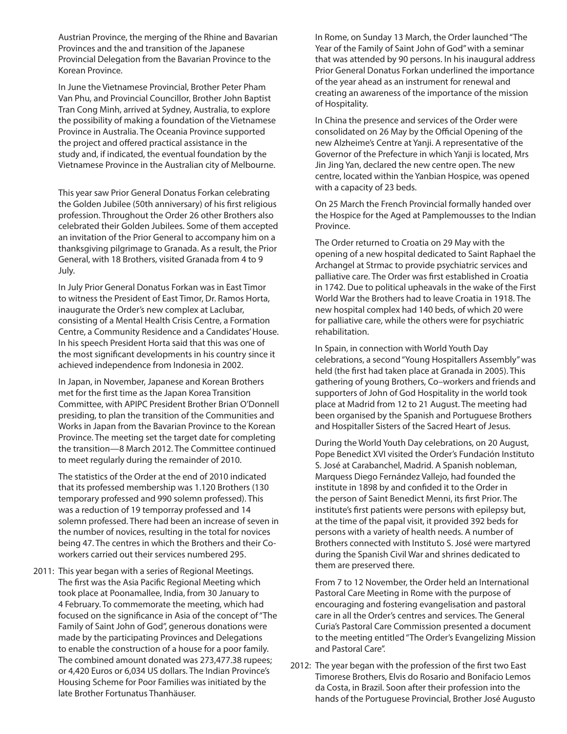Austrian Province, the merging of the Rhine and Bavarian Provinces and the and transition of the Japanese Provincial Delegation from the Bavarian Province to the Korean Province.

In June the Vietnamese Provincial, Brother Peter Pham Van Phu, and Provincial Councillor, Brother John Baptist Tran Cong Minh, arrived at Sydney, Australia, to explore the possibility of making a foundation of the Vietnamese Province in Australia. The Oceania Province supported the project and offered practical assistance in the study and, if indicated, the eventual foundation by the Vietnamese Province in the Australian city of Melbourne.

This year saw Prior General Donatus Forkan celebrating the Golden Jubilee (50th anniversary) of his first religious profession. Throughout the Order 26 other Brothers also celebrated their Golden Jubilees. Some of them accepted an invitation of the Prior General to accompany him on a thanksgiving pilgrimage to Granada. As a result, the Prior General, with 18 Brothers, visited Granada from 4 to 9 July.

In July Prior General Donatus Forkan was in East Timor to witness the President of East Timor, Dr. Ramos Horta, inaugurate the Order's new complex at Laclubar, consisting of a Mental Health Crisis Centre, a Formation Centre, a Community Residence and a Candidates' House. In his speech President Horta said that this was one of the most significant developments in his country since it achieved independence from Indonesia in 2002.

In Japan, in November, Japanese and Korean Brothers met for the first time as the Japan Korea Transition Committee, with APIPC President Brother Brian O'Donnell presiding, to plan the transition of the Communities and Works in Japan from the Bavarian Province to the Korean Province. The meeting set the target date for completing the transition—8 March 2012. The Committee continued to meet regularly during the remainder of 2010.

The statistics of the Order at the end of 2010 indicated that its professed membership was 1.120 Brothers (130 temporary professed and 990 solemn professed). This was a reduction of 19 temporray professed and 14 solemn professed. There had been an increase of seven in the number of novices, resulting in the total for novices being 47. The centres in which the Brothers and their Co-workers carried out their services numbered 295.

2011: This year began with a series of Regional Meetings. The first was the Asia Pacific Regional Meeting which took place at Poonamallee, India, from 30 January to 4 February. To commemorate the meeting, which had focused on the significance in Asia of the concept of "The Family of Saint John of God", generous donations were made by the participating Provinces and Delegations to enable the construction of a house for a poor family. The combined amount donated was 273,477.38 rupees; or 4,420 Euros or 6,034 US dollars. The Indian Province's Housing Scheme for Poor Families was initiated by the late Brother Fortunatus Thanhäuser.

In Rome, on Sunday 13 March, the Order launched "The Year of the Family of Saint John of God" with a seminar that was attended by 90 persons. In his inaugural address Prior General Donatus Forkan underlined the importance of the year ahead as an instrument for renewal and creating an awareness of the importance of the mission of Hospitality.

In China the presence and services of the Order were consolidated on 26 May by the Official Opening of the new Alzheime's Centre at Yanji. A representative of the Governor of the Prefecture in which Yanji is located, Mrs Jin Jing Yan, declared the new centre open. The new centre, located within the Yanbian Hospice, was opened with a capacity of 23 beds.

On 25 March the French Provincial formally handed over the Hospice for the Aged at Pamplemousses to the Indian Province.

The Order returned to Croatia on 29 May with the opening of a new hospital dedicated to Saint Raphael the Archangel at Strmac to provide psychiatric services and palliative care. The Order was first established in Croatia in 1742. Due to political upheavals in the wake of the First World War the Brothers had to leave Croatia in 1918. The new hospital complex had 140 beds, of which 20 were for palliative care, while the others were for psychiatric rehabilitation.

In Spain, in connection with World Youth Day celebrations, a second "Young Hospitallers Assembly" was held (the first had taken place at Granada in 2005). This gathering of young Brothers, Co–workers and friends and supporters of John of God Hospitality in the world took place at Madrid from 12 to 21 August. The meeting had been organised by the Spanish and Portuguese Brothers and Hospitaller Sisters of the Sacred Heart of Jesus.

During the World Youth Day celebrations, on 20 August, Pope Benedict XVI visited the Order's Fundación Instituto S. José at Carabanchel, Madrid. A Spanish nobleman, Marquess Diego Fernández Vallejo, had founded the institute in 1898 by and confided it to the Order in the person of Saint Benedict Menni, its first Prior. The institute's first patients were persons with epilepsy but, at the time of the papal visit, it provided 392 beds for persons with a variety of health needs. A number of Brothers connected with Instituto S. José were martyred during the Spanish Civil War and shrines dedicated to them are preserved there.

From 7 to 12 November, the Order held an International Pastoral Care Meeting in Rome with the purpose of encouraging and fostering evangelisation and pastoral care in all the Order's centres and services. The General Curia's Pastoral Care Commission presented a document to the meeting entitled "The Order's Evangelizing Mission and Pastoral Care".

2012: The year began with the profession of the first two East Timorese Brothers, Elvis do Rosario and Bonifacio Lemos da Costa, in Brazil. Soon after their profession into the hands of the Portuguese Provincial, Brother José Augusto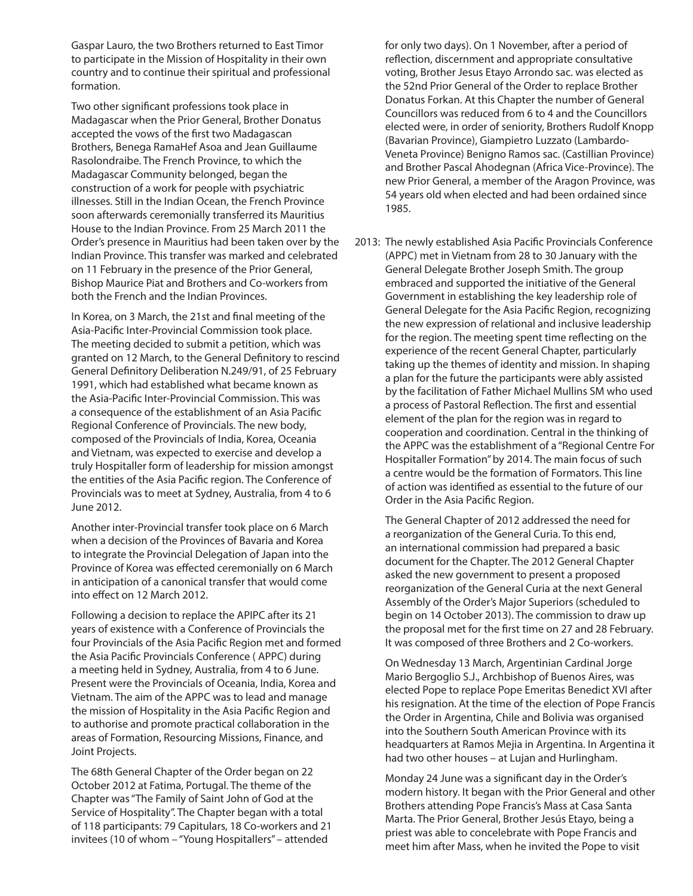Gaspar Lauro, the two Brothers returned to East Timor to participate in the Mission of Hospitality in their own country and to continue their spiritual and professional formation.

Two other significant professions took place in Madagascar when the Prior General, Brother Donatus accepted the vows of the first two Madagascan Brothers, Benega RamaHef Asoa and Jean Guillaume Rasolondraibe. The French Province, to which the Madagascar Community belonged, began the construction of a work for people with psychiatric illnesses. Still in the Indian Ocean, the French Province soon afterwards ceremonially transferred its Mauritius House to the Indian Province. From 25 March 2011 the Order's presence in Mauritius had been taken over by the Indian Province. This transfer was marked and celebrated on 11 February in the presence of the Prior General, Bishop Maurice Piat and Brothers and Co-workers from both the French and the Indian Provinces.

In Korea, on 3 March, the 21st and final meeting of the Asia-Pacific Inter-Provincial Commission took place. The meeting decided to submit a petition, which was granted on 12 March, to the General Definitory to rescind General Definitory Deliberation N.249/91, of 25 February 1991, which had established what became known as the Asia-Pacific Inter-Provincial Commission. This was a consequence of the establishment of an Asia Pacific Regional Conference of Provincials. The new body, composed of the Provincials of India, Korea, Oceania and Vietnam, was expected to exercise and develop a truly Hospitaller form of leadership for mission amongst the entities of the Asia Pacific region. The Conference of Provincials was to meet at Sydney, Australia, from 4 to 6 June 2012.

Another inter-Provincial transfer took place on 6 March when a decision of the Provinces of Bavaria and Korea to integrate the Provincial Delegation of Japan into the Province of Korea was effected ceremonially on 6 March in anticipation of a canonical transfer that would come into effect on 12 March 2012.

Following a decision to replace the APIPC after its 21 years of existence with a Conference of Provincials the four Provincials of the Asia Pacific Region met and formed the Asia Pacific Provincials Conference ( APPC) during a meeting held in Sydney, Australia, from 4 to 6 June. Present were the Provincials of Oceania, India, Korea and Vietnam. The aim of the APPC was to lead and manage the mission of Hospitality in the Asia Pacific Region and to authorise and promote practical collaboration in the areas of Formation, Resourcing Missions, Finance, and Joint Projects.

The 68th General Chapter of the Order began on 22 October 2012 at Fatima, Portugal. The theme of the Chapter was "The Family of Saint John of God at the Service of Hospitality". The Chapter began with a total of 118 participants: 79 Capitulars, 18 Co-workers and 21 invitees (10 of whom – "Young Hospitallers" – attended for only two days). On 1 November, after a period of reflection, discernment and appropriate consultative voting, Brother Jesus Etayo Arrondo sac. was elected as the 52nd Prior General of the Order to replace Brother Donatus Forkan. At this Chapter the number of General Councillors was reduced from 6 to 4 and the Councillors elected were, in order of seniority, Brothers Rudolf Knopp (Bavarian Province), Giampietro Luzzato (Lambardo-Veneta Province) Benigno Ramos sac. (Castillian Province) and Brother Pascal Ahodegnan (Africa Vice-Province). The new Prior General, a member of the Aragon Province, was 54 years old when elected and had been ordained since 1985.

2013: The newly established Asia Pacific Provincials Conference (APPC) met in Vietnam from 28 to 30 January with the General Delegate Brother Joseph Smith. The group embraced and supported the initiative of the General Government in establishing the key leadership role of General Delegate for the Asia Pacific Region, recognizing the new expression of relational and inclusive leadership for the region. The meeting spent time reflecting on the experience of the recent General Chapter, particularly taking up the themes of identity and mission. In shaping a plan for the future the participants were ably assisted by the facilitation of Father Michael Mullins SM who used a process of Pastoral Reflection. The first and essential element of the plan for the region was in regard to cooperation and coordination. Central in the thinking of the APPC was the establishment of a "Regional Centre For Hospitaller Formation" by 2014. The main focus of such a centre would be the formation of Formators. This line of action was identified as essential to the future of our Order in the Asia Pacific Region.

The General Chapter of 2012 addressed the need for a reorganization of the General Curia. To this end, an international commission had prepared a basic document for the Chapter. The 2012 General Chapter asked the new government to present a proposed reorganization of the General Curia at the next General Assembly of the Order's Major Superiors (scheduled to begin on 14 October 2013). The commission to draw up the proposal met for the first time on 27 and 28 February. It was composed of three Brothers and 2 Co-workers.

On Wednesday 13 March, Argentinian Cardinal Jorge Mario Bergoglio S.J., Archbishop of Buenos Aires, was elected Pope to replace Pope Emeritas Benedict XVI after his resignation. At the time of the election of Pope Francis the Order in Argentina, Chile and Bolivia was organised into the Southern South American Province with its headquarters at Ramos Mejia in Argentina. In Argentina it had two other houses – at Lujan and Hurlingham.

Monday 24 June was a significant day in the Order's modern history. It began with the Prior General and other Brothers attending Pope Francis's Mass at Casa Santa Marta. The Prior General, Brother Jesús Etayo, being a priest was able to concelebrate with Pope Francis and meet him after Mass, when he invited the Pope to visit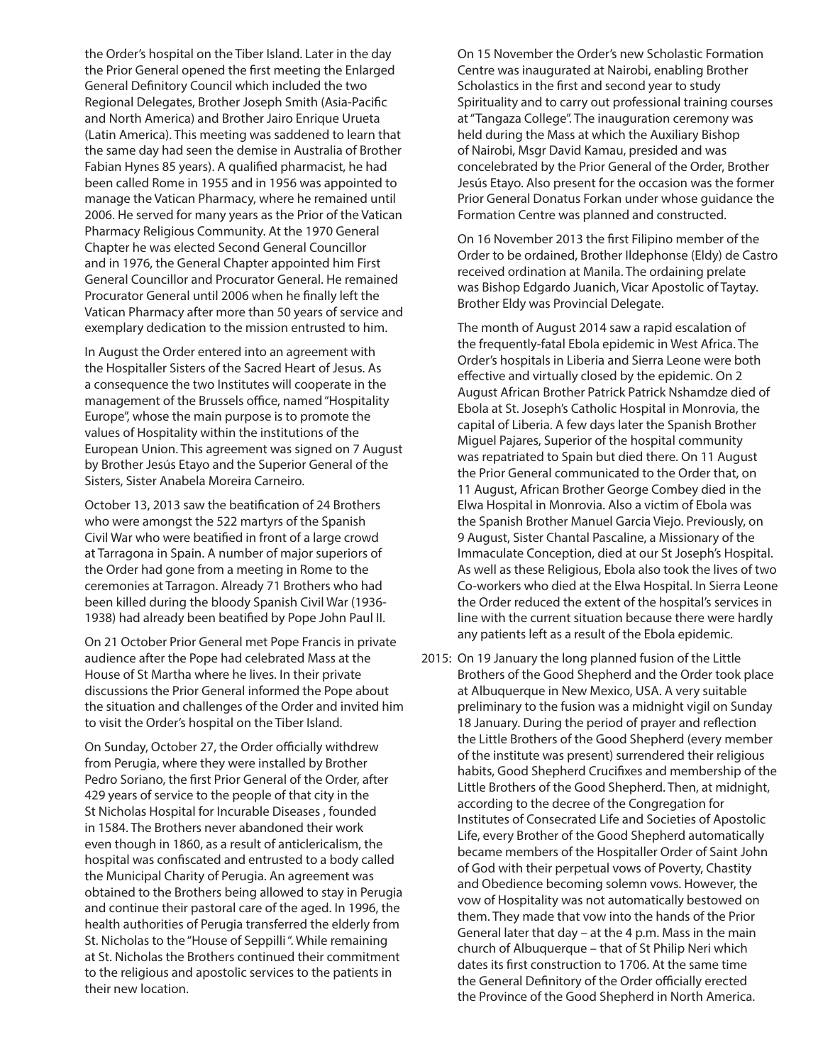the Order's hospital on the Tiber Island. Later in the day the Prior General opened the first meeting the Enlarged General Definitory Council which included the two Regional Delegates, Brother Joseph Smith (Asia-Pacific and North America) and Brother Jairo Enrique Urueta (Latin America). This meeting was saddened to learn that the same day had seen the demise in Australia of Brother Fabian Hynes 85 years). A qualified pharmacist, he had been called Rome in 1955 and in 1956 was appointed to manage the Vatican Pharmacy, where he remained until 2006. He served for many years as the Prior of the Vatican Pharmacy Religious Community. At the 1970 General Chapter he was elected Second General Councillor and in 1976, the General Chapter appointed him First General Councillor and Procurator General. He remained Procurator General until 2006 when he finally left the Vatican Pharmacy after more than 50 years of service and exemplary dedication to the mission entrusted to him.

In August the Order entered into an agreement with the Hospitaller Sisters of the Sacred Heart of Jesus. As a consequence the two Institutes will cooperate in the management of the Brussels office, named "Hospitality Europe", whose the main purpose is to promote the values of Hospitality within the institutions of the European Union. This agreement was signed on 7 August by Brother Jesús Etayo and the Superior General of the Sisters, Sister Anabela Moreira Carneiro.

October 13, 2013 saw the beatification of 24 Brothers who were amongst the 522 martyrs of the Spanish Civil War who were beatified in front of a large crowd at Tarragona in Spain. A number of major superiors of the Order had gone from a meeting in Rome to the ceremonies at Tarragon. Already 71 Brothers who had been killed during the bloody Spanish Civil War (1936-1938) had already been beatified by Pope John Paul II.

On 21 October Prior General met Pope Francis in private audience after the Pope had celebrated Mass at the House of St Martha where he lives. In their private discussions the Prior General informed the Pope about the situation and challenges of the Order and invited him to visit the Order's hospital on the Tiber Island.

On Sunday, October 27, the Order officially withdrew from Perugia, where they were installed by Brother Pedro Soriano, the first Prior General of the Order, after 429 years of service to the people of that city in the St Nicholas Hospital for Incurable Diseases , founded in 1584. The Brothers never abandoned their work even though in 1860, as a result of anticlericalism, the hospital was confiscated and entrusted to a body called the Municipal Charity of Perugia. An agreement was obtained to the Brothers being allowed to stay in Perugia and continue their pastoral care of the aged. In 1996, the health authorities of Perugia transferred the elderly from St. Nicholas to the "House of Seppilli ". While remaining at St. Nicholas the Brothers continued their commitment to the religious and apostolic services to the patients in their new location.

On 15 November the Order's new Scholastic Formation Centre was inaugurated at Nairobi, enabling Brother Scholastics in the first and second year to study Spirituality and to carry out professional training courses at "Tangaza College". The inauguration ceremony was held during the Mass at which the Auxiliary Bishop of Nairobi, Msgr David Kamau, presided and was concelebrated by the Prior General of the Order, Brother Jesús Etayo. Also present for the occasion was the former Prior General Donatus Forkan under whose guidance the Formation Centre was planned and constructed.

On 16 November 2013 the first Filipino member of the Order to be ordained, Brother Ildephonse (Eldy) de Castro received ordination at Manila. The ordaining prelate was Bishop Edgardo Juanich, Vicar Apostolic of Taytay. Brother Eldy was Provincial Delegate.

The month of August 2014 saw a rapid escalation of the frequently-fatal Ebola epidemic in West Africa. The Order's hospitals in Liberia and Sierra Leone were both effective and virtually closed by the epidemic. On 2 August African Brother Patrick Patrick Nshamdze died of Ebola at St. Joseph's Catholic Hospital in Monrovia, the capital of Liberia. A few days later the Spanish Brother Miguel Pajares, Superior of the hospital community was repatriated to Spain but died there. On 11 August the Prior General communicated to the Order that, on 11 August, African Brother George Combey died in the Elwa Hospital in Monrovia. Also a victim of Ebola was the Spanish Brother Manuel Garcia Viejo. Previously, on 9 August, Sister Chantal Pascaline, a Missionary of the Immaculate Conception, died at our St Joseph's Hospital. As well as these Religious, Ebola also took the lives of two Co-workers who died at the Elwa Hospital. In Sierra Leone the Order reduced the extent of the hospital's services in line with the current situation because there were hardly any patients left as a result of the Ebola epidemic.

2015: On 19 January the long planned fusion of the Little Brothers of the Good Shepherd and the Order took place at Albuquerque in New Mexico, USA. A very suitable preliminary to the fusion was a midnight vigil on Sunday 18 January. During the period of prayer and reflection the Little Brothers of the Good Shepherd (every member of the institute was present) surrendered their religious habits, Good Shepherd Crucifixes and membership of the Little Brothers of the Good Shepherd. Then, at midnight, according to the decree of the Congregation for Institutes of Consecrated Life and Societies of Apostolic Life, every Brother of the Good Shepherd automatically became members of the Hospitaller Order of Saint John of God with their perpetual vows of Poverty, Chastity and Obedience becoming solemn vows. However, the vow of Hospitality was not automatically bestowed on them. They made that vow into the hands of the Prior General later that day – at the 4 p.m. Mass in the main church of Albuquerque – that of St Philip Neri which dates its first construction to 1706. At the same time the General Definitory of the Order officially erected the Province of the Good Shepherd in North America.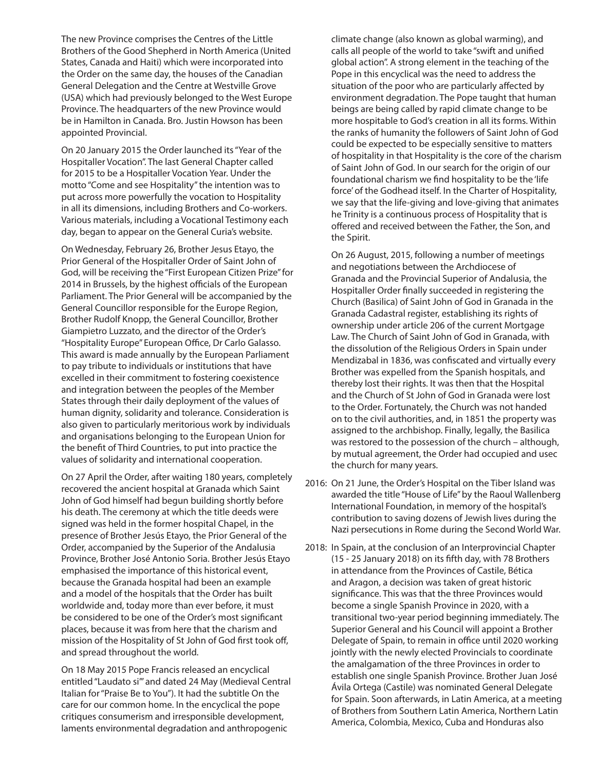The new Province comprises the Centres of the Little Brothers of the Good Shepherd in North America (United States, Canada and Haiti) which were incorporated into the Order on the same day, the houses of the Canadian General Delegation and the Centre at Westville Grove (USA) which had previously belonged to the West Europe Province. The headquarters of the new Province would be in Hamilton in Canada. Bro. Justin Howson has been appointed Provincial.

On 20 January 2015 the Order launched its "Year of the Hospitaller Vocation". The last General Chapter called for 2015 to be a Hospitaller Vocation Year. Under the motto "Come and see Hospitality" the intention was to put across more powerfully the vocation to Hospitality in all its dimensions, including Brothers and Co-workers. Various materials, including a Vocational Testimony each day, began to appear on the General Curia's website.

On Wednesday, February 26, Brother Jesus Etayo, the Prior General of the Hospitaller Order of Saint John of God, will be receiving the "First European Citizen Prize" for 2014 in Brussels, by the highest officials of the European Parliament. The Prior General will be accompanied by the General Councillor responsible for the Europe Region, Brother Rudolf Knopp, the General Councillor, Brother Giampietro Luzzato, and the director of the Order's "Hospitality Europe" European Office, Dr Carlo Galasso. This award is made annually by the European Parliament to pay tribute to individuals or institutions that have excelled in their commitment to fostering coexistence and integration between the peoples of the Member States through their daily deployment of the values of human dignity, solidarity and tolerance. Consideration is also given to particularly meritorious work by individuals and organisations belonging to the European Union for the benefit of Third Countries, to put into practice the values of solidarity and international cooperation.

On 27 April the Order, after waiting 180 years, completely recovered the ancient hospital at Granada which Saint John of God himself had begun building shortly before his death. The ceremony at which the title deeds were signed was held in the former hospital Chapel, in the presence of Brother Jesús Etayo, the Prior General of the Order, accompanied by the Superior of the Andalusia Province, Brother José Antonio Soria. Brother Jesús Etayo emphasised the importance of this historical event, because the Granada hospital had been an example and a model of the hospitals that the Order has built worldwide and, today more than ever before, it must be considered to be one of the Order's most significant places, because it was from here that the charism and mission of the Hospitality of St John of God first took off, and spread throughout the world.

On 18 May 2015 Pope Francis released an encyclical entitled "Laudato si'" and dated 24 May (Medieval Central Italian for "Praise Be to You"). It had the subtitle On the care for our common home. In the encyclical the pope critiques consumerism and irresponsible development, laments environmental degradation and anthropogenic climate change (also known as global warming), and calls all people of the world to take "swift and unified global action". A strong element in the teaching of the Pope in this encyclical was the need to address the situation of the poor who are particularly affected by environment degradation. The Pope taught that human beings are being called by rapid climate change to be more hospitable to God's creation in all its forms. Within the ranks of humanity the followers of Saint John of God could be expected to be especially sensitive to matters of hospitality in that Hospitality is the core of the charism of Saint John of God. In our search for the origin of our foundational charism we find hospitality to be the 'life force' of the Godhead itself. In the Charter of Hospitality, we say that the life-giving and love-giving that animates he Trinity is a continuous process of Hospitality that is offered and received between the Father, the Son, and the Spirit.

On 26 August, 2015, following a number of meetings and negotiations between the Archdiocese of Granada and the Provincial Superior of Andalusia, the Hospitaller Order finally succeeded in registering the Church (Basilica) of Saint John of God in Granada in the Granada Cadastral register, establishing its rights of ownership under article 206 of the current Mortgage Law. The Church of Saint John of God in Granada, with the dissolution of the Religious Orders in Spain under Mendizabal in 1836, was confiscated and virtually every Brother was expelled from the Spanish hospitals, and thereby lost their rights. It was then that the Hospital and the Church of St John of God in Granada were lost to the Order. Fortunately, the Church was not handed on to the civil authorities, and, in 1851 the property was assigned to the archbishop. Finally, legally, the Basilica was restored to the possession of the church – although, by mutual agreement, the Order had occupied and usec the church for many years.

2016: On 21 June, the Order's Hospital on the Tiber Island was awarded the title "House of Life" by the Raoul Wallenberg International Foundation, in memory of the hospital's contribution to saving dozens of Jewish lives during the Nazi persecutions in Rome during the Second World War.

2018: In Spain, at the conclusion of an Interprovincial Chapter (15 - 25 January 2018) on its fifth day, with 78 Brothers in attendance from the Provinces of Castile, Bética and Aragon, a decision was taken of great historic significance. This was that the three Provinces would become a single Spanish Province in 2020, with a transitional two-year period beginning immediately. The Superior General and his Council will appoint a Brother Delegate of Spain, to remain in office until 2020 working jointly with the newly elected Provincials to coordinate the amalgamation of the three Provinces in order to establish one single Spanish Province. Brother Juan José Ávila Ortega (Castile) was nominated General Delegate for Spain. Soon afterwards, in Latin America, at a meeting of Brothers from Southern Latin America, Northern Latin America, Colombia, Mexico, Cuba and Honduras also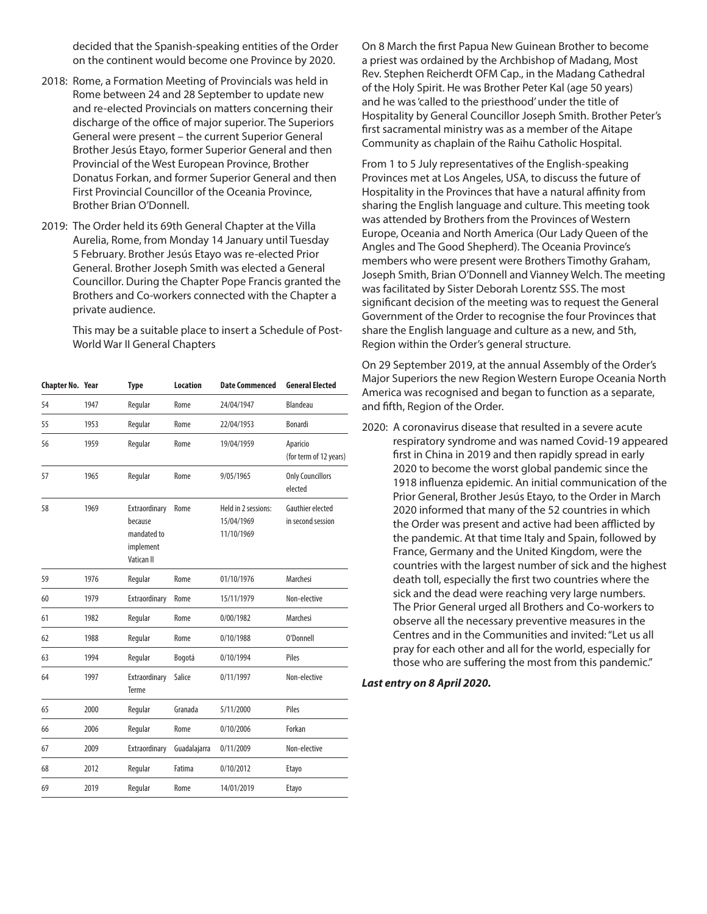decided that the Spanish-speaking entities of the Order on the continent would become one Province by 2020.

2018: Rome, a Formation Meeting of Provincials was held in Rome between 24 and 28 September to update new and re-elected Provincials on matters concerning their discharge of the office of major superior. The Superiors General were present – the current Superior General Brother Jesús Etayo, former Superior General and then Provincial of the West European Province, Brother Donatus Forkan, and former Superior General and then First Provincial Councillor of the Oceania Province, Brother Brian O'Donnell.

2019: The Order held its 69th General Chapter at the Villa Aurelia, Rome, from Monday 14 January until Tuesday 5 February. Brother Jesús Etayo was re-elected Prior General. Brother Joseph Smith was elected a General Councillor. During the Chapter Pope Francis granted the Brothers and Co-workers connected with the Chapter a private audience.

This may be a suitable place to insert a Schedule of Post-World War II General Chapters

| Chapter No. | Year | Type | Location | Date Commenced | General Elected |
|---|---|---|---|---|---|
| 54 | 1947 | Regular | Rome | 24/04/1947 | Blandeau |
| 55 | 1953 | Regular | Rome | 22/04/1953 | Bonardi |
| 56 | 1959 | Regular | Rome | 19/04/1959 | Aparicio (for term of 12 years) |
| 57 | 1965 | Regular | Rome | 9/05/1965 | Only Councillors elected |
| 58 | 1969 | Extraordinary because mandated to implement Vatican II | Rome | Held in 2 sessions: 15/04/1969 11/10/1969 | Gauthier elected in second session |
| 59 | 1976 | Regular | Rome | 01/10/1976 | Marchesi |
| 60 | 1979 | Extraordinary | Rome | 15/11/1979 | Non-elective |
| 61 | 1982 | Regular | Rome | 0/00/1982 | Marchesi |
| 62 | 1988 | Regular | Rome | 0/10/1988 | O'Donnell |
| 63 | 1994 | Regular | Bogotá | 0/10/1994 | Piles |
| 64 | 1997 | Extraordinary | Salice Terme | 0/11/1997 | Non-elective |
| 65 | 2000 | Regular | Granada | 5/11/2000 | Piles |
| 66 | 2006 | Regular | Rome | 0/10/2006 | Forkan |
| 67 | 2009 | Extraordinary | Guadalajarra | 0/11/2009 | Non-elective |
| 68 | 2012 | Regular | Fatima | 0/10/2012 | Etayo |
| 69 | 2019 | Regular | Rome | 14/01/2019 | Etayo |

On 8 March the first Papua New Guinean Brother to become a priest was ordained by the Archbishop of Madang, Most Rev. Stephen Reicherdt OFM Cap., in the Madang Cathedral of the Holy Spirit. He was Brother Peter Kal (age 50 years) and he was 'called to the priesthood' under the title of Hospitality by General Councillor Joseph Smith. Brother Peter's first sacramental ministry was as a member of the Aitape Community as chaplain of the Raihu Catholic Hospital.

From 1 to 5 July representatives of the English-speaking Provinces met at Los Angeles, USA, to discuss the future of Hospitality in the Provinces that have a natural affinity from sharing the English language and culture. This meeting took was attended by Brothers from the Provinces of Western Europe, Oceania and North America (Our Lady Queen of the Angles and The Good Shepherd). The Oceania Province's members who were present were Brothers Timothy Graham, Joseph Smith, Brian O'Donnell and Vianney Welch. The meeting was facilitated by Sister Deborah Lorentz SSS. The most significant decision of the meeting was to request the General Government of the Order to recognise the four Provinces that share the English language and culture as a new, and 5th, Region within the Order's general structure.

On 29 September 2019, at the annual Assembly of the Order's Major Superiors the new Region Western Europe Oceania North America was recognised and began to function as a separate, and fifth, Region of the Order.

2020: A coronavirus disease that resulted in a severe acute respiratory syndrome and was named Covid-19 appeared first in China in 2019 and then rapidly spread in early 2020 to become the worst global pandemic since the 1918 influenza epidemic. An initial communication of the Prior General, Brother Jesús Etayo, to the Order in March 2020 informed that many of the 52 countries in which the Order was present and active had been afflicted by the pandemic. At that time Italy and Spain, followed by France, Germany and the United Kingdom, were the countries with the largest number of sick and the highest death toll, especially the first two countries where the sick and the dead were reaching very large numbers. The Prior General urged all Brothers and Co-workers to observe all the necessary preventive measures in the Centres and in the Communities and invited: "Let us all pray for each other and all for the world, especially for those who are suffering the most from this pandemic."

***Last entry on 8 April 2020.***